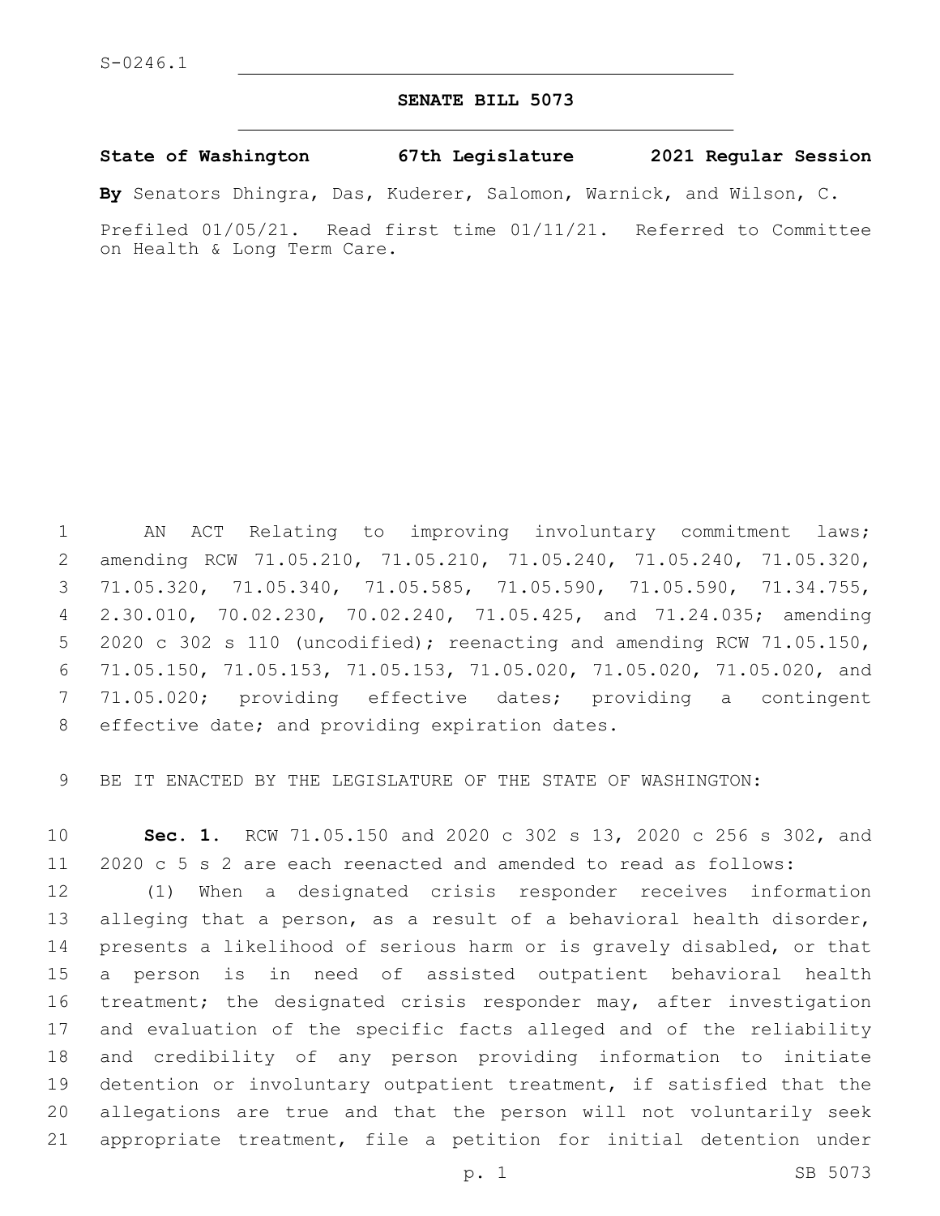S-0246.1

# SENATE BILL 5073

**State of Washington 67th Legislature 2021 Regular Session**

**By** Senators Dhingra, Das, Kuderer, Salomon, Warnick, and Wilson, C.

Prefiled 01/05/21. Read first time 01/11/21. Referred to Committee on Health & Long Term Care.

AN ACT Relating to improving involuntary commitment laws; amending RCW 71.05.210, 71.05.210, 71.05.240, 71.05.240, 71.05.320, 71.05.320, 71.05.340, 71.05.585, 71.05.590, 71.05.590, 71.34.755, 2.30.010, 70.02.230, 70.02.240, 71.05.425, and 71.24.035; amending 2020 c 302 s 110 (uncodified); reenacting and amending RCW 71.05.150, 71.05.150, 71.05.153, 71.05.153, 71.05.020, 71.05.020, 71.05.020, and 71.05.020; providing effective dates; providing a contingent effective date; and providing expiration dates.

BE IT ENACTED BY THE LEGISLATURE OF THE STATE OF WASHINGTON:

**Sec. 1.** RCW 71.05.150 and 2020 c 302 s 13, 2020 c 256 s 302, and 2020 c 5 s 2 are each reenacted and amended to read as follows:

(1) When a designated crisis responder receives information alleging that a person, as a result of a behavioral health disorder, presents a likelihood of serious harm or is gravely disabled, or that a person is in need of assisted outpatient behavioral health treatment; the designated crisis responder may, after investigation and evaluation of the specific facts alleged and of the reliability and credibility of any person providing information to initiate detention or involuntary outpatient treatment, if satisfied that the allegations are true and that the person will not voluntarily seek appropriate treatment, file a petition for initial detention under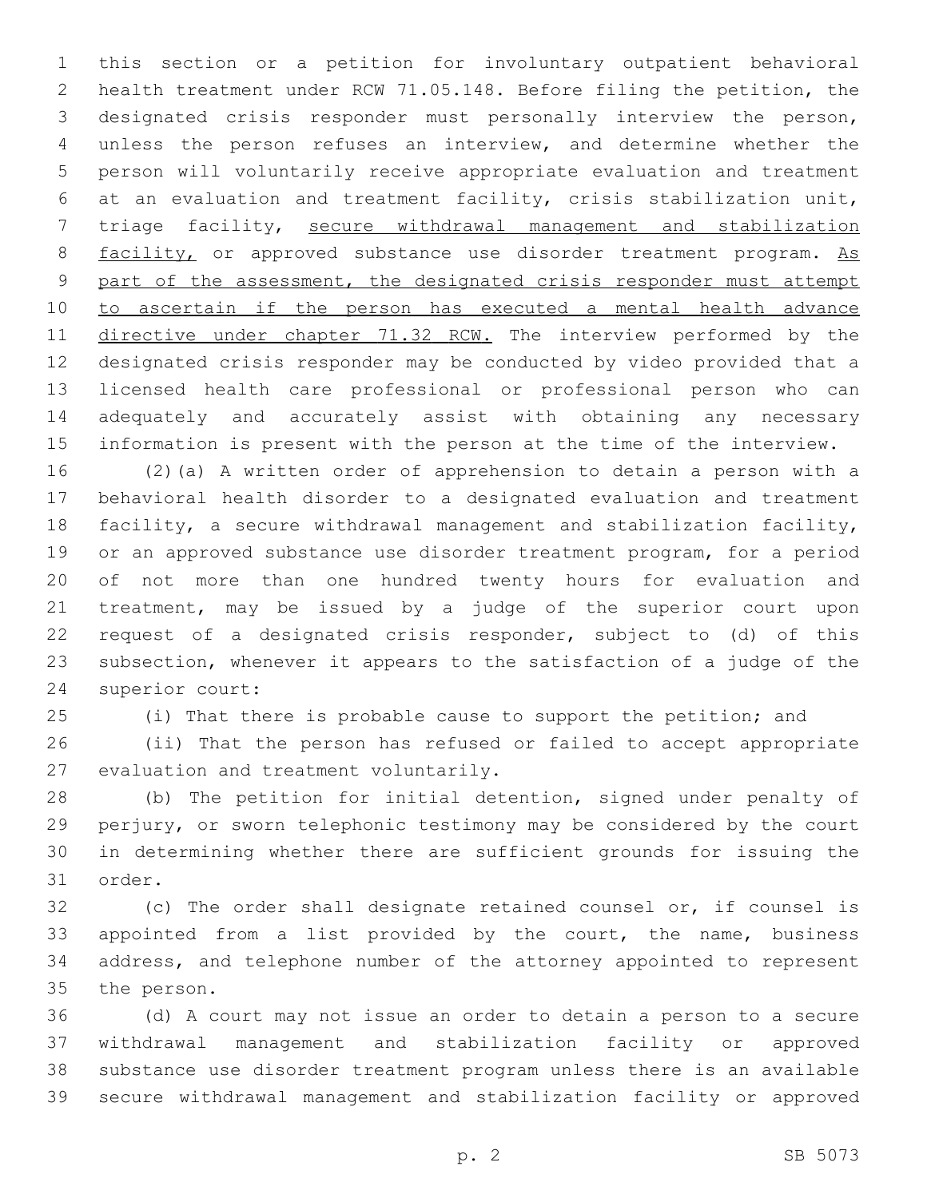this section or a petition for involuntary outpatient behavioral health treatment under RCW 71.05.148. Before filing the petition, the designated crisis responder must personally interview the person, unless the person refuses an interview, and determine whether the person will voluntarily receive appropriate evaluation and treatment at an evaluation and treatment facility, crisis stabilization unit, triage facility, secure withdrawal management and stabilization facility, or approved substance use disorder treatment program. As part of the assessment, the designated crisis responder must attempt to ascertain if the person has executed a mental health advance directive under chapter 71.32 RCW. The interview performed by the designated crisis responder may be conducted by video provided that a licensed health care professional or professional person who can adequately and accurately assist with obtaining any necessary information is present with the person at the time of the interview.

(2)(a) A written order of apprehension to detain a person with a behavioral health disorder to a designated evaluation and treatment facility, a secure withdrawal management and stabilization facility, or an approved substance use disorder treatment program, for a period of not more than one hundred twenty hours for evaluation and treatment, may be issued by a judge of the superior court upon request of a designated crisis responder, subject to (d) of this subsection, whenever it appears to the satisfaction of a judge of the superior court:

(i) That there is probable cause to support the petition; and

(ii) That the person has refused or failed to accept appropriate evaluation and treatment voluntarily.

(b) The petition for initial detention, signed under penalty of perjury, or sworn telephonic testimony may be considered by the court in determining whether there are sufficient grounds for issuing the order.

(c) The order shall designate retained counsel or, if counsel is appointed from a list provided by the court, the name, business address, and telephone number of the attorney appointed to represent the person.

(d) A court may not issue an order to detain a person to a secure withdrawal management and stabilization facility or approved substance use disorder treatment program unless there is an available secure withdrawal management and stabilization facility or approved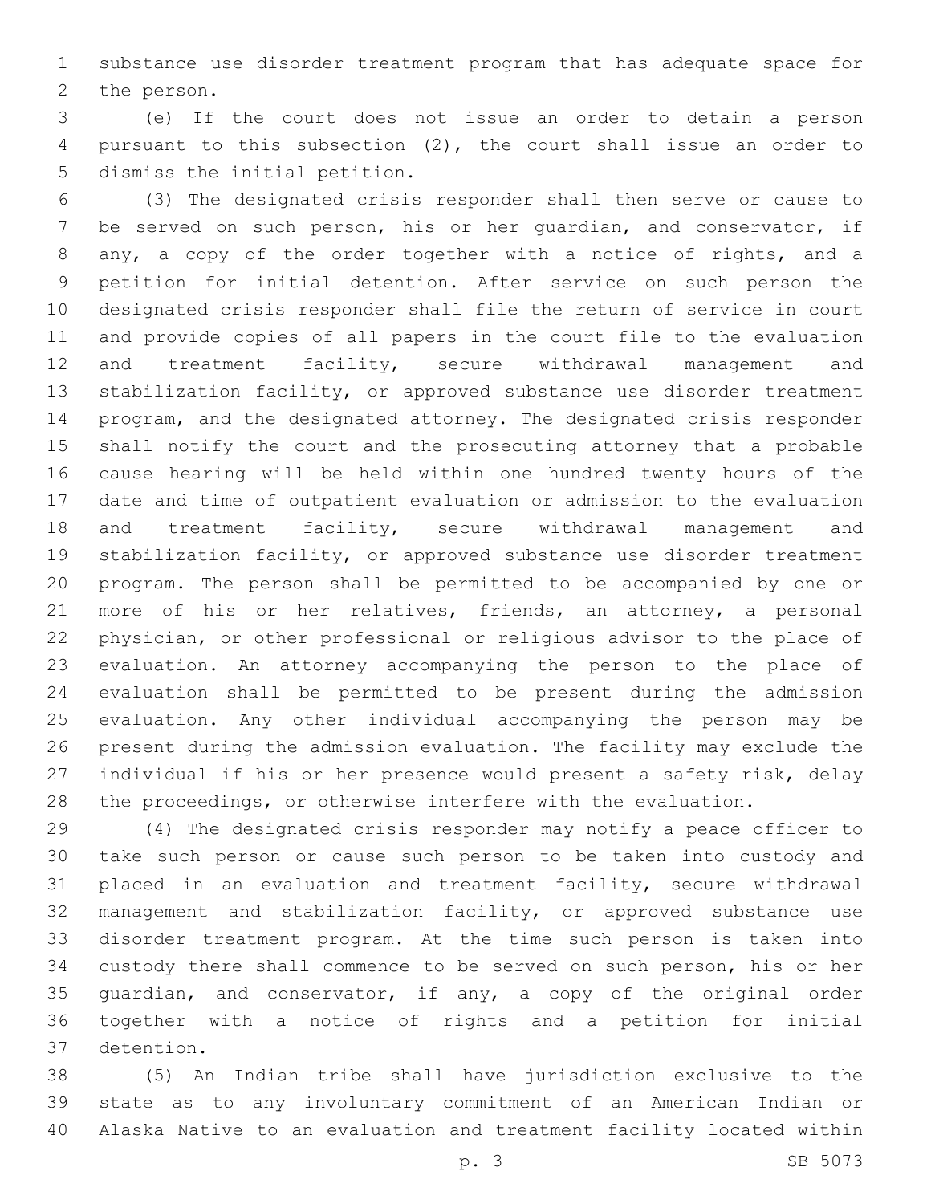substance use disorder treatment program that has adequate space for the person.

(e) If the court does not issue an order to detain a person pursuant to this subsection (2), the court shall issue an order to dismiss the initial petition.

(3) The designated crisis responder shall then serve or cause to be served on such person, his or her guardian, and conservator, if any, a copy of the order together with a notice of rights, and a petition for initial detention. After service on such person the designated crisis responder shall file the return of service in court and provide copies of all papers in the court file to the evaluation and treatment facility, secure withdrawal management and stabilization facility, or approved substance use disorder treatment program, and the designated attorney. The designated crisis responder shall notify the court and the prosecuting attorney that a probable cause hearing will be held within one hundred twenty hours of the date and time of outpatient evaluation or admission to the evaluation and treatment facility, secure withdrawal management and stabilization facility, or approved substance use disorder treatment program. The person shall be permitted to be accompanied by one or more of his or her relatives, friends, an attorney, a personal physician, or other professional or religious advisor to the place of evaluation. An attorney accompanying the person to the place of evaluation shall be permitted to be present during the admission evaluation. Any other individual accompanying the person may be present during the admission evaluation. The facility may exclude the individual if his or her presence would present a safety risk, delay the proceedings, or otherwise interfere with the evaluation.

(4) The designated crisis responder may notify a peace officer to take such person or cause such person to be taken into custody and placed in an evaluation and treatment facility, secure withdrawal management and stabilization facility, or approved substance use disorder treatment program. At the time such person is taken into custody there shall commence to be served on such person, his or her guardian, and conservator, if any, a copy of the original order together with a notice of rights and a petition for initial detention.

(5) An Indian tribe shall have jurisdiction exclusive to the state as to any involuntary commitment of an American Indian or Alaska Native to an evaluation and treatment facility located within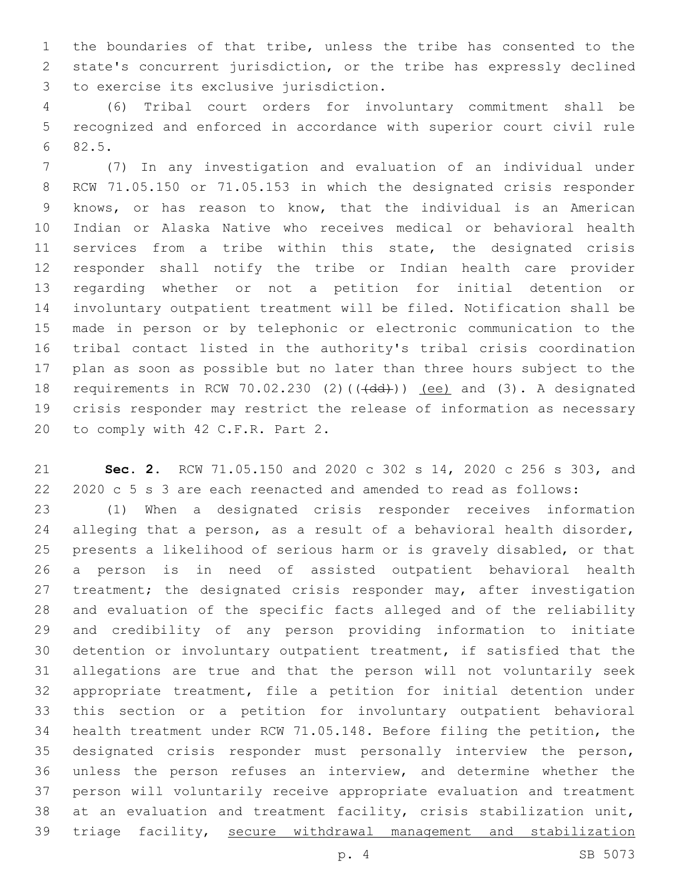the boundaries of that tribe, unless the tribe has consented to the state's concurrent jurisdiction, or the tribe has expressly declined to exercise its exclusive jurisdiction.

(6) Tribal court orders for involuntary commitment shall be recognized and enforced in accordance with superior court civil rule 82.5.

(7) In any investigation and evaluation of an individual under RCW 71.05.150 or 71.05.153 in which the designated crisis responder knows, or has reason to know, that the individual is an American Indian or Alaska Native who receives medical or behavioral health services from a tribe within this state, the designated crisis responder shall notify the tribe or Indian health care provider regarding whether or not a petition for initial detention or involuntary outpatient treatment will be filed. Notification shall be made in person or by telephonic or electronic communication to the tribal contact listed in the authority's tribal crisis coordination plan as soon as possible but no later than three hours subject to the requirements in RCW 70.02.230 (2)((~~(dd)~~)) <u>(ee)</u> and (3). A designated crisis responder may restrict the release of information as necessary to comply with 42 C.F.R. Part 2.

**Sec. 2.** RCW 71.05.150 and 2020 c 302 s 14, 2020 c 256 s 303, and 2020 c 5 s 3 are each reenacted and amended to read as follows:

(1) When a designated crisis responder receives information alleging that a person, as a result of a behavioral health disorder, presents a likelihood of serious harm or is gravely disabled, or that a person is in need of assisted outpatient behavioral health treatment; the designated crisis responder may, after investigation and evaluation of the specific facts alleged and of the reliability and credibility of any person providing information to initiate detention or involuntary outpatient treatment, if satisfied that the allegations are true and that the person will not voluntarily seek appropriate treatment, file a petition for initial detention under this section or a petition for involuntary outpatient behavioral health treatment under RCW 71.05.148. Before filing the petition, the designated crisis responder must personally interview the person, unless the person refuses an interview, and determine whether the person will voluntarily receive appropriate evaluation and treatment at an evaluation and treatment facility, crisis stabilization unit, triage facility, <u>secure withdrawal management and stabilization</u>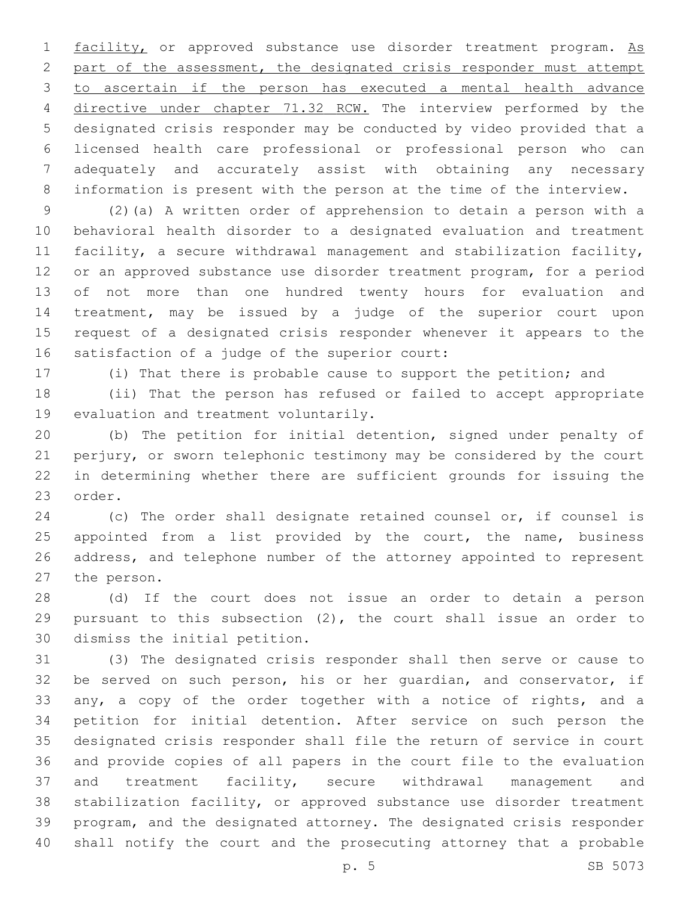facility, or approved substance use disorder treatment program. As part of the assessment, the designated crisis responder must attempt to ascertain if the person has executed a mental health advance directive under chapter 71.32 RCW. The interview performed by the designated crisis responder may be conducted by video provided that a licensed health care professional or professional person who can adequately and accurately assist with obtaining any necessary information is present with the person at the time of the interview.

(2)(a) A written order of apprehension to detain a person with a behavioral health disorder to a designated evaluation and treatment facility, a secure withdrawal management and stabilization facility, or an approved substance use disorder treatment program, for a period of not more than one hundred twenty hours for evaluation and treatment, may be issued by a judge of the superior court upon request of a designated crisis responder whenever it appears to the satisfaction of a judge of the superior court:

(i) That there is probable cause to support the petition; and

(ii) That the person has refused or failed to accept appropriate evaluation and treatment voluntarily.

(b) The petition for initial detention, signed under penalty of perjury, or sworn telephonic testimony may be considered by the court in determining whether there are sufficient grounds for issuing the order.

(c) The order shall designate retained counsel or, if counsel is appointed from a list provided by the court, the name, business address, and telephone number of the attorney appointed to represent the person.

(d) If the court does not issue an order to detain a person pursuant to this subsection (2), the court shall issue an order to dismiss the initial petition.

(3) The designated crisis responder shall then serve or cause to be served on such person, his or her guardian, and conservator, if any, a copy of the order together with a notice of rights, and a petition for initial detention. After service on such person the designated crisis responder shall file the return of service in court and provide copies of all papers in the court file to the evaluation and treatment facility, secure withdrawal management and stabilization facility, or approved substance use disorder treatment program, and the designated attorney. The designated crisis responder shall notify the court and the prosecuting attorney that a probable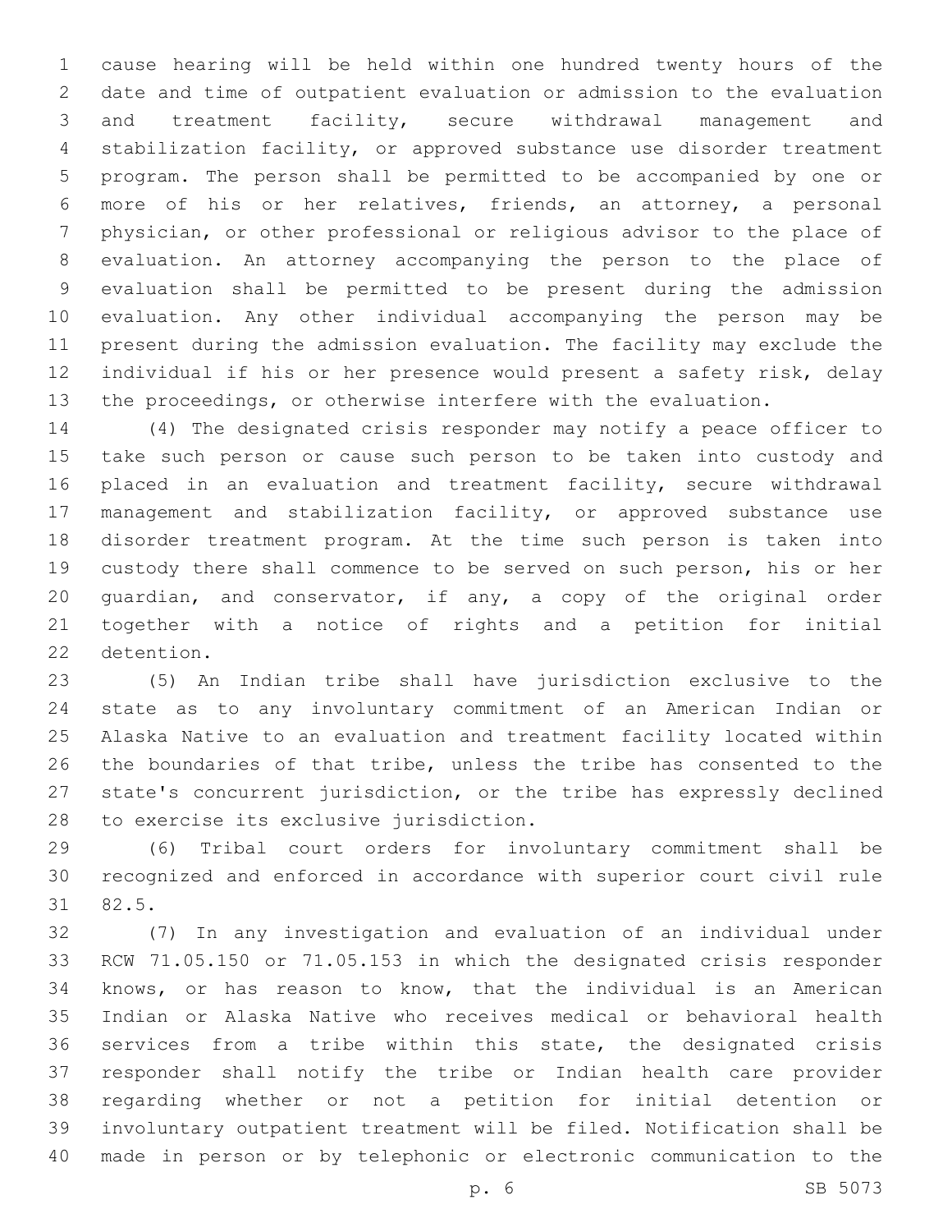cause hearing will be held within one hundred twenty hours of the date and time of outpatient evaluation or admission to the evaluation and treatment facility, secure withdrawal management and stabilization facility, or approved substance use disorder treatment program. The person shall be permitted to be accompanied by one or more of his or her relatives, friends, an attorney, a personal physician, or other professional or religious advisor to the place of evaluation. An attorney accompanying the person to the place of evaluation shall be permitted to be present during the admission evaluation. Any other individual accompanying the person may be present during the admission evaluation. The facility may exclude the individual if his or her presence would present a safety risk, delay the proceedings, or otherwise interfere with the evaluation.

(4) The designated crisis responder may notify a peace officer to take such person or cause such person to be taken into custody and placed in an evaluation and treatment facility, secure withdrawal management and stabilization facility, or approved substance use disorder treatment program. At the time such person is taken into custody there shall commence to be served on such person, his or her guardian, and conservator, if any, a copy of the original order together with a notice of rights and a petition for initial detention.

(5) An Indian tribe shall have jurisdiction exclusive to the state as to any involuntary commitment of an American Indian or Alaska Native to an evaluation and treatment facility located within the boundaries of that tribe, unless the tribe has consented to the state's concurrent jurisdiction, or the tribe has expressly declined to exercise its exclusive jurisdiction.

(6) Tribal court orders for involuntary commitment shall be recognized and enforced in accordance with superior court civil rule 82.5.

(7) In any investigation and evaluation of an individual under RCW 71.05.150 or 71.05.153 in which the designated crisis responder knows, or has reason to know, that the individual is an American Indian or Alaska Native who receives medical or behavioral health services from a tribe within this state, the designated crisis responder shall notify the tribe or Indian health care provider regarding whether or not a petition for initial detention or involuntary outpatient treatment will be filed. Notification shall be made in person or by telephonic or electronic communication to the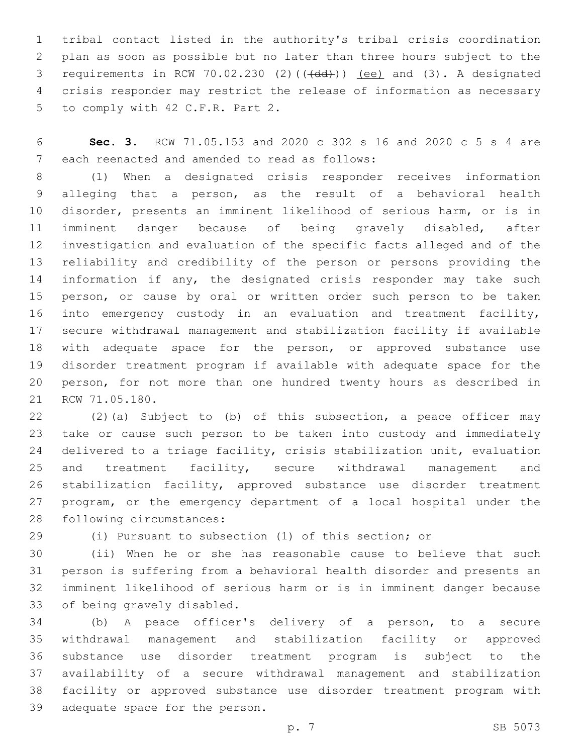tribal contact listed in the authority's tribal crisis coordination plan as soon as possible but no later than three hours subject to the requirements in RCW 70.02.230 (2)((~~(dd)~~)) <u>(ee)</u> and (3). A designated crisis responder may restrict the release of information as necessary to comply with 42 C.F.R. Part 2.

**Sec. 3.** RCW 71.05.153 and 2020 c 302 s 16 and 2020 c 5 s 4 are each reenacted and amended to read as follows:

(1) When a designated crisis responder receives information alleging that a person, as the result of a behavioral health disorder, presents an imminent likelihood of serious harm, or is in imminent danger because of being gravely disabled, after investigation and evaluation of the specific facts alleged and of the reliability and credibility of the person or persons providing the information if any, the designated crisis responder may take such person, or cause by oral or written order such person to be taken into emergency custody in an evaluation and treatment facility, secure withdrawal management and stabilization facility if available with adequate space for the person, or approved substance use disorder treatment program if available with adequate space for the person, for not more than one hundred twenty hours as described in RCW 71.05.180.

(2)(a) Subject to (b) of this subsection, a peace officer may take or cause such person to be taken into custody and immediately delivered to a triage facility, crisis stabilization unit, evaluation and treatment facility, secure withdrawal management and stabilization facility, approved substance use disorder treatment program, or the emergency department of a local hospital under the following circumstances:

(i) Pursuant to subsection (1) of this section; or

(ii) When he or she has reasonable cause to believe that such person is suffering from a behavioral health disorder and presents an imminent likelihood of serious harm or is in imminent danger because of being gravely disabled.

(b) A peace officer's delivery of a person, to a secure withdrawal management and stabilization facility or approved substance use disorder treatment program is subject to the availability of a secure withdrawal management and stabilization facility or approved substance use disorder treatment program with adequate space for the person.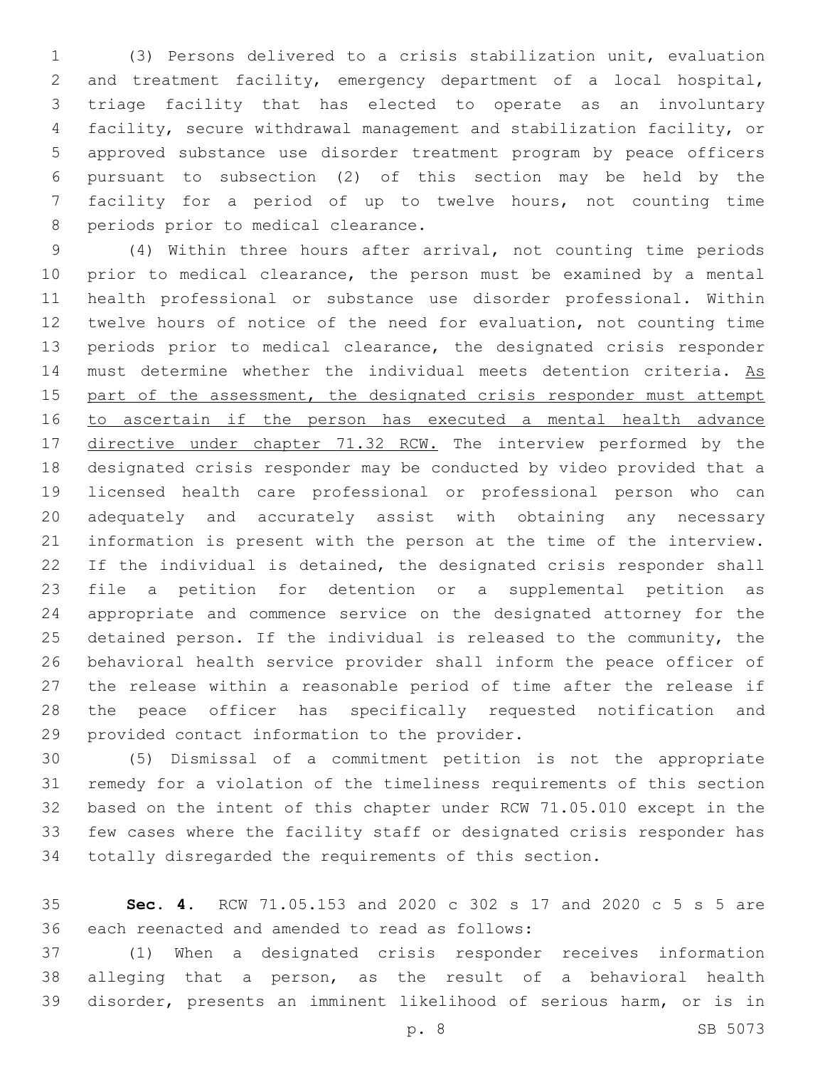(3) Persons delivered to a crisis stabilization unit, evaluation and treatment facility, emergency department of a local hospital, triage facility that has elected to operate as an involuntary facility, secure withdrawal management and stabilization facility, or approved substance use disorder treatment program by peace officers pursuant to subsection (2) of this section may be held by the facility for a period of up to twelve hours, not counting time periods prior to medical clearance.

(4) Within three hours after arrival, not counting time periods prior to medical clearance, the person must be examined by a mental health professional or substance use disorder professional. Within twelve hours of notice of the need for evaluation, not counting time periods prior to medical clearance, the designated crisis responder must determine whether the individual meets detention criteria. <u>As part of the assessment, the designated crisis responder must attempt to ascertain if the person has executed a mental health advance directive under chapter 71.32 RCW.</u> The interview performed by the designated crisis responder may be conducted by video provided that a licensed health care professional or professional person who can adequately and accurately assist with obtaining any necessary information is present with the person at the time of the interview. If the individual is detained, the designated crisis responder shall file a petition for detention or a supplemental petition as appropriate and commence service on the designated attorney for the detained person. If the individual is released to the community, the behavioral health service provider shall inform the peace officer of the release within a reasonable period of time after the release if the peace officer has specifically requested notification and provided contact information to the provider.

(5) Dismissal of a commitment petition is not the appropriate remedy for a violation of the timeliness requirements of this section based on the intent of this chapter under RCW 71.05.010 except in the few cases where the facility staff or designated crisis responder has totally disregarded the requirements of this section.

**Sec. 4.** RCW 71.05.153 and 2020 c 302 s 17 and 2020 c 5 s 5 are each reenacted and amended to read as follows:

(1) When a designated crisis responder receives information alleging that a person, as the result of a behavioral health disorder, presents an imminent likelihood of serious harm, or is in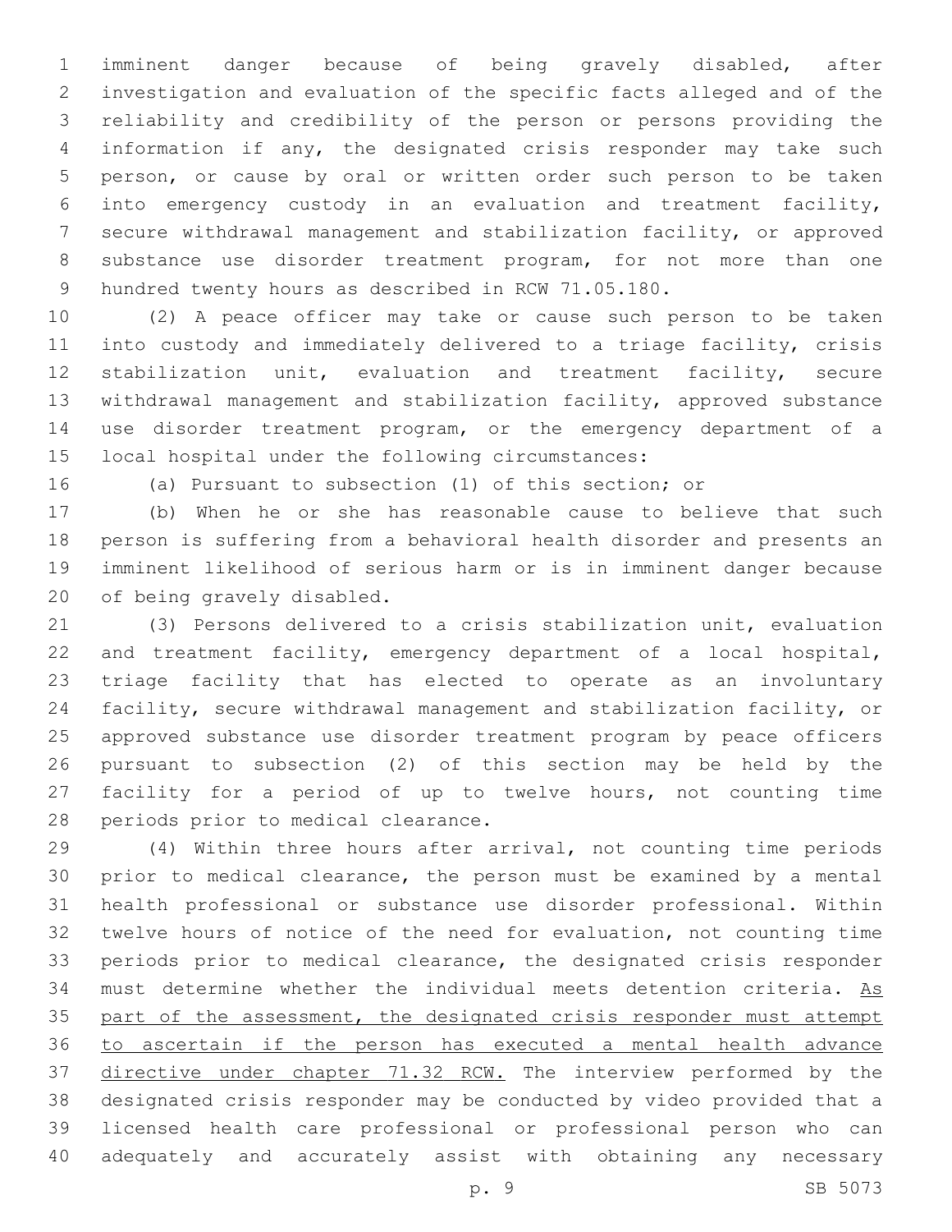imminent danger because of being gravely disabled, after investigation and evaluation of the specific facts alleged and of the reliability and credibility of the person or persons providing the information if any, the designated crisis responder may take such person, or cause by oral or written order such person to be taken into emergency custody in an evaluation and treatment facility, secure withdrawal management and stabilization facility, or approved substance use disorder treatment program, for not more than one hundred twenty hours as described in RCW 71.05.180.

(2) A peace officer may take or cause such person to be taken into custody and immediately delivered to a triage facility, crisis stabilization unit, evaluation and treatment facility, secure withdrawal management and stabilization facility, approved substance use disorder treatment program, or the emergency department of a local hospital under the following circumstances:

(a) Pursuant to subsection (1) of this section; or

(b) When he or she has reasonable cause to believe that such person is suffering from a behavioral health disorder and presents an imminent likelihood of serious harm or is in imminent danger because of being gravely disabled.

(3) Persons delivered to a crisis stabilization unit, evaluation and treatment facility, emergency department of a local hospital, triage facility that has elected to operate as an involuntary facility, secure withdrawal management and stabilization facility, or approved substance use disorder treatment program by peace officers pursuant to subsection (2) of this section may be held by the facility for a period of up to twelve hours, not counting time periods prior to medical clearance.

(4) Within three hours after arrival, not counting time periods prior to medical clearance, the person must be examined by a mental health professional or substance use disorder professional. Within twelve hours of notice of the need for evaluation, not counting time periods prior to medical clearance, the designated crisis responder must determine whether the individual meets detention criteria. As part of the assessment, the designated crisis responder must attempt to ascertain if the person has executed a mental health advance directive under chapter 71.32 RCW. The interview performed by the designated crisis responder may be conducted by video provided that a licensed health care professional or professional person who can adequately and accurately assist with obtaining any necessary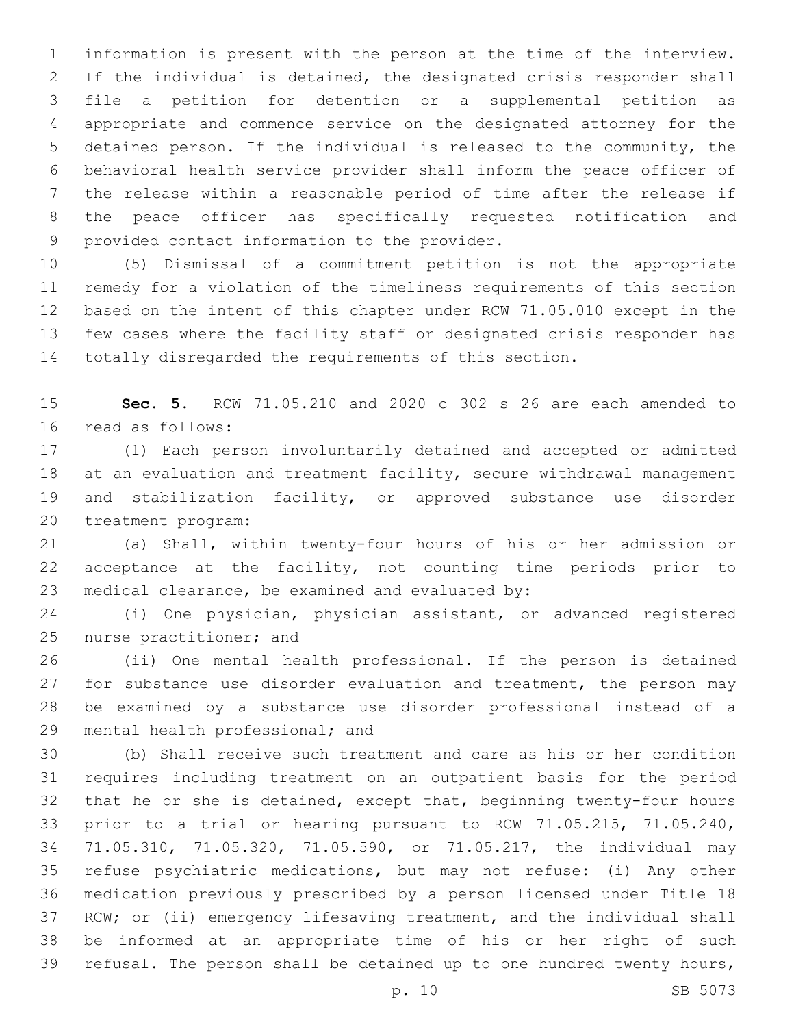information is present with the person at the time of the interview. If the individual is detained, the designated crisis responder shall file a petition for detention or a supplemental petition as appropriate and commence service on the designated attorney for the detained person. If the individual is released to the community, the behavioral health service provider shall inform the peace officer of the release within a reasonable period of time after the release if the peace officer has specifically requested notification and provided contact information to the provider.

(5) Dismissal of a commitment petition is not the appropriate remedy for a violation of the timeliness requirements of this section based on the intent of this chapter under RCW 71.05.010 except in the few cases where the facility staff or designated crisis responder has totally disregarded the requirements of this section.

**Sec. 5.** RCW 71.05.210 and 2020 c 302 s 26 are each amended to read as follows:

(1) Each person involuntarily detained and accepted or admitted at an evaluation and treatment facility, secure withdrawal management and stabilization facility, or approved substance use disorder treatment program:

(a) Shall, within twenty-four hours of his or her admission or acceptance at the facility, not counting time periods prior to medical clearance, be examined and evaluated by:

(i) One physician, physician assistant, or advanced registered nurse practitioner; and

(ii) One mental health professional. If the person is detained for substance use disorder evaluation and treatment, the person may be examined by a substance use disorder professional instead of a mental health professional; and

(b) Shall receive such treatment and care as his or her condition requires including treatment on an outpatient basis for the period that he or she is detained, except that, beginning twenty-four hours prior to a trial or hearing pursuant to RCW 71.05.215, 71.05.240, 71.05.310, 71.05.320, 71.05.590, or 71.05.217, the individual may refuse psychiatric medications, but may not refuse: (i) Any other medication previously prescribed by a person licensed under Title 18 RCW; or (ii) emergency lifesaving treatment, and the individual shall be informed at an appropriate time of his or her right of such refusal. The person shall be detained up to one hundred twenty hours,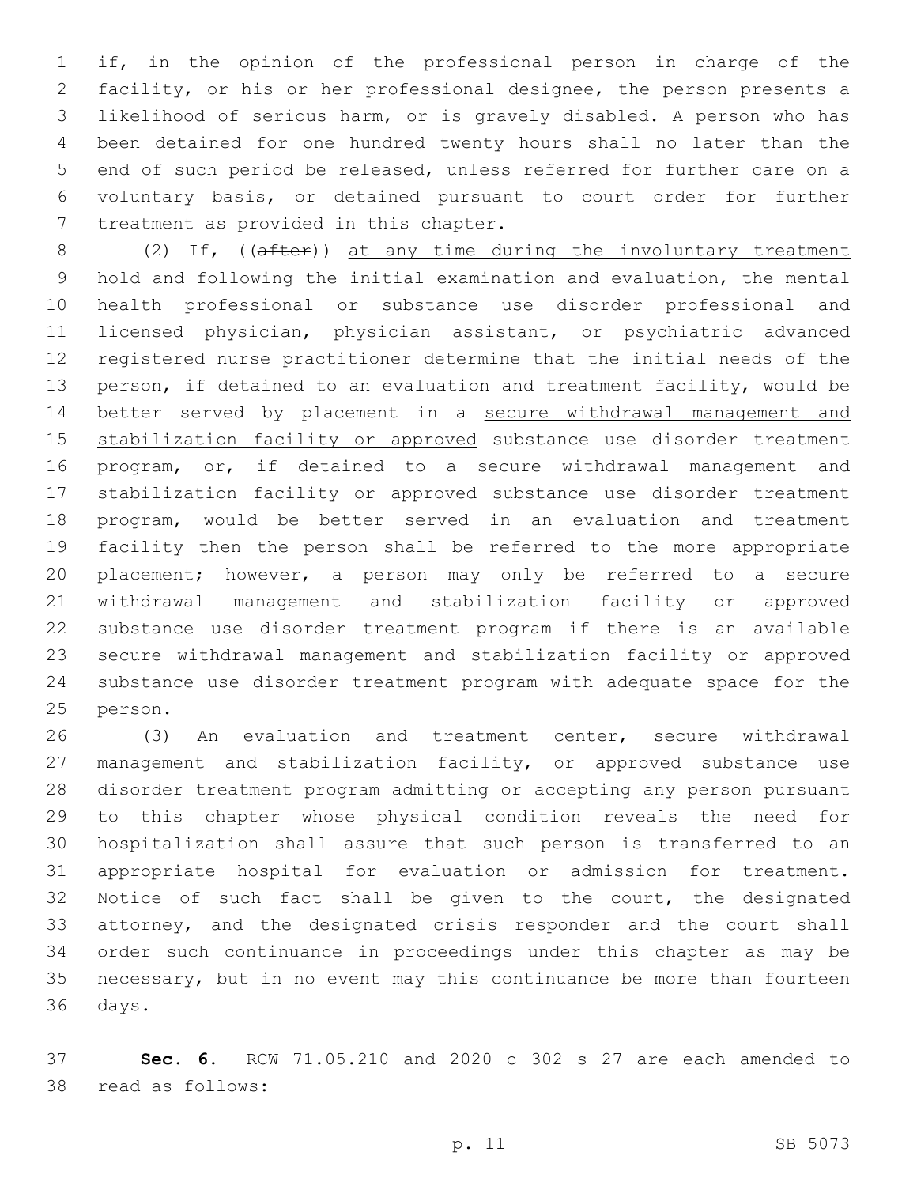if, in the opinion of the professional person in charge of the facility, or his or her professional designee, the person presents a likelihood of serious harm, or is gravely disabled. A person who has been detained for one hundred twenty hours shall no later than the end of such period be released, unless referred for further care on a voluntary basis, or detained pursuant to court order for further treatment as provided in this chapter.

(2) If, ((~~after~~)) <u>at any time during the involuntary treatment hold and following the initial</u> examination and evaluation, the mental health professional or substance use disorder professional and licensed physician, physician assistant, or psychiatric advanced registered nurse practitioner determine that the initial needs of the person, if detained to an evaluation and treatment facility, would be better served by placement in a <u>secure withdrawal management and stabilization facility or approved</u> substance use disorder treatment program, or, if detained to a secure withdrawal management and stabilization facility or approved substance use disorder treatment program, would be better served in an evaluation and treatment facility then the person shall be referred to the more appropriate placement; however, a person may only be referred to a secure withdrawal management and stabilization facility or approved substance use disorder treatment program if there is an available secure withdrawal management and stabilization facility or approved substance use disorder treatment program with adequate space for the person.

(3) An evaluation and treatment center, secure withdrawal management and stabilization facility, or approved substance use disorder treatment program admitting or accepting any person pursuant to this chapter whose physical condition reveals the need for hospitalization shall assure that such person is transferred to an appropriate hospital for evaluation or admission for treatment. Notice of such fact shall be given to the court, the designated attorney, and the designated crisis responder and the court shall order such continuance in proceedings under this chapter as may be necessary, but in no event may this continuance be more than fourteen days.

**Sec. 6.** RCW 71.05.210 and 2020 c 302 s 27 are each amended to read as follows: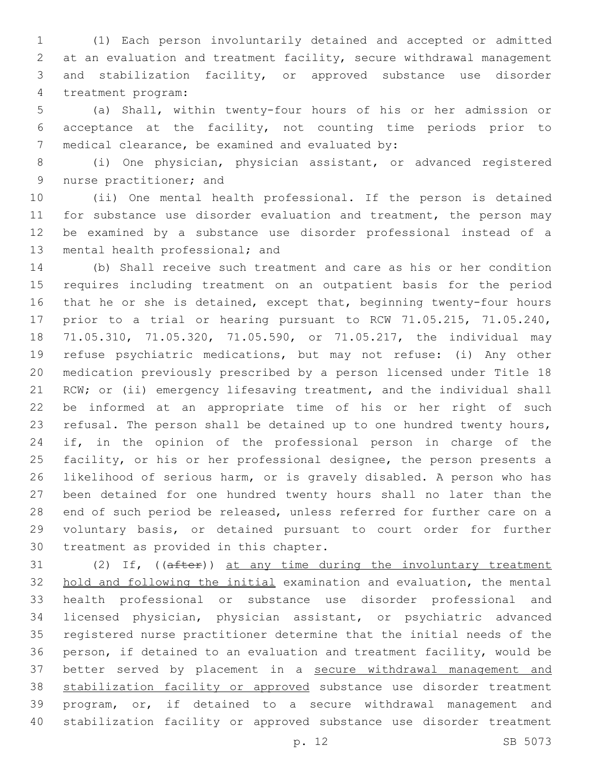(1) Each person involuntarily detained and accepted or admitted at an evaluation and treatment facility, secure withdrawal management and stabilization facility, or approved substance use disorder treatment program:

(a) Shall, within twenty-four hours of his or her admission or acceptance at the facility, not counting time periods prior to medical clearance, be examined and evaluated by:

(i) One physician, physician assistant, or advanced registered nurse practitioner; and

(ii) One mental health professional. If the person is detained for substance use disorder evaluation and treatment, the person may be examined by a substance use disorder professional instead of a mental health professional; and

(b) Shall receive such treatment and care as his or her condition requires including treatment on an outpatient basis for the period that he or she is detained, except that, beginning twenty-four hours prior to a trial or hearing pursuant to RCW 71.05.215, 71.05.240, 71.05.310, 71.05.320, 71.05.590, or 71.05.217, the individual may refuse psychiatric medications, but may not refuse: (i) Any other medication previously prescribed by a person licensed under Title 18 RCW; or (ii) emergency lifesaving treatment, and the individual shall be informed at an appropriate time of his or her right of such refusal. The person shall be detained up to one hundred twenty hours, if, in the opinion of the professional person in charge of the facility, or his or her professional designee, the person presents a likelihood of serious harm, or is gravely disabled. A person who has been detained for one hundred twenty hours shall no later than the end of such period be released, unless referred for further care on a voluntary basis, or detained pursuant to court order for further treatment as provided in this chapter.

(2) If, ((~~after~~)) <u>at any time during the involuntary treatment hold and following the initial</u> examination and evaluation, the mental health professional or substance use disorder professional and licensed physician, physician assistant, or psychiatric advanced registered nurse practitioner determine that the initial needs of the person, if detained to an evaluation and treatment facility, would be better served by placement in a <u>secure withdrawal management and stabilization facility or approved</u> substance use disorder treatment program, or, if detained to a secure withdrawal management and stabilization facility or approved substance use disorder treatment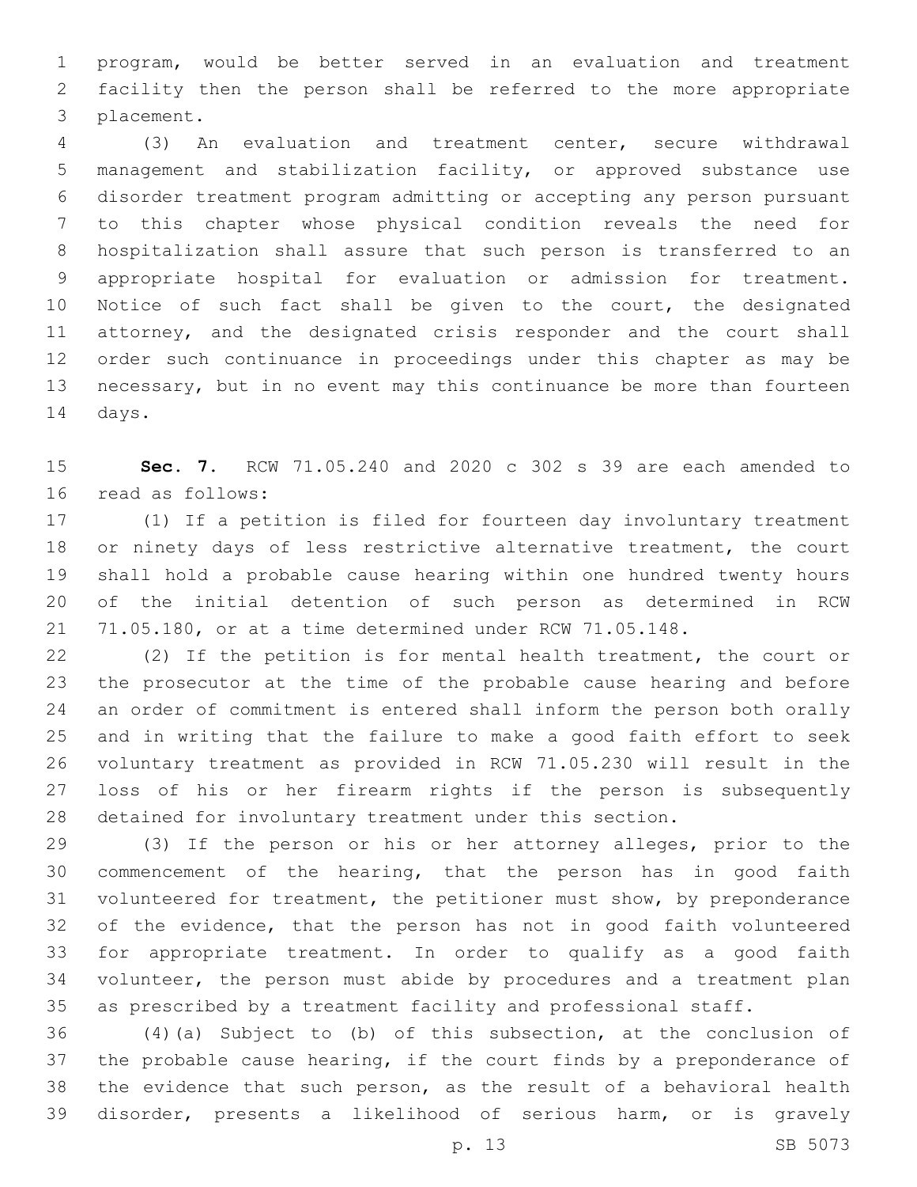program, would be better served in an evaluation and treatment facility then the person shall be referred to the more appropriate placement.

(3) An evaluation and treatment center, secure withdrawal management and stabilization facility, or approved substance use disorder treatment program admitting or accepting any person pursuant to this chapter whose physical condition reveals the need for hospitalization shall assure that such person is transferred to an appropriate hospital for evaluation or admission for treatment. Notice of such fact shall be given to the court, the designated attorney, and the designated crisis responder and the court shall order such continuance in proceedings under this chapter as may be necessary, but in no event may this continuance be more than fourteen days.

**Sec. 7.** RCW 71.05.240 and 2020 c 302 s 39 are each amended to read as follows:

(1) If a petition is filed for fourteen day involuntary treatment or ninety days of less restrictive alternative treatment, the court shall hold a probable cause hearing within one hundred twenty hours of the initial detention of such person as determined in RCW 71.05.180, or at a time determined under RCW 71.05.148.

(2) If the petition is for mental health treatment, the court or the prosecutor at the time of the probable cause hearing and before an order of commitment is entered shall inform the person both orally and in writing that the failure to make a good faith effort to seek voluntary treatment as provided in RCW 71.05.230 will result in the loss of his or her firearm rights if the person is subsequently detained for involuntary treatment under this section.

(3) If the person or his or her attorney alleges, prior to the commencement of the hearing, that the person has in good faith volunteered for treatment, the petitioner must show, by preponderance of the evidence, that the person has not in good faith volunteered for appropriate treatment. In order to qualify as a good faith volunteer, the person must abide by procedures and a treatment plan as prescribed by a treatment facility and professional staff.

(4)(a) Subject to (b) of this subsection, at the conclusion of the probable cause hearing, if the court finds by a preponderance of the evidence that such person, as the result of a behavioral health disorder, presents a likelihood of serious harm, or is gravely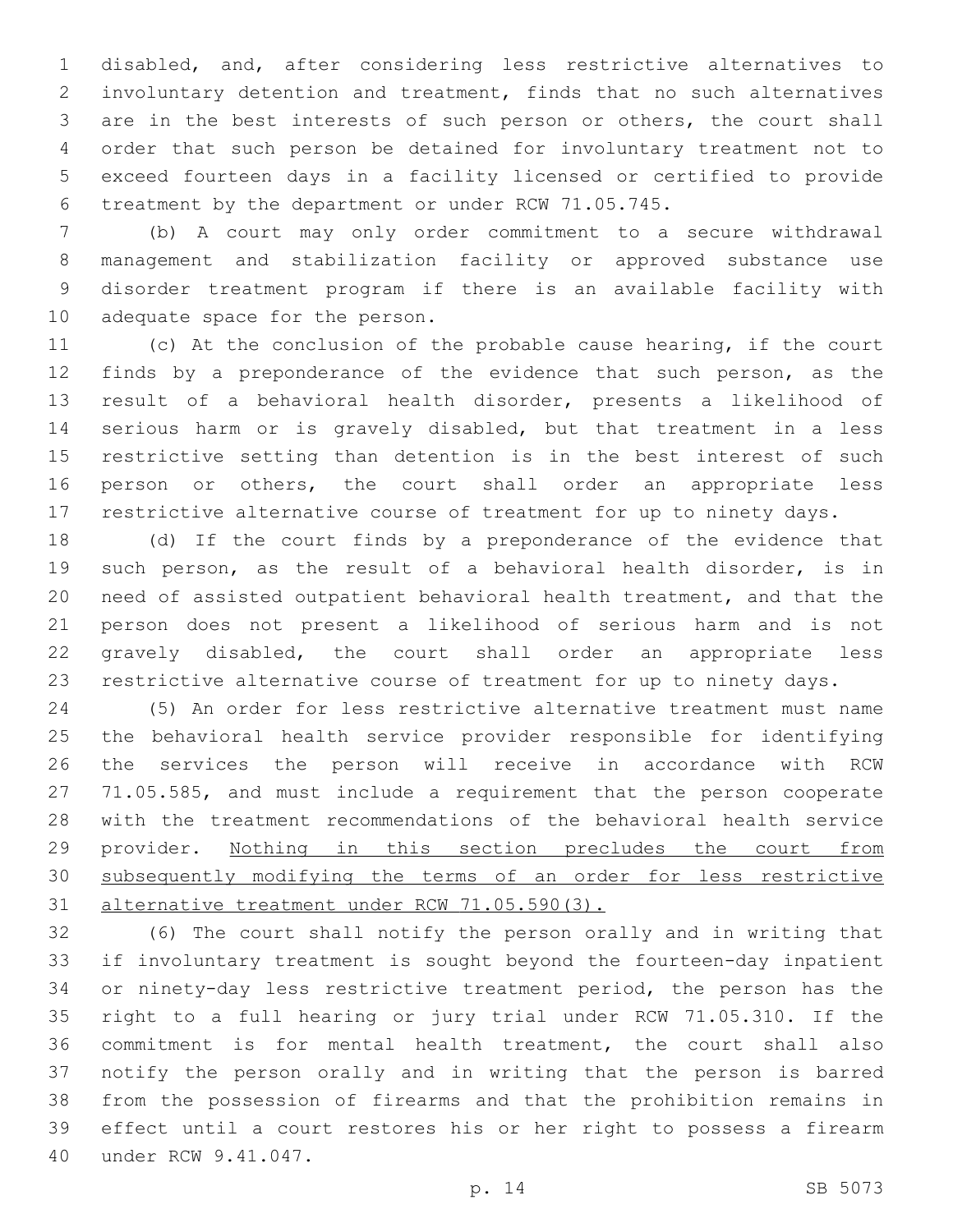disabled, and, after considering less restrictive alternatives to involuntary detention and treatment, finds that no such alternatives are in the best interests of such person or others, the court shall order that such person be detained for involuntary treatment not to exceed fourteen days in a facility licensed or certified to provide treatment by the department or under RCW 71.05.745.

(b) A court may only order commitment to a secure withdrawal management and stabilization facility or approved substance use disorder treatment program if there is an available facility with adequate space for the person.

(c) At the conclusion of the probable cause hearing, if the court finds by a preponderance of the evidence that such person, as the result of a behavioral health disorder, presents a likelihood of serious harm or is gravely disabled, but that treatment in a less restrictive setting than detention is in the best interest of such person or others, the court shall order an appropriate less restrictive alternative course of treatment for up to ninety days.

(d) If the court finds by a preponderance of the evidence that such person, as the result of a behavioral health disorder, is in need of assisted outpatient behavioral health treatment, and that the person does not present a likelihood of serious harm and is not gravely disabled, the court shall order an appropriate less restrictive alternative course of treatment for up to ninety days.

(5) An order for less restrictive alternative treatment must name the behavioral health service provider responsible for identifying the services the person will receive in accordance with RCW 71.05.585, and must include a requirement that the person cooperate with the treatment recommendations of the behavioral health service provider. <u>Nothing in this section precludes the court from subsequently modifying the terms of an order for less restrictive alternative treatment under RCW 71.05.590(3).</u>

(6) The court shall notify the person orally and in writing that if involuntary treatment is sought beyond the fourteen-day inpatient or ninety-day less restrictive treatment period, the person has the right to a full hearing or jury trial under RCW 71.05.310. If the commitment is for mental health treatment, the court shall also notify the person orally and in writing that the person is barred from the possession of firearms and that the prohibition remains in effect until a court restores his or her right to possess a firearm under RCW 9.41.047.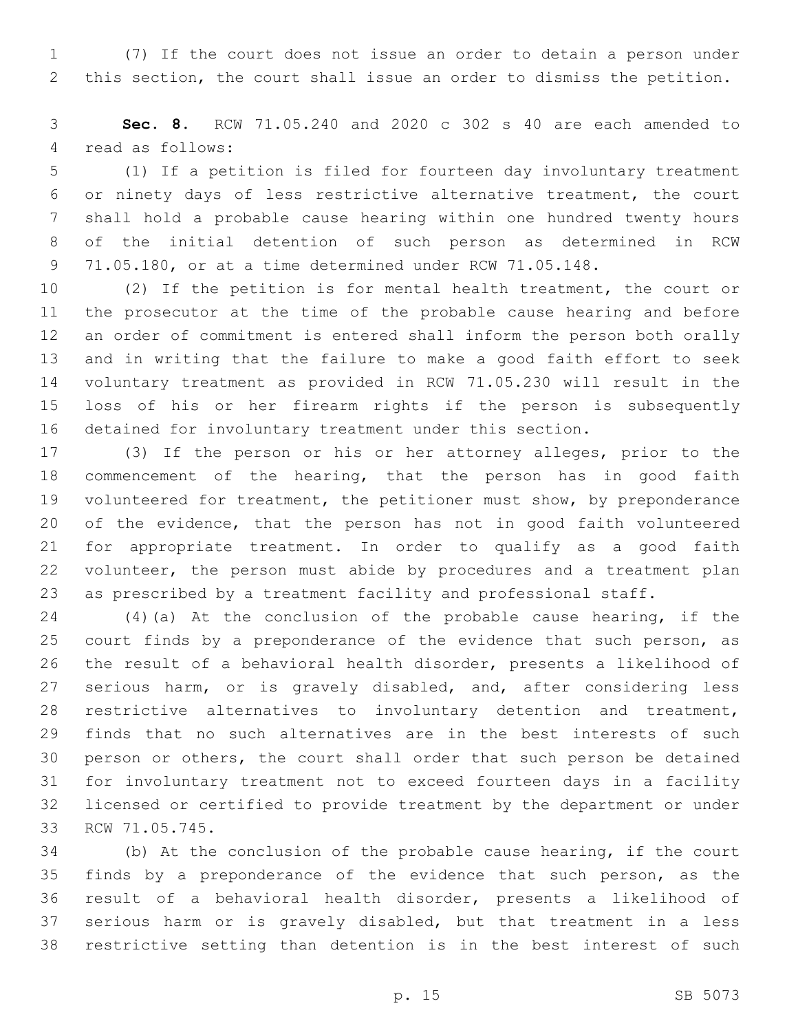(7) If the court does not issue an order to detain a person under this section, the court shall issue an order to dismiss the petition.

**Sec. 8.** RCW 71.05.240 and 2020 c 302 s 40 are each amended to read as follows:

(1) If a petition is filed for fourteen day involuntary treatment or ninety days of less restrictive alternative treatment, the court shall hold a probable cause hearing within one hundred twenty hours of the initial detention of such person as determined in RCW 71.05.180, or at a time determined under RCW 71.05.148.

(2) If the petition is for mental health treatment, the court or the prosecutor at the time of the probable cause hearing and before an order of commitment is entered shall inform the person both orally and in writing that the failure to make a good faith effort to seek voluntary treatment as provided in RCW 71.05.230 will result in the loss of his or her firearm rights if the person is subsequently detained for involuntary treatment under this section.

(3) If the person or his or her attorney alleges, prior to the commencement of the hearing, that the person has in good faith volunteered for treatment, the petitioner must show, by preponderance of the evidence, that the person has not in good faith volunteered for appropriate treatment. In order to qualify as a good faith volunteer, the person must abide by procedures and a treatment plan as prescribed by a treatment facility and professional staff.

(4)(a) At the conclusion of the probable cause hearing, if the court finds by a preponderance of the evidence that such person, as the result of a behavioral health disorder, presents a likelihood of serious harm, or is gravely disabled, and, after considering less restrictive alternatives to involuntary detention and treatment, finds that no such alternatives are in the best interests of such person or others, the court shall order that such person be detained for involuntary treatment not to exceed fourteen days in a facility licensed or certified to provide treatment by the department or under RCW 71.05.745.

(b) At the conclusion of the probable cause hearing, if the court finds by a preponderance of the evidence that such person, as the result of a behavioral health disorder, presents a likelihood of serious harm or is gravely disabled, but that treatment in a less restrictive setting than detention is in the best interest of such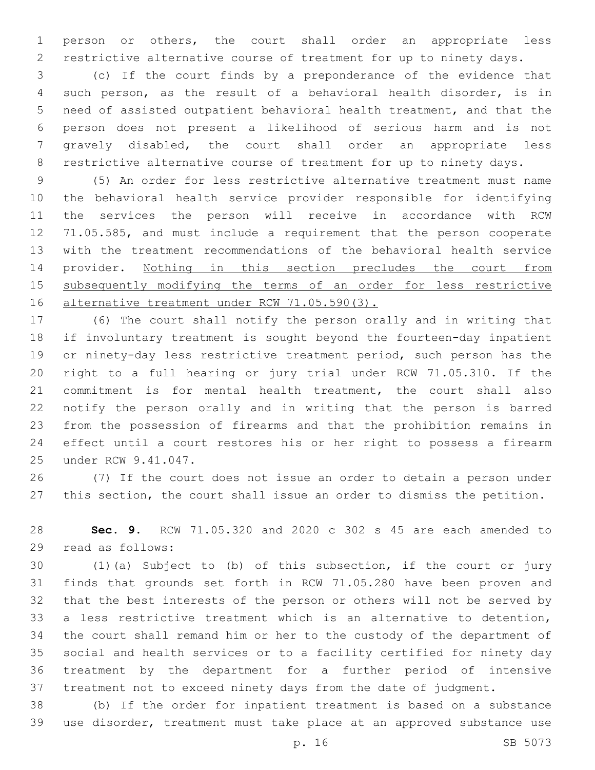person or others, the court shall order an appropriate less restrictive alternative course of treatment for up to ninety days.

(c) If the court finds by a preponderance of the evidence that such person, as the result of a behavioral health disorder, is in need of assisted outpatient behavioral health treatment, and that the person does not present a likelihood of serious harm and is not gravely disabled, the court shall order an appropriate less restrictive alternative course of treatment for up to ninety days.

(5) An order for less restrictive alternative treatment must name the behavioral health service provider responsible for identifying the services the person will receive in accordance with RCW 71.05.585, and must include a requirement that the person cooperate with the treatment recommendations of the behavioral health service provider. <u>Nothing in this section precludes the court from subsequently modifying the terms of an order for less restrictive alternative treatment under RCW 71.05.590(3).</u>

(6) The court shall notify the person orally and in writing that if involuntary treatment is sought beyond the fourteen-day inpatient or ninety-day less restrictive treatment period, such person has the right to a full hearing or jury trial under RCW 71.05.310. If the commitment is for mental health treatment, the court shall also notify the person orally and in writing that the person is barred from the possession of firearms and that the prohibition remains in effect until a court restores his or her right to possess a firearm under RCW 9.41.047.

(7) If the court does not issue an order to detain a person under this section, the court shall issue an order to dismiss the petition.

**Sec. 9.** RCW 71.05.320 and 2020 c 302 s 45 are each amended to read as follows:

(1)(a) Subject to (b) of this subsection, if the court or jury finds that grounds set forth in RCW 71.05.280 have been proven and that the best interests of the person or others will not be served by a less restrictive treatment which is an alternative to detention, the court shall remand him or her to the custody of the department of social and health services or to a facility certified for ninety day treatment by the department for a further period of intensive treatment not to exceed ninety days from the date of judgment.

(b) If the order for inpatient treatment is based on a substance use disorder, treatment must take place at an approved substance use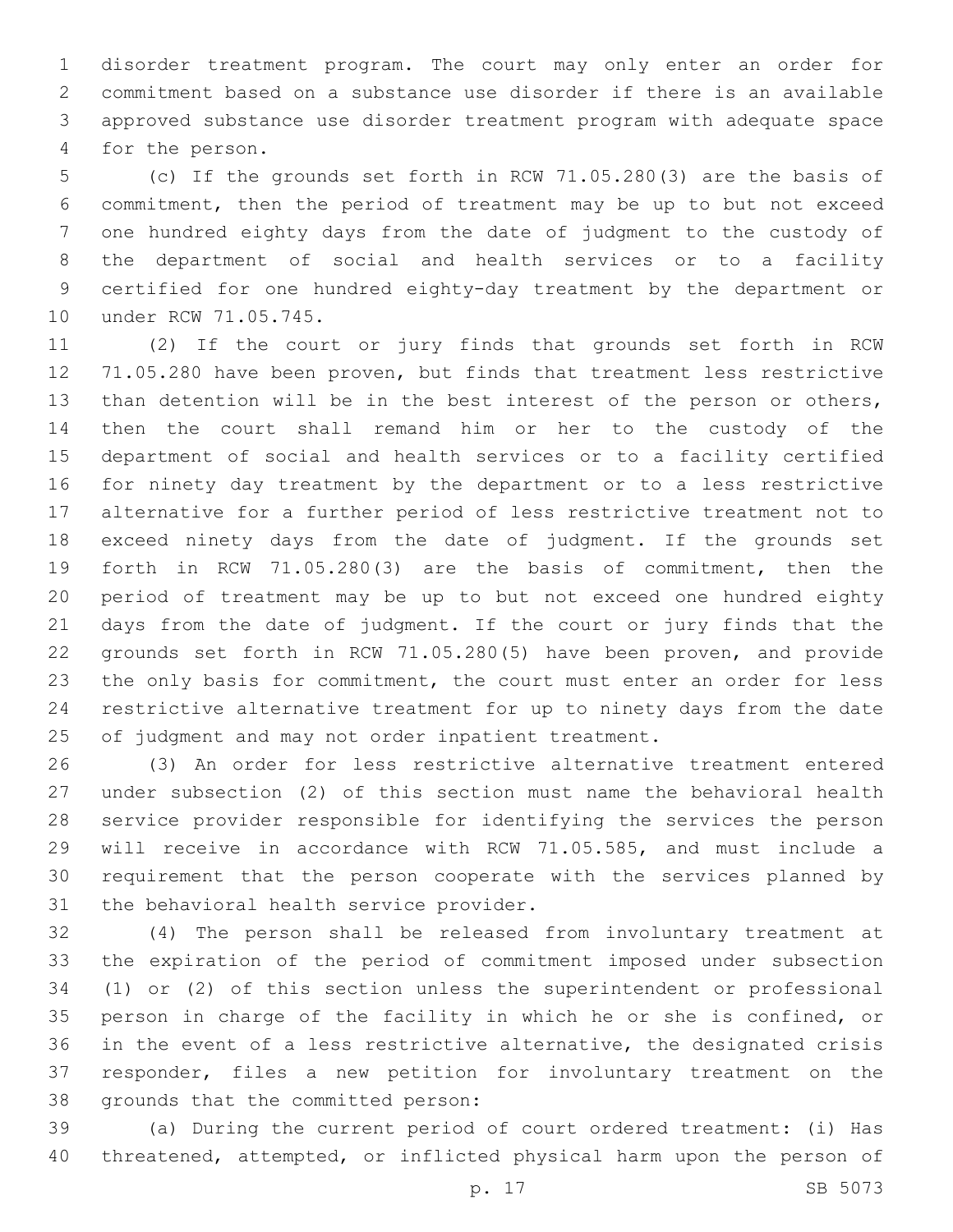disorder treatment program. The court may only enter an order for commitment based on a substance use disorder if there is an available approved substance use disorder treatment program with adequate space for the person.

(c) If the grounds set forth in RCW 71.05.280(3) are the basis of commitment, then the period of treatment may be up to but not exceed one hundred eighty days from the date of judgment to the custody of the department of social and health services or to a facility certified for one hundred eighty-day treatment by the department or under RCW 71.05.745.

(2) If the court or jury finds that grounds set forth in RCW 71.05.280 have been proven, but finds that treatment less restrictive than detention will be in the best interest of the person or others, then the court shall remand him or her to the custody of the department of social and health services or to a facility certified for ninety day treatment by the department or to a less restrictive alternative for a further period of less restrictive treatment not to exceed ninety days from the date of judgment. If the grounds set forth in RCW 71.05.280(3) are the basis of commitment, then the period of treatment may be up to but not exceed one hundred eighty days from the date of judgment. If the court or jury finds that the grounds set forth in RCW 71.05.280(5) have been proven, and provide the only basis for commitment, the court must enter an order for less restrictive alternative treatment for up to ninety days from the date of judgment and may not order inpatient treatment.

(3) An order for less restrictive alternative treatment entered under subsection (2) of this section must name the behavioral health service provider responsible for identifying the services the person will receive in accordance with RCW 71.05.585, and must include a requirement that the person cooperate with the services planned by the behavioral health service provider.

(4) The person shall be released from involuntary treatment at the expiration of the period of commitment imposed under subsection (1) or (2) of this section unless the superintendent or professional person in charge of the facility in which he or she is confined, or in the event of a less restrictive alternative, the designated crisis responder, files a new petition for involuntary treatment on the grounds that the committed person:

(a) During the current period of court ordered treatment: (i) Has threatened, attempted, or inflicted physical harm upon the person of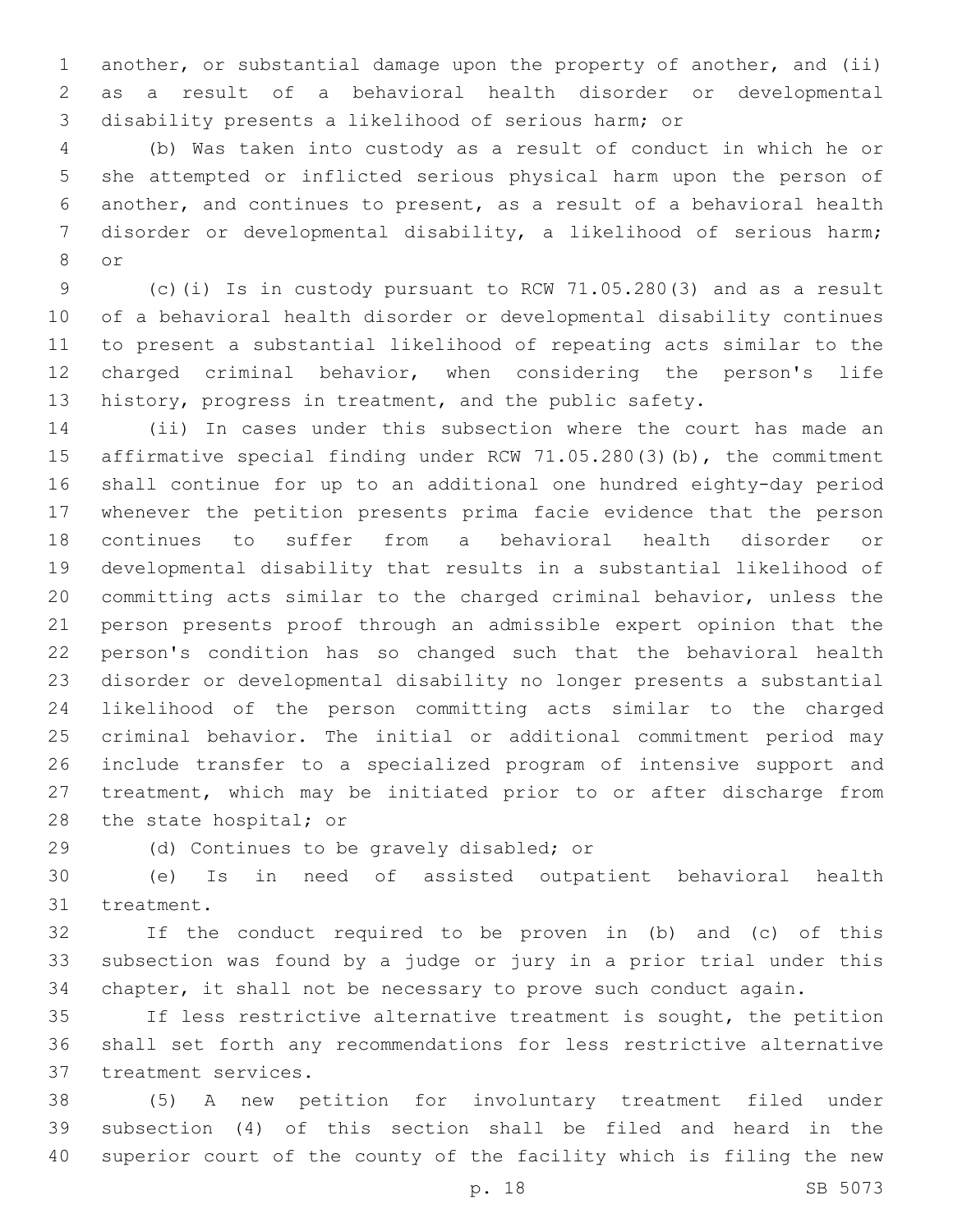another, or substantial damage upon the property of another, and (ii) as a result of a behavioral health disorder or developmental disability presents a likelihood of serious harm; or

(b) Was taken into custody as a result of conduct in which he or she attempted or inflicted serious physical harm upon the person of another, and continues to present, as a result of a behavioral health disorder or developmental disability, a likelihood of serious harm; or

(c)(i) Is in custody pursuant to RCW 71.05.280(3) and as a result of a behavioral health disorder or developmental disability continues to present a substantial likelihood of repeating acts similar to the charged criminal behavior, when considering the person's life history, progress in treatment, and the public safety.

(ii) In cases under this subsection where the court has made an affirmative special finding under RCW 71.05.280(3)(b), the commitment shall continue for up to an additional one hundred eighty-day period whenever the petition presents prima facie evidence that the person continues to suffer from a behavioral health disorder or developmental disability that results in a substantial likelihood of committing acts similar to the charged criminal behavior, unless the person presents proof through an admissible expert opinion that the person's condition has so changed such that the behavioral health disorder or developmental disability no longer presents a substantial likelihood of the person committing acts similar to the charged criminal behavior. The initial or additional commitment period may include transfer to a specialized program of intensive support and treatment, which may be initiated prior to or after discharge from the state hospital; or

(d) Continues to be gravely disabled; or

(e) Is in need of assisted outpatient behavioral health treatment.

If the conduct required to be proven in (b) and (c) of this subsection was found by a judge or jury in a prior trial under this chapter, it shall not be necessary to prove such conduct again.

If less restrictive alternative treatment is sought, the petition shall set forth any recommendations for less restrictive alternative treatment services.

(5) A new petition for involuntary treatment filed under subsection (4) of this section shall be filed and heard in the superior court of the county of the facility which is filing the new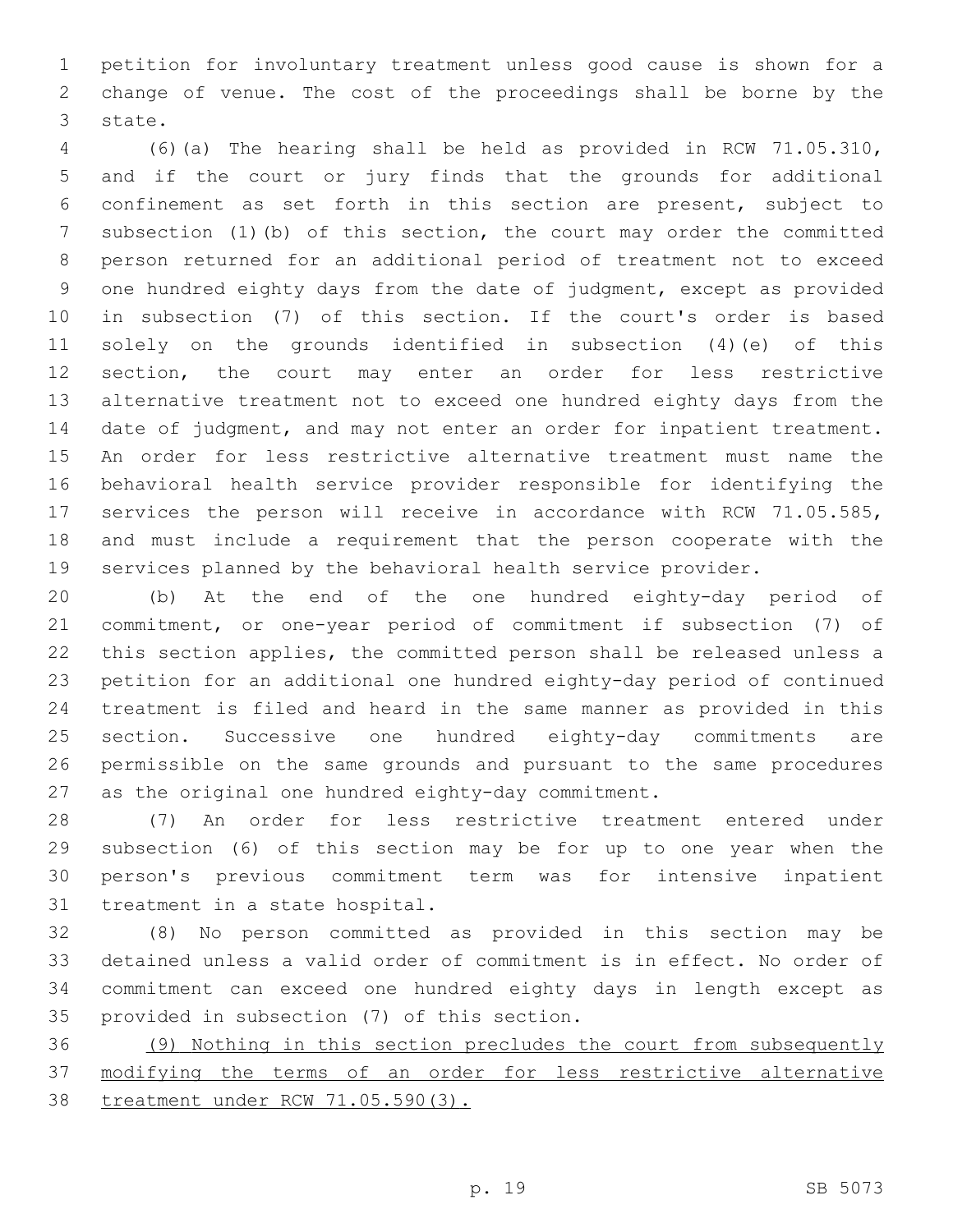petition for involuntary treatment unless good cause is shown for a change of venue. The cost of the proceedings shall be borne by the state.

(6)(a) The hearing shall be held as provided in RCW 71.05.310, and if the court or jury finds that the grounds for additional confinement as set forth in this section are present, subject to subsection (1)(b) of this section, the court may order the committed person returned for an additional period of treatment not to exceed one hundred eighty days from the date of judgment, except as provided in subsection (7) of this section. If the court's order is based solely on the grounds identified in subsection (4)(e) of this section, the court may enter an order for less restrictive alternative treatment not to exceed one hundred eighty days from the date of judgment, and may not enter an order for inpatient treatment. An order for less restrictive alternative treatment must name the behavioral health service provider responsible for identifying the services the person will receive in accordance with RCW 71.05.585, and must include a requirement that the person cooperate with the services planned by the behavioral health service provider.

(b) At the end of the one hundred eighty-day period of commitment, or one-year period of commitment if subsection (7) of this section applies, the committed person shall be released unless a petition for an additional one hundred eighty-day period of continued treatment is filed and heard in the same manner as provided in this section. Successive one hundred eighty-day commitments are permissible on the same grounds and pursuant to the same procedures as the original one hundred eighty-day commitment.

(7) An order for less restrictive treatment entered under subsection (6) of this section may be for up to one year when the person's previous commitment term was for intensive inpatient treatment in a state hospital.

(8) No person committed as provided in this section may be detained unless a valid order of commitment is in effect. No order of commitment can exceed one hundred eighty days in length except as provided in subsection (7) of this section.

<u>(9) Nothing in this section precludes the court from subsequently modifying the terms of an order for less restrictive alternative treatment under RCW 71.05.590(3).</u>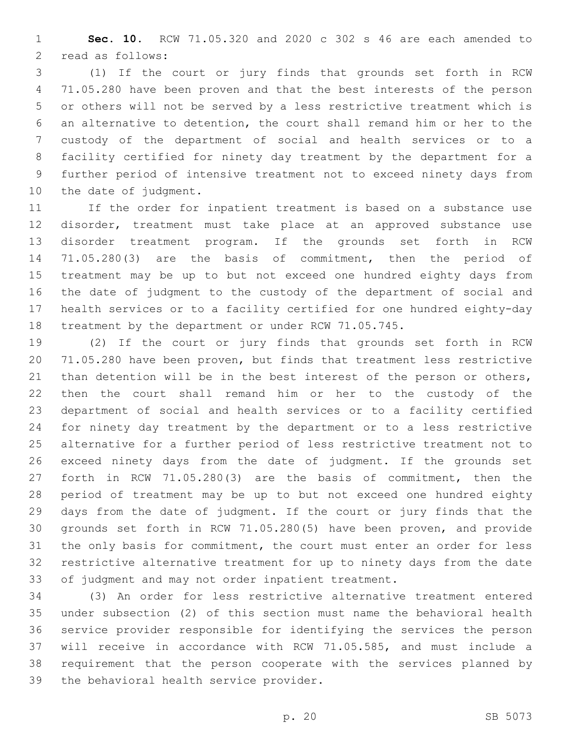**Sec. 10.** RCW 71.05.320 and 2020 c 302 s 46 are each amended to read as follows:

(1) If the court or jury finds that grounds set forth in RCW 71.05.280 have been proven and that the best interests of the person or others will not be served by a less restrictive treatment which is an alternative to detention, the court shall remand him or her to the custody of the department of social and health services or to a facility certified for ninety day treatment by the department for a further period of intensive treatment not to exceed ninety days from the date of judgment.

If the order for inpatient treatment is based on a substance use disorder, treatment must take place at an approved substance use disorder treatment program. If the grounds set forth in RCW 71.05.280(3) are the basis of commitment, then the period of treatment may be up to but not exceed one hundred eighty days from the date of judgment to the custody of the department of social and health services or to a facility certified for one hundred eighty-day treatment by the department or under RCW 71.05.745.

(2) If the court or jury finds that grounds set forth in RCW 71.05.280 have been proven, but finds that treatment less restrictive than detention will be in the best interest of the person or others, then the court shall remand him or her to the custody of the department of social and health services or to a facility certified for ninety day treatment by the department or to a less restrictive alternative for a further period of less restrictive treatment not to exceed ninety days from the date of judgment. If the grounds set forth in RCW 71.05.280(3) are the basis of commitment, then the period of treatment may be up to but not exceed one hundred eighty days from the date of judgment. If the court or jury finds that the grounds set forth in RCW 71.05.280(5) have been proven, and provide the only basis for commitment, the court must enter an order for less restrictive alternative treatment for up to ninety days from the date of judgment and may not order inpatient treatment.

(3) An order for less restrictive alternative treatment entered under subsection (2) of this section must name the behavioral health service provider responsible for identifying the services the person will receive in accordance with RCW 71.05.585, and must include a requirement that the person cooperate with the services planned by the behavioral health service provider.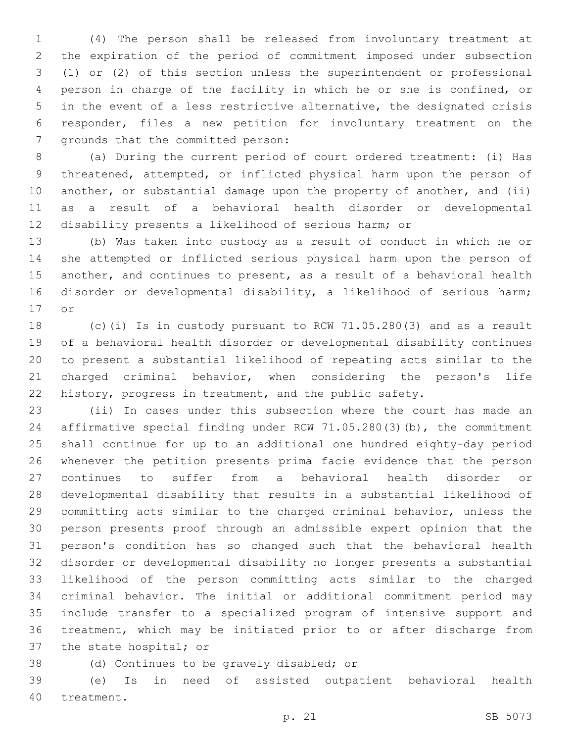(4) The person shall be released from involuntary treatment at the expiration of the period of commitment imposed under subsection (1) or (2) of this section unless the superintendent or professional person in charge of the facility in which he or she is confined, or in the event of a less restrictive alternative, the designated crisis responder, files a new petition for involuntary treatment on the grounds that the committed person:

(a) During the current period of court ordered treatment: (i) Has threatened, attempted, or inflicted physical harm upon the person of another, or substantial damage upon the property of another, and (ii) as a result of a behavioral health disorder or developmental disability presents a likelihood of serious harm; or

(b) Was taken into custody as a result of conduct in which he or she attempted or inflicted serious physical harm upon the person of another, and continues to present, as a result of a behavioral health disorder or developmental disability, a likelihood of serious harm; or

(c)(i) Is in custody pursuant to RCW 71.05.280(3) and as a result of a behavioral health disorder or developmental disability continues to present a substantial likelihood of repeating acts similar to the charged criminal behavior, when considering the person's life history, progress in treatment, and the public safety.

(ii) In cases under this subsection where the court has made an affirmative special finding under RCW 71.05.280(3)(b), the commitment shall continue for up to an additional one hundred eighty-day period whenever the petition presents prima facie evidence that the person continues to suffer from a behavioral health disorder or developmental disability that results in a substantial likelihood of committing acts similar to the charged criminal behavior, unless the person presents proof through an admissible expert opinion that the person's condition has so changed such that the behavioral health disorder or developmental disability no longer presents a substantial likelihood of the person committing acts similar to the charged criminal behavior. The initial or additional commitment period may include transfer to a specialized program of intensive support and treatment, which may be initiated prior to or after discharge from the state hospital; or

(d) Continues to be gravely disabled; or

(e) Is in need of assisted outpatient behavioral health treatment.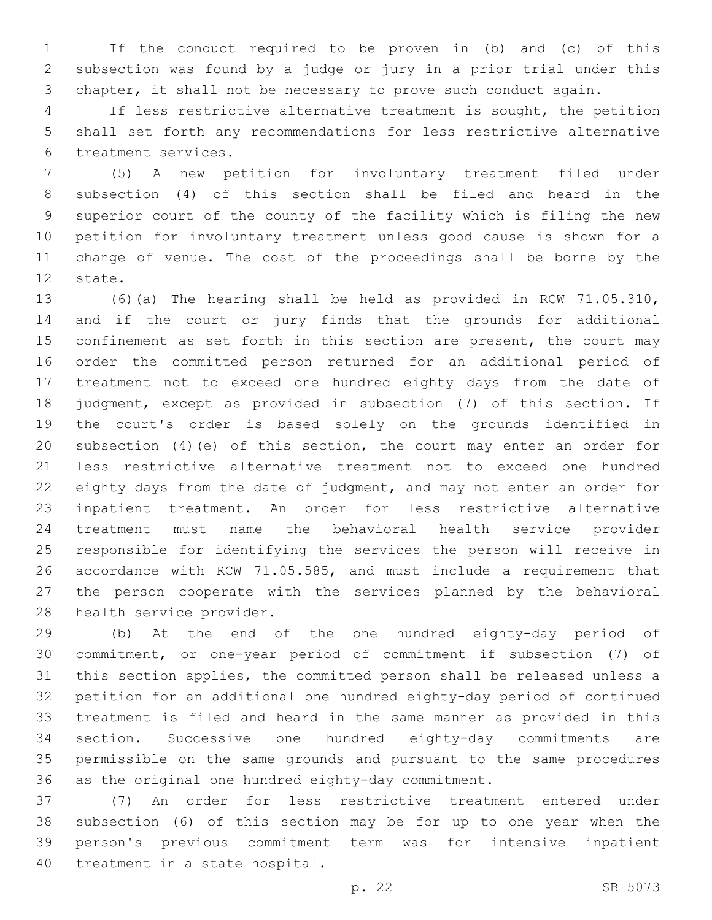If the conduct required to be proven in (b) and (c) of this subsection was found by a judge or jury in a prior trial under this chapter, it shall not be necessary to prove such conduct again.

If less restrictive alternative treatment is sought, the petition shall set forth any recommendations for less restrictive alternative treatment services.

(5) A new petition for involuntary treatment filed under subsection (4) of this section shall be filed and heard in the superior court of the county of the facility which is filing the new petition for involuntary treatment unless good cause is shown for a change of venue. The cost of the proceedings shall be borne by the state.

(6)(a) The hearing shall be held as provided in RCW 71.05.310, and if the court or jury finds that the grounds for additional confinement as set forth in this section are present, the court may order the committed person returned for an additional period of treatment not to exceed one hundred eighty days from the date of judgment, except as provided in subsection (7) of this section. If the court's order is based solely on the grounds identified in subsection (4)(e) of this section, the court may enter an order for less restrictive alternative treatment not to exceed one hundred eighty days from the date of judgment, and may not enter an order for inpatient treatment. An order for less restrictive alternative treatment must name the behavioral health service provider responsible for identifying the services the person will receive in accordance with RCW 71.05.585, and must include a requirement that the person cooperate with the services planned by the behavioral health service provider.

(b) At the end of the one hundred eighty-day period of commitment, or one-year period of commitment if subsection (7) of this section applies, the committed person shall be released unless a petition for an additional one hundred eighty-day period of continued treatment is filed and heard in the same manner as provided in this section. Successive one hundred eighty-day commitments are permissible on the same grounds and pursuant to the same procedures as the original one hundred eighty-day commitment.

(7) An order for less restrictive treatment entered under subsection (6) of this section may be for up to one year when the person's previous commitment term was for intensive inpatient treatment in a state hospital.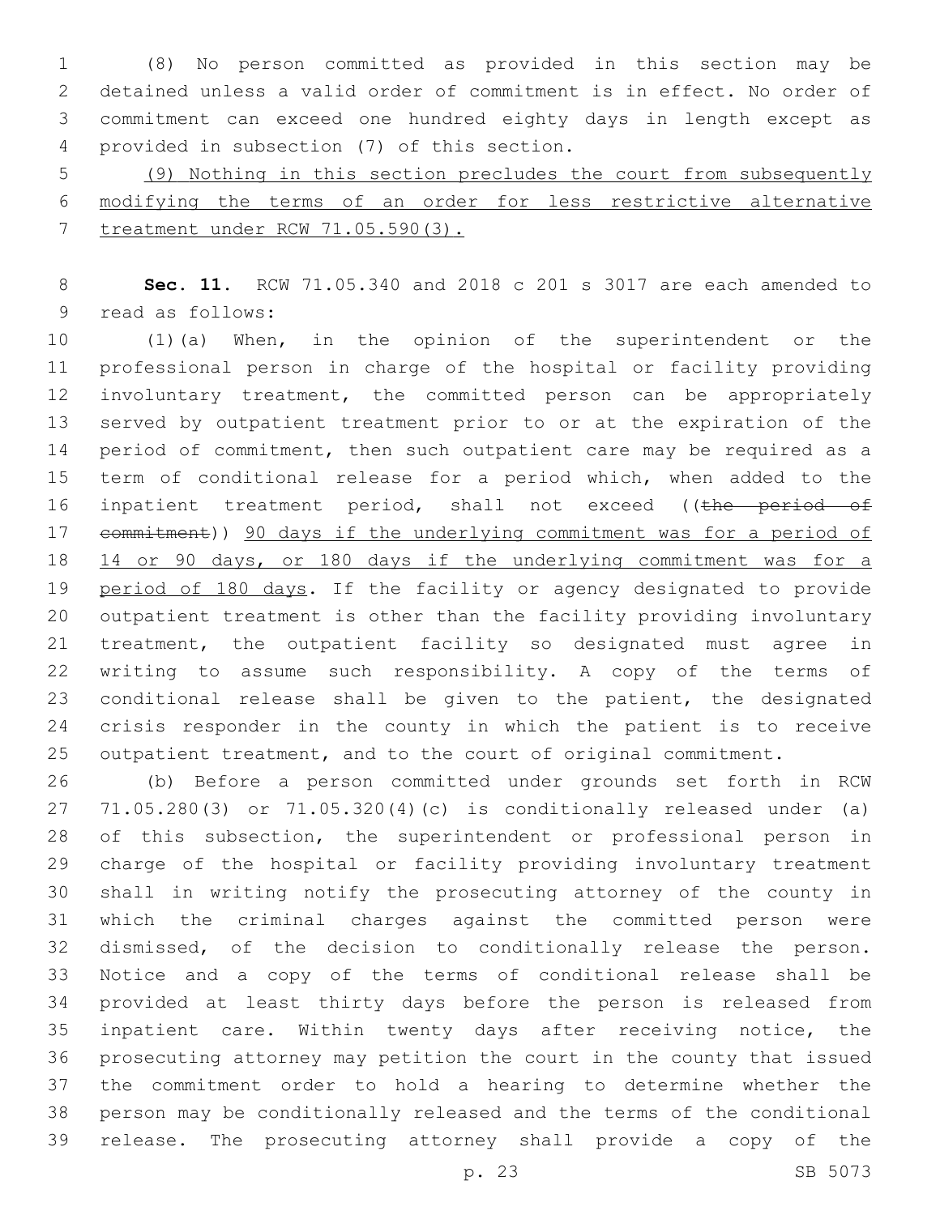(8) No person committed as provided in this section may be detained unless a valid order of commitment is in effect. No order of commitment can exceed one hundred eighty days in length except as provided in subsection (7) of this section.

(9) Nothing in this section precludes the court from subsequently modifying the terms of an order for less restrictive alternative treatment under RCW 71.05.590(3).

**Sec. 11.** RCW 71.05.340 and 2018 c 201 s 3017 are each amended to read as follows:

(1)(a) When, in the opinion of the superintendent or the professional person in charge of the hospital or facility providing involuntary treatment, the committed person can be appropriately served by outpatient treatment prior to or at the expiration of the period of commitment, then such outpatient care may be required as a term of conditional release for a period which, when added to the inpatient treatment period, shall not exceed ((~~the period of commitment~~)) 90 days if the underlying commitment was for a period of 14 or 90 days, or 180 days if the underlying commitment was for a period of 180 days. If the facility or agency designated to provide outpatient treatment is other than the facility providing involuntary treatment, the outpatient facility so designated must agree in writing to assume such responsibility. A copy of the terms of conditional release shall be given to the patient, the designated crisis responder in the county in which the patient is to receive outpatient treatment, and to the court of original commitment.

(b) Before a person committed under grounds set forth in RCW 71.05.280(3) or 71.05.320(4)(c) is conditionally released under (a) of this subsection, the superintendent or professional person in charge of the hospital or facility providing involuntary treatment shall in writing notify the prosecuting attorney of the county in which the criminal charges against the committed person were dismissed, of the decision to conditionally release the person. Notice and a copy of the terms of conditional release shall be provided at least thirty days before the person is released from inpatient care. Within twenty days after receiving notice, the prosecuting attorney may petition the court in the county that issued the commitment order to hold a hearing to determine whether the person may be conditionally released and the terms of the conditional release. The prosecuting attorney shall provide a copy of the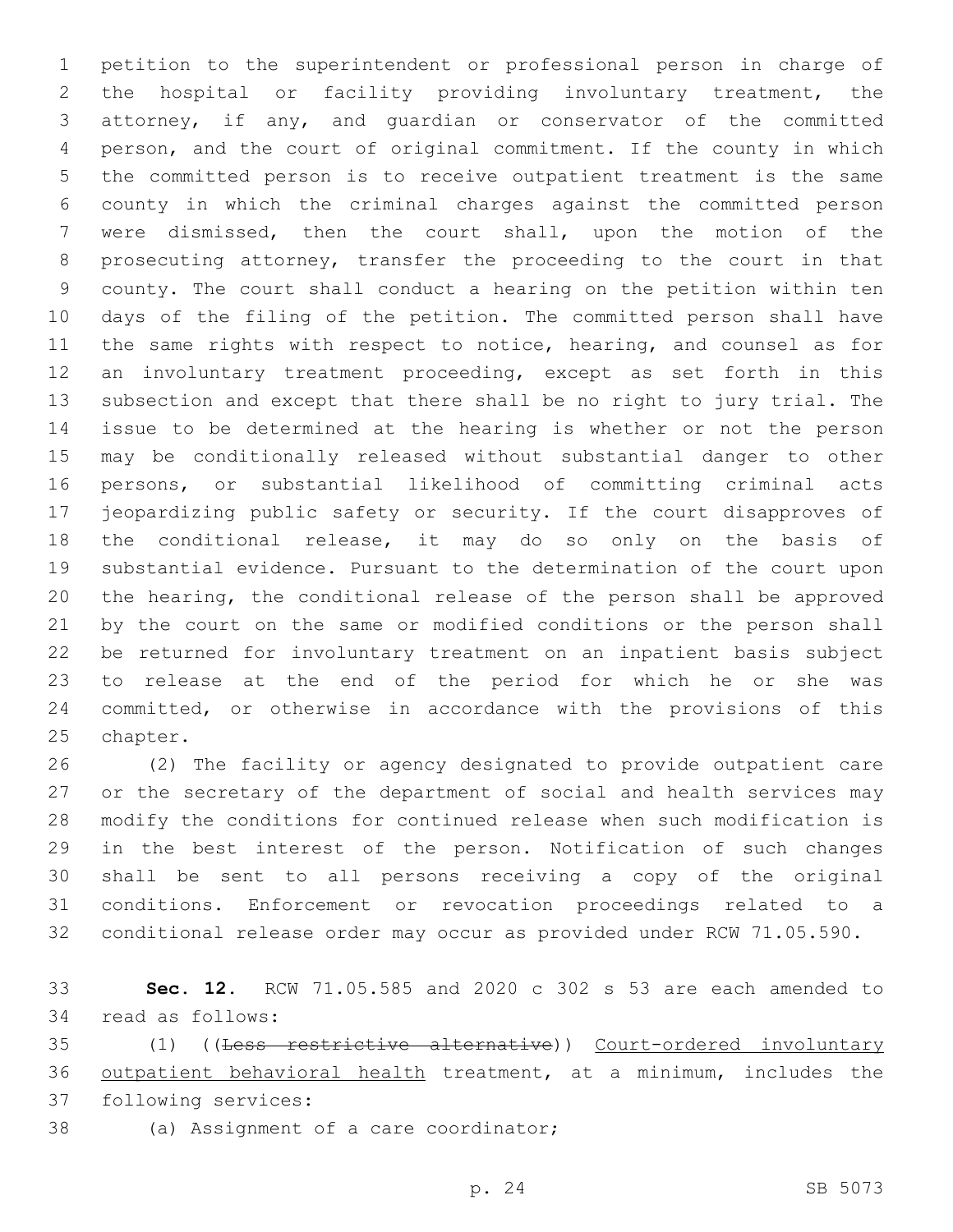petition to the superintendent or professional person in charge of the hospital or facility providing involuntary treatment, the attorney, if any, and guardian or conservator of the committed person, and the court of original commitment. If the county in which the committed person is to receive outpatient treatment is the same county in which the criminal charges against the committed person were dismissed, then the court shall, upon the motion of the prosecuting attorney, transfer the proceeding to the court in that county. The court shall conduct a hearing on the petition within ten days of the filing of the petition. The committed person shall have the same rights with respect to notice, hearing, and counsel as for an involuntary treatment proceeding, except as set forth in this subsection and except that there shall be no right to jury trial. The issue to be determined at the hearing is whether or not the person may be conditionally released without substantial danger to other persons, or substantial likelihood of committing criminal acts jeopardizing public safety or security. If the court disapproves of the conditional release, it may do so only on the basis of substantial evidence. Pursuant to the determination of the court upon the hearing, the conditional release of the person shall be approved by the court on the same or modified conditions or the person shall be returned for involuntary treatment on an inpatient basis subject to release at the end of the period for which he or she was committed, or otherwise in accordance with the provisions of this chapter.

(2) The facility or agency designated to provide outpatient care or the secretary of the department of social and health services may modify the conditions for continued release when such modification is in the best interest of the person. Notification of such changes shall be sent to all persons receiving a copy of the original conditions. Enforcement or revocation proceedings related to a conditional release order may occur as provided under RCW 71.05.590.

**Sec. 12.** RCW 71.05.585 and 2020 c 302 s 53 are each amended to read as follows:

(1) ((~~Less restrictive alternative~~)) <u>Court-ordered involuntary outpatient behavioral health</u> treatment, at a minimum, includes the following services:

(a) Assignment of a care coordinator;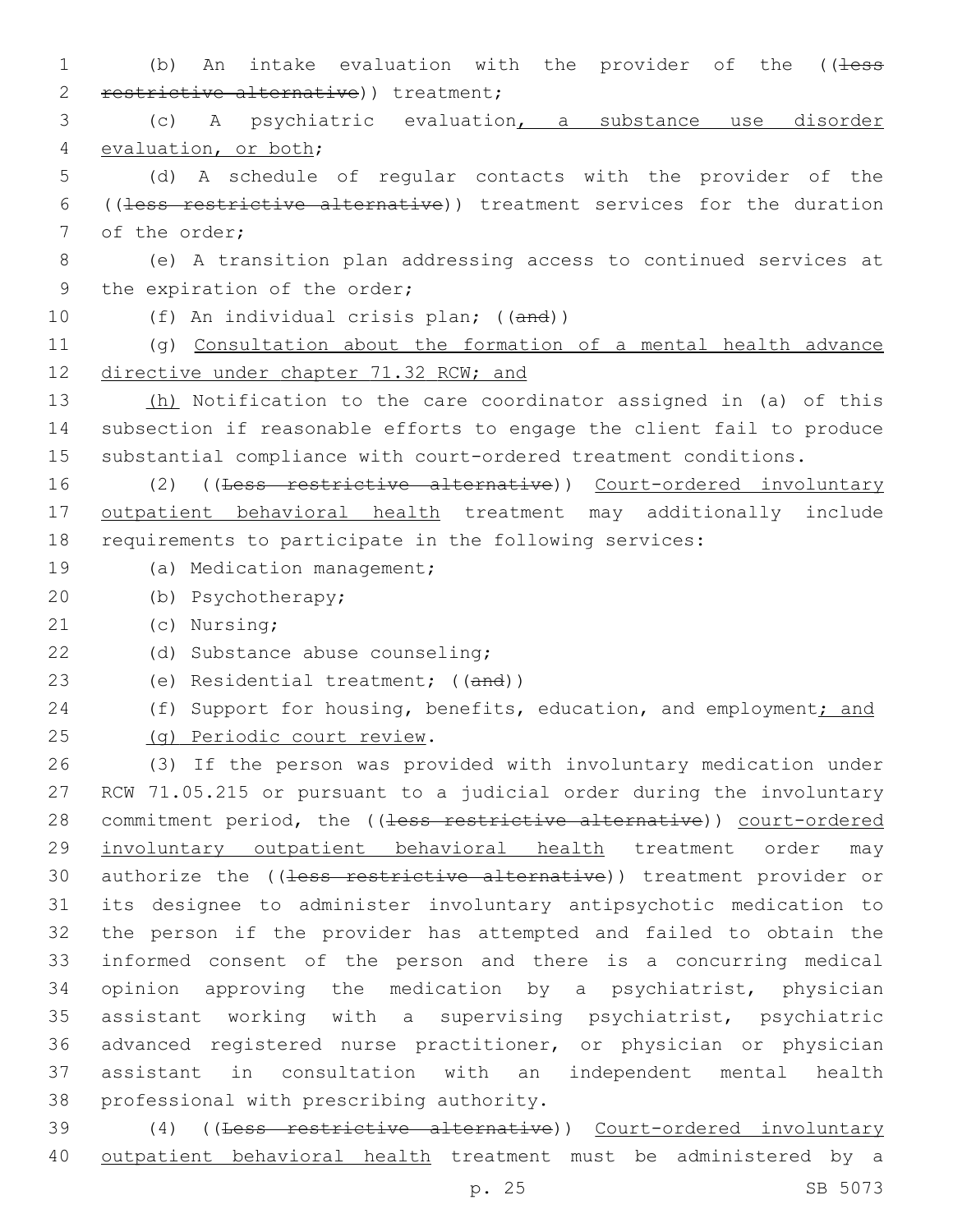(b) An intake evaluation with the provider of the ((less restrictive alternative)) treatment;

(c) A psychiatric evaluation, a substance use disorder evaluation, or both;

(d) A schedule of regular contacts with the provider of the ((less restrictive alternative)) treatment services for the duration of the order;

(e) A transition plan addressing access to continued services at the expiration of the order;

(f) An individual crisis plan; ((and))

(g) Consultation about the formation of a mental health advance directive under chapter 71.32 RCW; and

(h) Notification to the care coordinator assigned in (a) of this subsection if reasonable efforts to engage the client fail to produce substantial compliance with court-ordered treatment conditions.

(2) ((Less restrictive alternative)) Court-ordered involuntary outpatient behavioral health treatment may additionally include requirements to participate in the following services:

(a) Medication management;

(b) Psychotherapy;

(c) Nursing;

(d) Substance abuse counseling;

(e) Residential treatment; ((and))

(f) Support for housing, benefits, education, and employment; and

(g) Periodic court review.

(3) If the person was provided with involuntary medication under RCW 71.05.215 or pursuant to a judicial order during the involuntary commitment period, the ((less restrictive alternative)) court-ordered involuntary outpatient behavioral health treatment order may authorize the ((less restrictive alternative)) treatment provider or its designee to administer involuntary antipsychotic medication to the person if the provider has attempted and failed to obtain the informed consent of the person and there is a concurring medical opinion approving the medication by a psychiatrist, physician assistant working with a supervising psychiatrist, psychiatric advanced registered nurse practitioner, or physician or physician assistant in consultation with an independent mental health professional with prescribing authority.

(4) ((Less restrictive alternative)) Court-ordered involuntary outpatient behavioral health treatment must be administered by a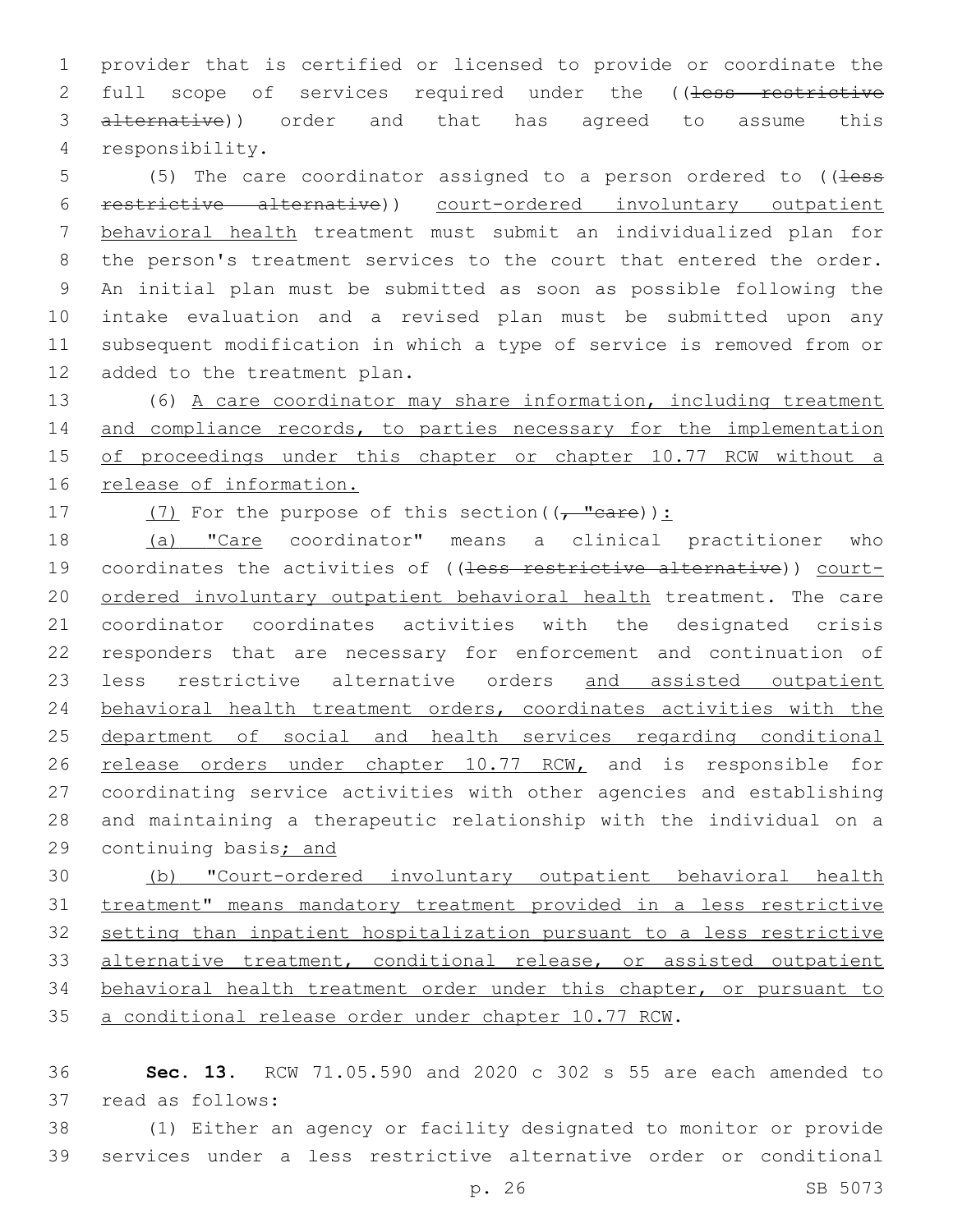provider that is certified or licensed to provide or coordinate the full scope of services required under the ((~~less restrictive alternative~~)) order and that has agreed to assume this responsibility.

(5) The care coordinator assigned to a person ordered to ((~~less restrictive alternative~~)) court-ordered involuntary outpatient behavioral health treatment must submit an individualized plan for the person's treatment services to the court that entered the order. An initial plan must be submitted as soon as possible following the intake evaluation and a revised plan must be submitted upon any subsequent modification in which a type of service is removed from or added to the treatment plan.

(6) A care coordinator may share information, including treatment and compliance records, to parties necessary for the implementation of proceedings under this chapter or chapter 10.77 RCW without a release of information.

(7) For the purpose of this section((~~, "care~~)):

(a) "Care coordinator" means a clinical practitioner who coordinates the activities of ((~~less restrictive alternative~~)) court-ordered involuntary outpatient behavioral health treatment. The care coordinator coordinates activities with the designated crisis responders that are necessary for enforcement and continuation of less restrictive alternative orders and assisted outpatient behavioral health treatment orders, coordinates activities with the department of social and health services regarding conditional release orders under chapter 10.77 RCW, and is responsible for coordinating service activities with other agencies and establishing and maintaining a therapeutic relationship with the individual on a continuing basis; and

(b) "Court-ordered involuntary outpatient behavioral health treatment" means mandatory treatment provided in a less restrictive setting than inpatient hospitalization pursuant to a less restrictive alternative treatment, conditional release, or assisted outpatient behavioral health treatment order under this chapter, or pursuant to a conditional release order under chapter 10.77 RCW.

**Sec. 13.** RCW 71.05.590 and 2020 c 302 s 55 are each amended to read as follows:

(1) Either an agency or facility designated to monitor or provide services under a less restrictive alternative order or conditional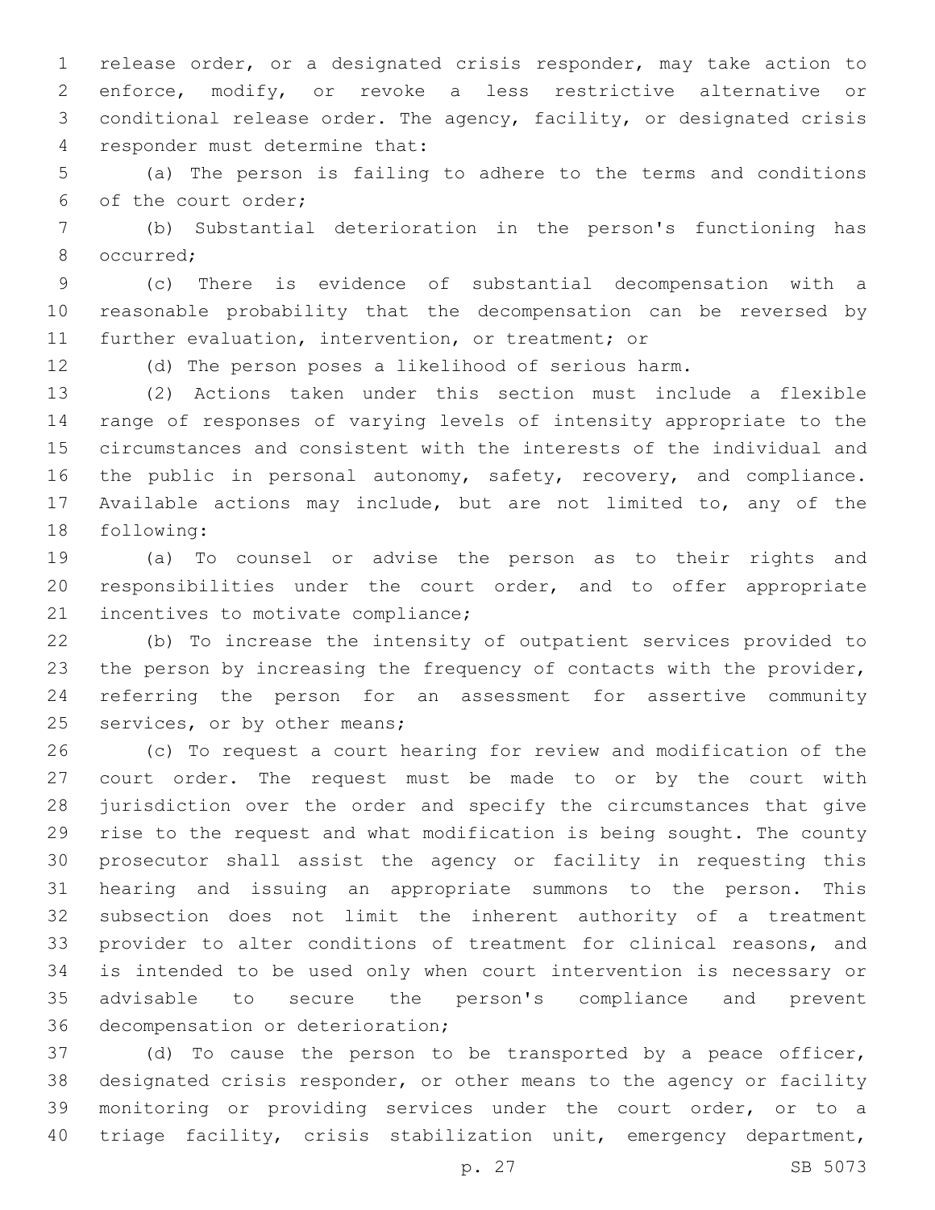release order, or a designated crisis responder, may take action to enforce, modify, or revoke a less restrictive alternative or conditional release order. The agency, facility, or designated crisis responder must determine that:

(a) The person is failing to adhere to the terms and conditions of the court order;

(b) Substantial deterioration in the person's functioning has occurred;

(c) There is evidence of substantial decompensation with a reasonable probability that the decompensation can be reversed by further evaluation, intervention, or treatment; or

(d) The person poses a likelihood of serious harm.

(2) Actions taken under this section must include a flexible range of responses of varying levels of intensity appropriate to the circumstances and consistent with the interests of the individual and the public in personal autonomy, safety, recovery, and compliance. Available actions may include, but are not limited to, any of the following:

(a) To counsel or advise the person as to their rights and responsibilities under the court order, and to offer appropriate incentives to motivate compliance;

(b) To increase the intensity of outpatient services provided to the person by increasing the frequency of contacts with the provider, referring the person for an assessment for assertive community services, or by other means;

(c) To request a court hearing for review and modification of the court order. The request must be made to or by the court with jurisdiction over the order and specify the circumstances that give rise to the request and what modification is being sought. The county prosecutor shall assist the agency or facility in requesting this hearing and issuing an appropriate summons to the person. This subsection does not limit the inherent authority of a treatment provider to alter conditions of treatment for clinical reasons, and is intended to be used only when court intervention is necessary or advisable to secure the person's compliance and prevent decompensation or deterioration;

(d) To cause the person to be transported by a peace officer, designated crisis responder, or other means to the agency or facility monitoring or providing services under the court order, or to a triage facility, crisis stabilization unit, emergency department,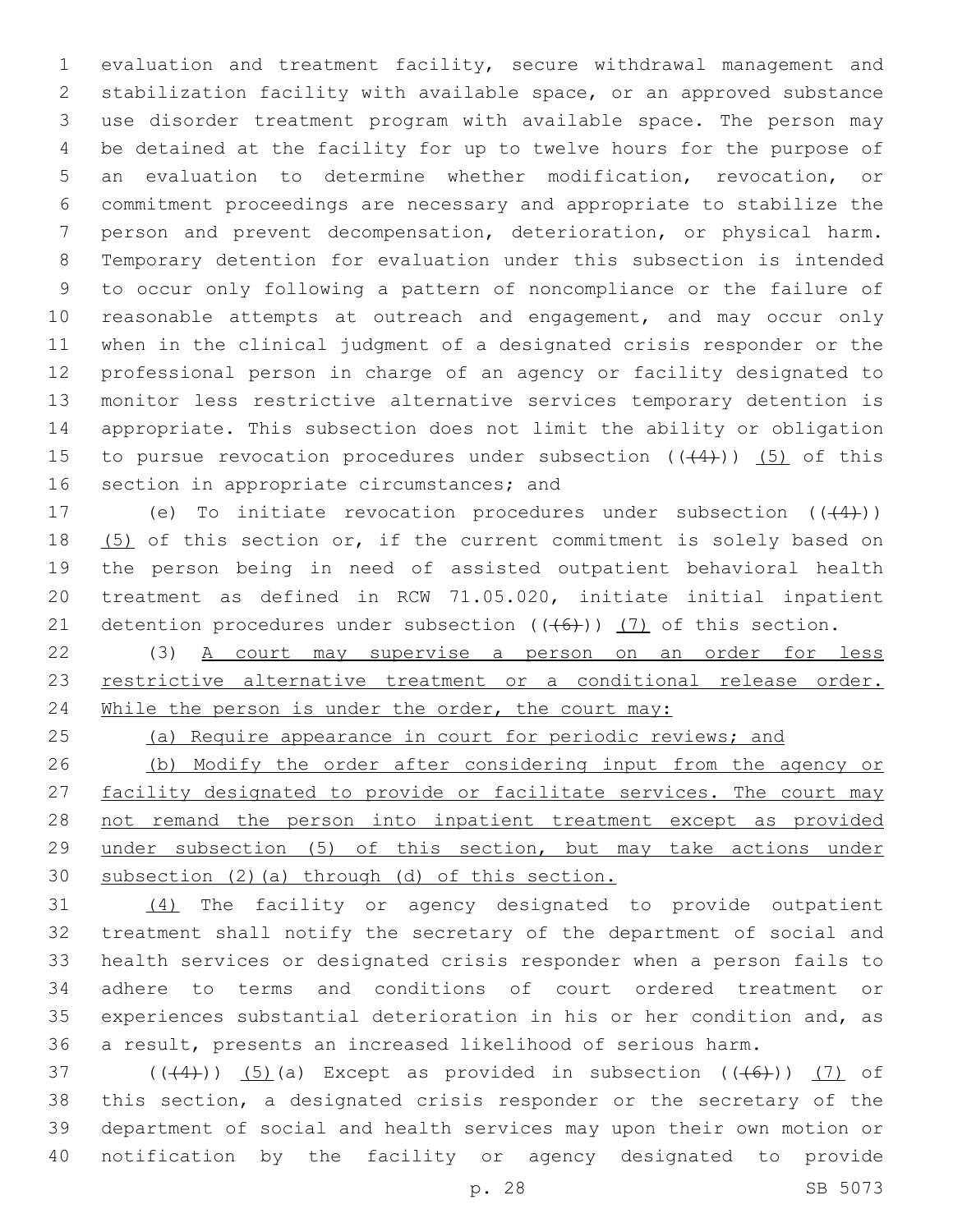evaluation and treatment facility, secure withdrawal management and stabilization facility with available space, or an approved substance use disorder treatment program with available space. The person may be detained at the facility for up to twelve hours for the purpose of an evaluation to determine whether modification, revocation, or commitment proceedings are necessary and appropriate to stabilize the person and prevent decompensation, deterioration, or physical harm. Temporary detention for evaluation under this subsection is intended to occur only following a pattern of noncompliance or the failure of reasonable attempts at outreach and engagement, and may occur only when in the clinical judgment of a designated crisis responder or the professional person in charge of an agency or facility designated to monitor less restrictive alternative services temporary detention is appropriate. This subsection does not limit the ability or obligation to pursue revocation procedures under subsection ((~~(4)~~)) <u>(5)</u> of this section in appropriate circumstances; and

(e) To initiate revocation procedures under subsection ((~~(4)~~)) <u>(5)</u> of this section or, if the current commitment is solely based on the person being in need of assisted outpatient behavioral health treatment as defined in RCW 71.05.020, initiate initial inpatient detention procedures under subsection ((~~(6)~~)) <u>(7)</u> of this section.

(3) <u>A court may supervise a person on an order for less restrictive alternative treatment or a conditional release order. While the person is under the order, the court may:</u>

<u>(a) Require appearance in court for periodic reviews; and</u>

<u>(b) Modify the order after considering input from the agency or facility designated to provide or facilitate services. The court may not remand the person into inpatient treatment except as provided under subsection (5) of this section, but may take actions under subsection (2)(a) through (d) of this section.</u>

<u>(4)</u> The facility or agency designated to provide outpatient treatment shall notify the secretary of the department of social and health services or designated crisis responder when a person fails to adhere to terms and conditions of court ordered treatment or experiences substantial deterioration in his or her condition and, as a result, presents an increased likelihood of serious harm.

((~~(4)~~)) <u>(5)</u>(a) Except as provided in subsection ((~~(6)~~)) <u>(7)</u> of this section, a designated crisis responder or the secretary of the department of social and health services may upon their own motion or notification by the facility or agency designated to provide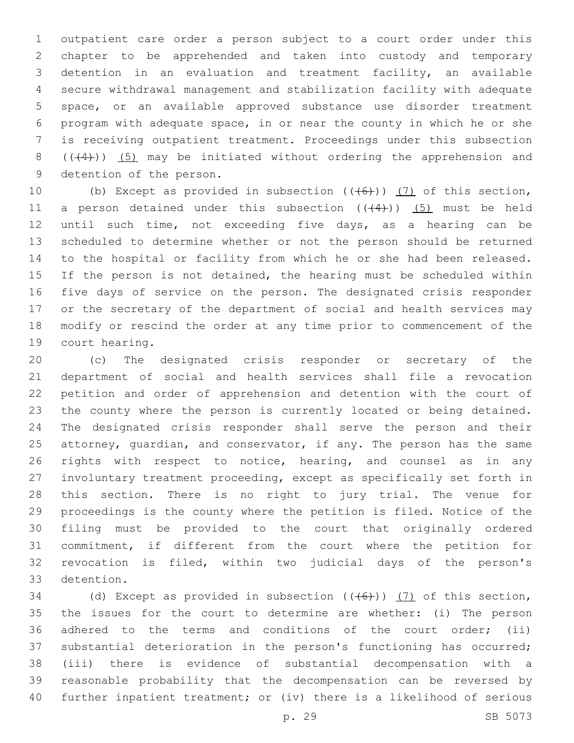outpatient care order a person subject to a court order under this chapter to be apprehended and taken into custody and temporary detention in an evaluation and treatment facility, an available secure withdrawal management and stabilization facility with adequate space, or an available approved substance use disorder treatment program with adequate space, in or near the county in which he or she is receiving outpatient treatment. Proceedings under this subsection ((~~(4)~~)) (5) may be initiated without ordering the apprehension and detention of the person.

(b) Except as provided in subsection ((~~(6)~~)) (7) of this section, a person detained under this subsection ((~~(4)~~)) (5) must be held until such time, not exceeding five days, as a hearing can be scheduled to determine whether or not the person should be returned to the hospital or facility from which he or she had been released. If the person is not detained, the hearing must be scheduled within five days of service on the person. The designated crisis responder or the secretary of the department of social and health services may modify or rescind the order at any time prior to commencement of the court hearing.

(c) The designated crisis responder or secretary of the department of social and health services shall file a revocation petition and order of apprehension and detention with the court of the county where the person is currently located or being detained. The designated crisis responder shall serve the person and their attorney, guardian, and conservator, if any. The person has the same rights with respect to notice, hearing, and counsel as in any involuntary treatment proceeding, except as specifically set forth in this section. There is no right to jury trial. The venue for proceedings is the county where the petition is filed. Notice of the filing must be provided to the court that originally ordered commitment, if different from the court where the petition for revocation is filed, within two judicial days of the person's detention.

(d) Except as provided in subsection ((~~(6)~~)) (7) of this section, the issues for the court to determine are whether: (i) The person adhered to the terms and conditions of the court order; (ii) substantial deterioration in the person's functioning has occurred; (iii) there is evidence of substantial decompensation with a reasonable probability that the decompensation can be reversed by further inpatient treatment; or (iv) there is a likelihood of serious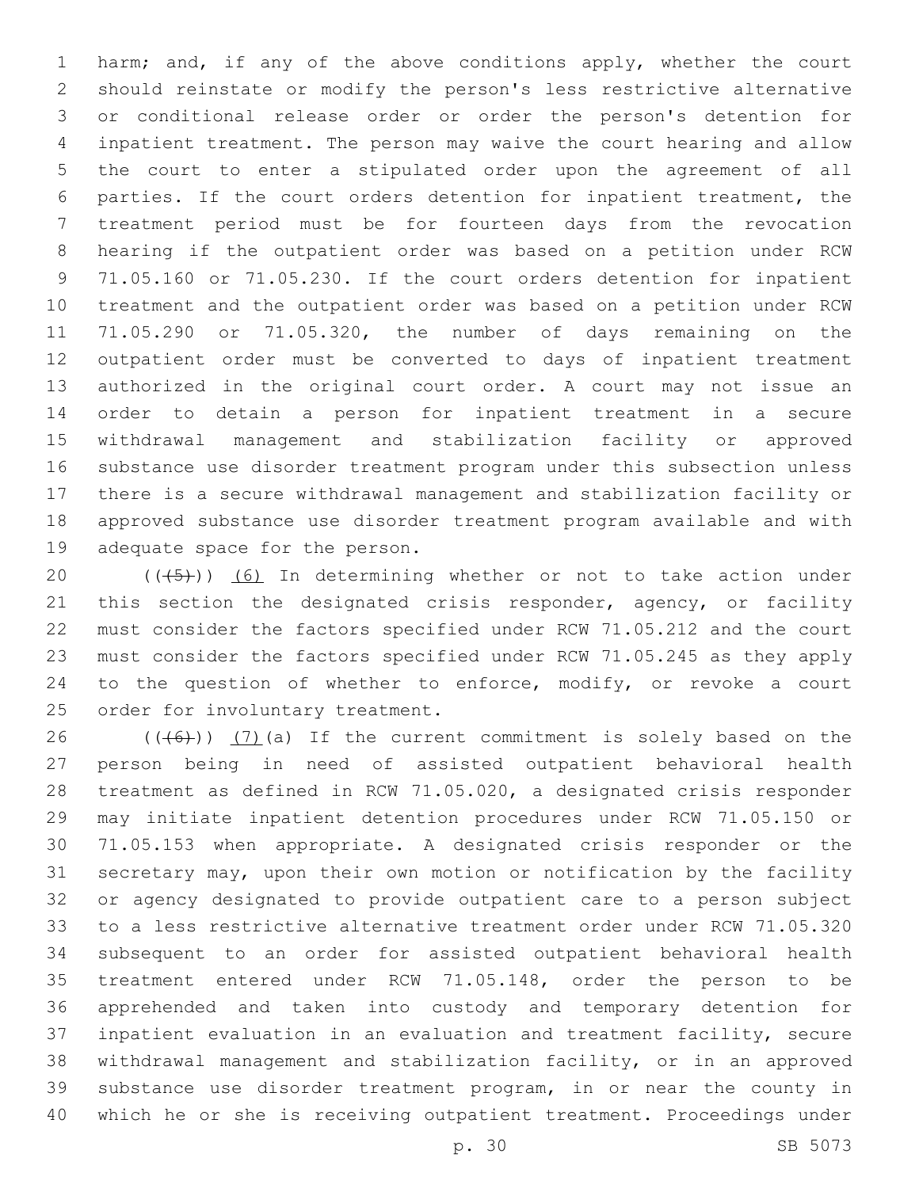harm; and, if any of the above conditions apply, whether the court should reinstate or modify the person's less restrictive alternative or conditional release order or order the person's detention for inpatient treatment. The person may waive the court hearing and allow the court to enter a stipulated order upon the agreement of all parties. If the court orders detention for inpatient treatment, the treatment period must be for fourteen days from the revocation hearing if the outpatient order was based on a petition under RCW 71.05.160 or 71.05.230. If the court orders detention for inpatient treatment and the outpatient order was based on a petition under RCW 71.05.290 or 71.05.320, the number of days remaining on the outpatient order must be converted to days of inpatient treatment authorized in the original court order. A court may not issue an order to detain a person for inpatient treatment in a secure withdrawal management and stabilization facility or approved substance use disorder treatment program under this subsection unless there is a secure withdrawal management and stabilization facility or approved substance use disorder treatment program available and with adequate space for the person.

((~~(5)~~)) (6) In determining whether or not to take action under this section the designated crisis responder, agency, or facility must consider the factors specified under RCW 71.05.212 and the court must consider the factors specified under RCW 71.05.245 as they apply to the question of whether to enforce, modify, or revoke a court order for involuntary treatment.

((~~(6)~~)) (7)(a) If the current commitment is solely based on the person being in need of assisted outpatient behavioral health treatment as defined in RCW 71.05.020, a designated crisis responder may initiate inpatient detention procedures under RCW 71.05.150 or 71.05.153 when appropriate. A designated crisis responder or the secretary may, upon their own motion or notification by the facility or agency designated to provide outpatient care to a person subject to a less restrictive alternative treatment order under RCW 71.05.320 subsequent to an order for assisted outpatient behavioral health treatment entered under RCW 71.05.148, order the person to be apprehended and taken into custody and temporary detention for inpatient evaluation in an evaluation and treatment facility, secure withdrawal management and stabilization facility, or in an approved substance use disorder treatment program, in or near the county in which he or she is receiving outpatient treatment. Proceedings under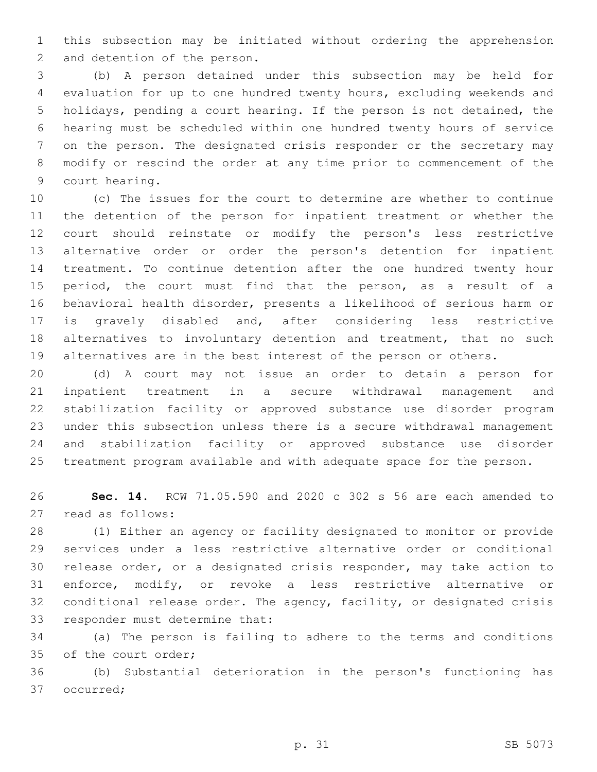this subsection may be initiated without ordering the apprehension and detention of the person.

(b) A person detained under this subsection may be held for evaluation for up to one hundred twenty hours, excluding weekends and holidays, pending a court hearing. If the person is not detained, the hearing must be scheduled within one hundred twenty hours of service on the person. The designated crisis responder or the secretary may modify or rescind the order at any time prior to commencement of the court hearing.

(c) The issues for the court to determine are whether to continue the detention of the person for inpatient treatment or whether the court should reinstate or modify the person's less restrictive alternative order or order the person's detention for inpatient treatment. To continue detention after the one hundred twenty hour period, the court must find that the person, as a result of a behavioral health disorder, presents a likelihood of serious harm or is gravely disabled and, after considering less restrictive alternatives to involuntary detention and treatment, that no such alternatives are in the best interest of the person or others.

(d) A court may not issue an order to detain a person for inpatient treatment in a secure withdrawal management and stabilization facility or approved substance use disorder program under this subsection unless there is a secure withdrawal management and stabilization facility or approved substance use disorder treatment program available and with adequate space for the person.

**Sec. 14.** RCW 71.05.590 and 2020 c 302 s 56 are each amended to read as follows:

(1) Either an agency or facility designated to monitor or provide services under a less restrictive alternative order or conditional release order, or a designated crisis responder, may take action to enforce, modify, or revoke a less restrictive alternative or conditional release order. The agency, facility, or designated crisis responder must determine that:

(a) The person is failing to adhere to the terms and conditions of the court order;

(b) Substantial deterioration in the person's functioning has occurred;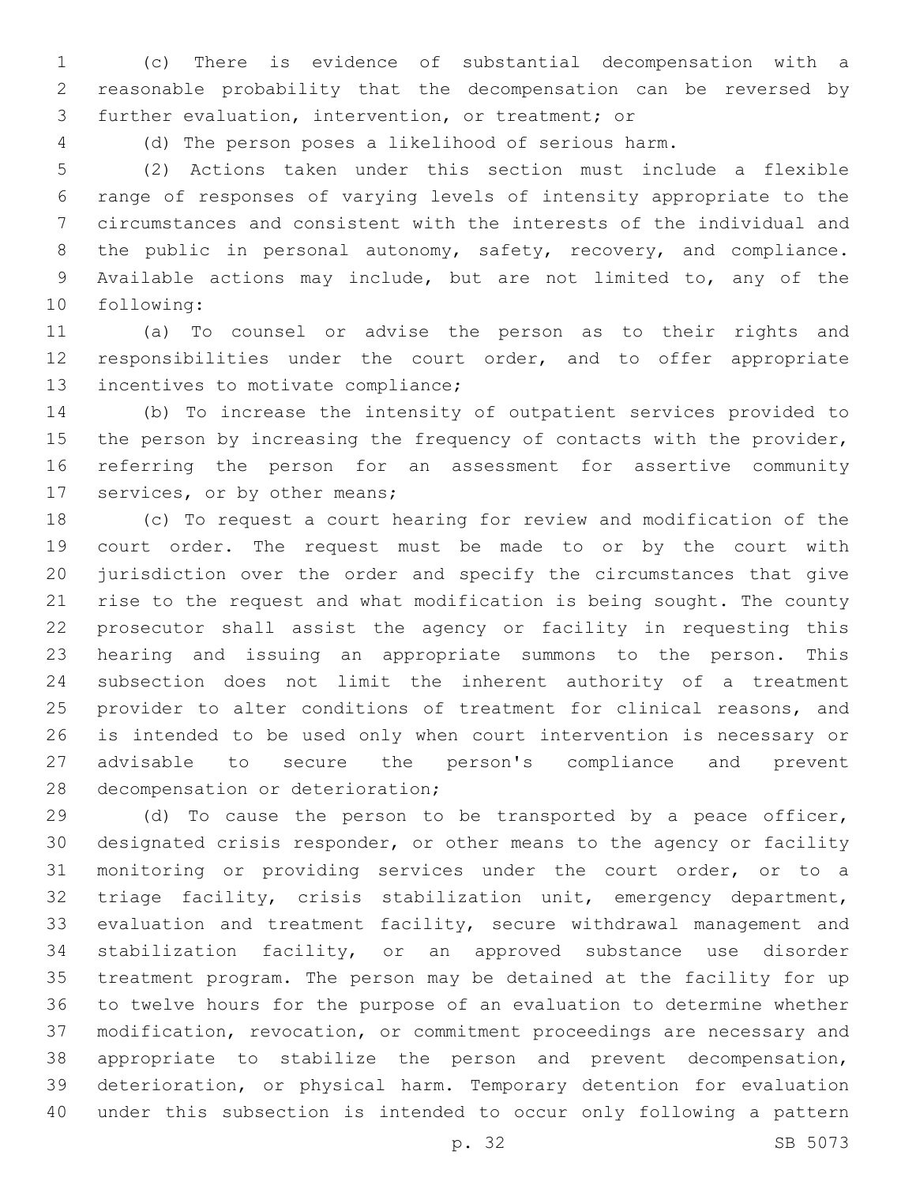(c) There is evidence of substantial decompensation with a reasonable probability that the decompensation can be reversed by further evaluation, intervention, or treatment; or

(d) The person poses a likelihood of serious harm.

(2) Actions taken under this section must include a flexible range of responses of varying levels of intensity appropriate to the circumstances and consistent with the interests of the individual and the public in personal autonomy, safety, recovery, and compliance. Available actions may include, but are not limited to, any of the following:

(a) To counsel or advise the person as to their rights and responsibilities under the court order, and to offer appropriate incentives to motivate compliance;

(b) To increase the intensity of outpatient services provided to the person by increasing the frequency of contacts with the provider, referring the person for an assessment for assertive community services, or by other means;

(c) To request a court hearing for review and modification of the court order. The request must be made to or by the court with jurisdiction over the order and specify the circumstances that give rise to the request and what modification is being sought. The county prosecutor shall assist the agency or facility in requesting this hearing and issuing an appropriate summons to the person. This subsection does not limit the inherent authority of a treatment provider to alter conditions of treatment for clinical reasons, and is intended to be used only when court intervention is necessary or advisable to secure the person's compliance and prevent decompensation or deterioration;

(d) To cause the person to be transported by a peace officer, designated crisis responder, or other means to the agency or facility monitoring or providing services under the court order, or to a triage facility, crisis stabilization unit, emergency department, evaluation and treatment facility, secure withdrawal management and stabilization facility, or an approved substance use disorder treatment program. The person may be detained at the facility for up to twelve hours for the purpose of an evaluation to determine whether modification, revocation, or commitment proceedings are necessary and appropriate to stabilize the person and prevent decompensation, deterioration, or physical harm. Temporary detention for evaluation under this subsection is intended to occur only following a pattern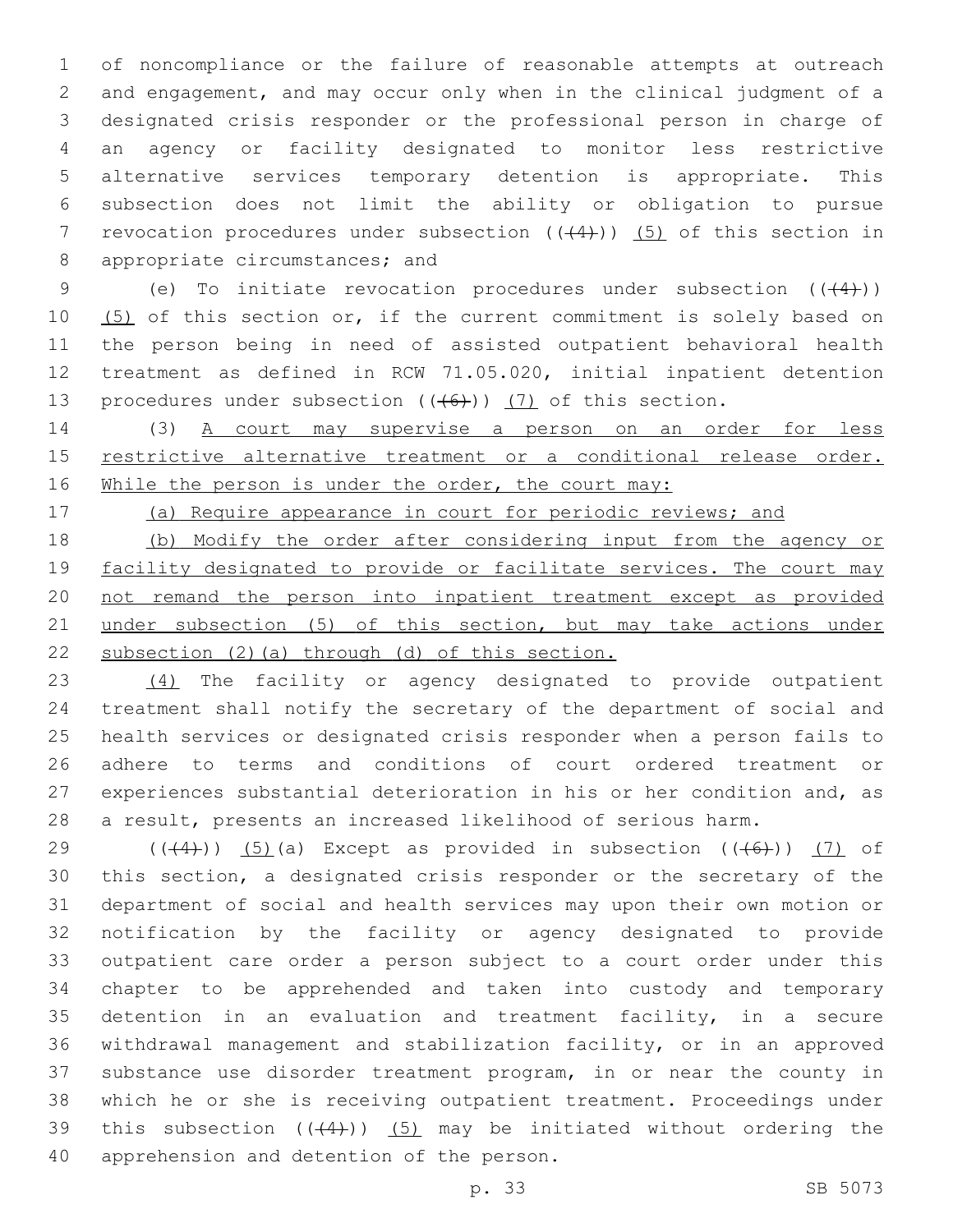of noncompliance or the failure of reasonable attempts at outreach and engagement, and may occur only when in the clinical judgment of a designated crisis responder or the professional person in charge of an agency or facility designated to monitor less restrictive alternative services temporary detention is appropriate. This subsection does not limit the ability or obligation to pursue revocation procedures under subsection ((~~(4)~~)) <u>(5)</u> of this section in appropriate circumstances; and

(e) To initiate revocation procedures under subsection ((~~(4)~~)) <u>(5)</u> of this section or, if the current commitment is solely based on the person being in need of assisted outpatient behavioral health treatment as defined in RCW 71.05.020, initial inpatient detention procedures under subsection ((~~(6)~~)) <u>(7)</u> of this section.

(3) <u>A court may supervise a person on an order for less restrictive alternative treatment or a conditional release order. While the person is under the order, the court may:</u>

<u>(a) Require appearance in court for periodic reviews; and</u>

<u>(b) Modify the order after considering input from the agency or facility designated to provide or facilitate services. The court may not remand the person into inpatient treatment except as provided under subsection (5) of this section, but may take actions under subsection (2)(a) through (d) of this section.</u>

<u>(4)</u> The facility or agency designated to provide outpatient treatment shall notify the secretary of the department of social and health services or designated crisis responder when a person fails to adhere to terms and conditions of court ordered treatment or experiences substantial deterioration in his or her condition and, as a result, presents an increased likelihood of serious harm.

((~~(4)~~)) <u>(5)</u>(a) Except as provided in subsection ((~~(6)~~)) <u>(7)</u> of this section, a designated crisis responder or the secretary of the department of social and health services may upon their own motion or notification by the facility or agency designated to provide outpatient care order a person subject to a court order under this chapter to be apprehended and taken into custody and temporary detention in an evaluation and treatment facility, in a secure withdrawal management and stabilization facility, or in an approved substance use disorder treatment program, in or near the county in which he or she is receiving outpatient treatment. Proceedings under this subsection ((~~(4)~~)) <u>(5)</u> may be initiated without ordering the apprehension and detention of the person.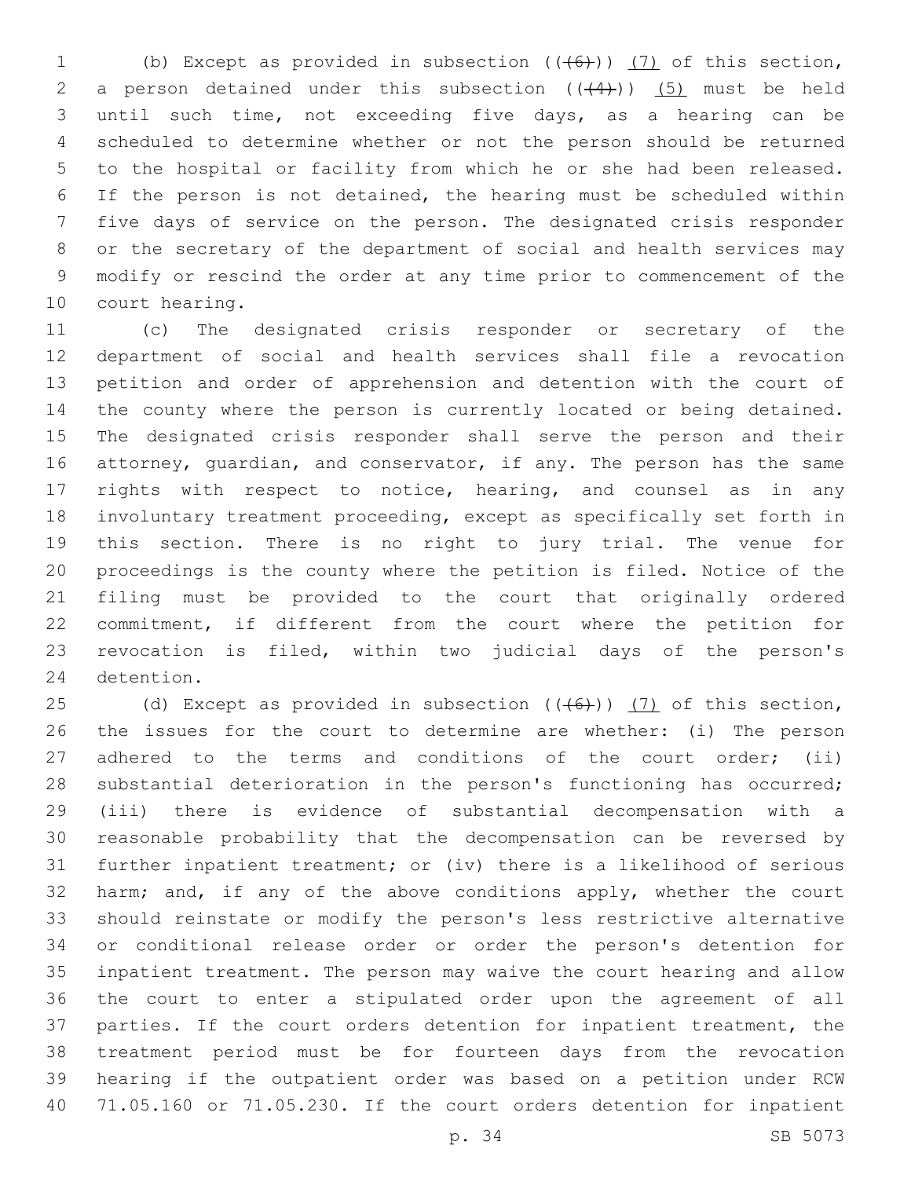(b) Except as provided in subsection ((~~(6)~~)) <u>(7)</u> of this section, a person detained under this subsection ((~~(4)~~)) <u>(5)</u> must be held until such time, not exceeding five days, as a hearing can be scheduled to determine whether or not the person should be returned to the hospital or facility from which he or she had been released. If the person is not detained, the hearing must be scheduled within five days of service on the person. The designated crisis responder or the secretary of the department of social and health services may modify or rescind the order at any time prior to commencement of the court hearing.

(c) The designated crisis responder or secretary of the department of social and health services shall file a revocation petition and order of apprehension and detention with the court of the county where the person is currently located or being detained. The designated crisis responder shall serve the person and their attorney, guardian, and conservator, if any. The person has the same rights with respect to notice, hearing, and counsel as in any involuntary treatment proceeding, except as specifically set forth in this section. There is no right to jury trial. The venue for proceedings is the county where the petition is filed. Notice of the filing must be provided to the court that originally ordered commitment, if different from the court where the petition for revocation is filed, within two judicial days of the person's detention.

(d) Except as provided in subsection ((~~(6)~~)) <u>(7)</u> of this section, the issues for the court to determine are whether: (i) The person adhered to the terms and conditions of the court order; (ii) substantial deterioration in the person's functioning has occurred; (iii) there is evidence of substantial decompensation with a reasonable probability that the decompensation can be reversed by further inpatient treatment; or (iv) there is a likelihood of serious harm; and, if any of the above conditions apply, whether the court should reinstate or modify the person's less restrictive alternative or conditional release order or order the person's detention for inpatient treatment. The person may waive the court hearing and allow the court to enter a stipulated order upon the agreement of all parties. If the court orders detention for inpatient treatment, the treatment period must be for fourteen days from the revocation hearing if the outpatient order was based on a petition under RCW 71.05.160 or 71.05.230. If the court orders detention for inpatient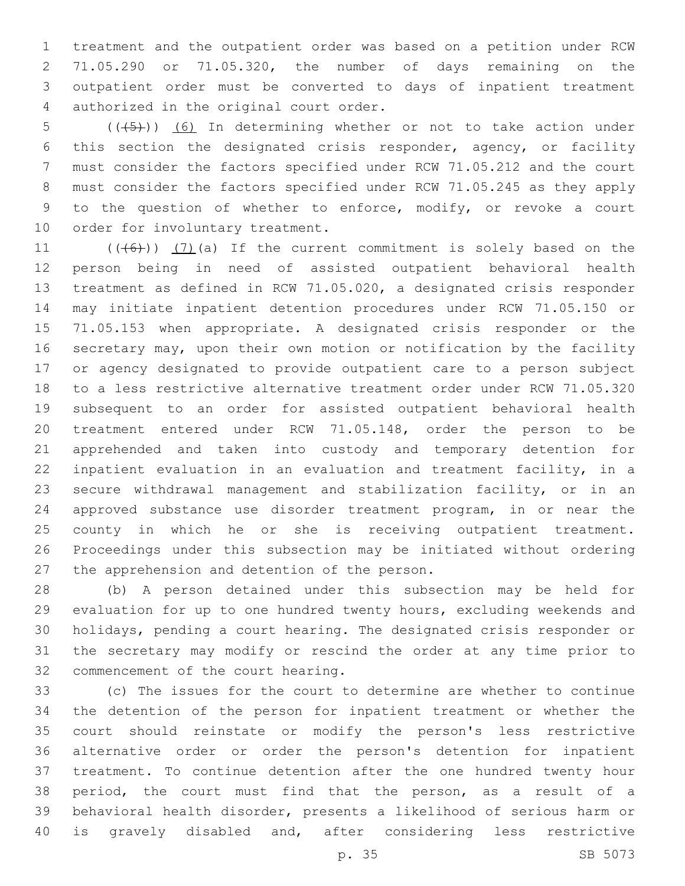treatment and the outpatient order was based on a petition under RCW 71.05.290 or 71.05.320, the number of days remaining on the outpatient order must be converted to days of inpatient treatment authorized in the original court order.

(((5))) (6) In determining whether or not to take action under this section the designated crisis responder, agency, or facility must consider the factors specified under RCW 71.05.212 and the court must consider the factors specified under RCW 71.05.245 as they apply to the question of whether to enforce, modify, or revoke a court order for involuntary treatment.

(((6))) (7)(a) If the current commitment is solely based on the person being in need of assisted outpatient behavioral health treatment as defined in RCW 71.05.020, a designated crisis responder may initiate inpatient detention procedures under RCW 71.05.150 or 71.05.153 when appropriate. A designated crisis responder or the secretary may, upon their own motion or notification by the facility or agency designated to provide outpatient care to a person subject to a less restrictive alternative treatment order under RCW 71.05.320 subsequent to an order for assisted outpatient behavioral health treatment entered under RCW 71.05.148, order the person to be apprehended and taken into custody and temporary detention for inpatient evaluation in an evaluation and treatment facility, in a secure withdrawal management and stabilization facility, or in an approved substance use disorder treatment program, in or near the county in which he or she is receiving outpatient treatment. Proceedings under this subsection may be initiated without ordering the apprehension and detention of the person.

(b) A person detained under this subsection may be held for evaluation for up to one hundred twenty hours, excluding weekends and holidays, pending a court hearing. The designated crisis responder or the secretary may modify or rescind the order at any time prior to commencement of the court hearing.

(c) The issues for the court to determine are whether to continue the detention of the person for inpatient treatment or whether the court should reinstate or modify the person's less restrictive alternative order or order the person's detention for inpatient treatment. To continue detention after the one hundred twenty hour period, the court must find that the person, as a result of a behavioral health disorder, presents a likelihood of serious harm or is gravely disabled and, after considering less restrictive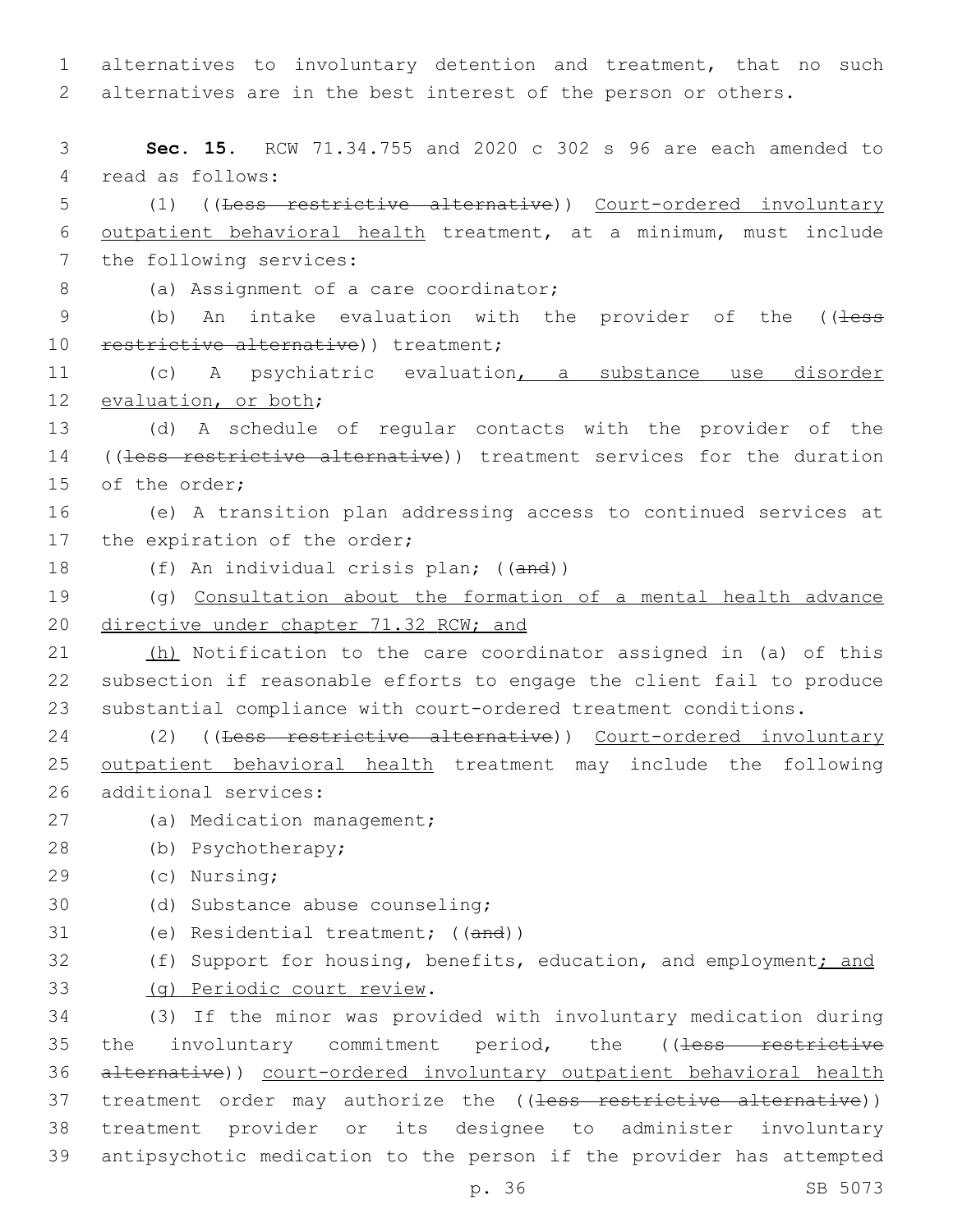alternatives to involuntary detention and treatment, that no such alternatives are in the best interest of the person or others.

**Sec. 15.** RCW 71.34.755 and 2020 c 302 s 96 are each amended to read as follows:

(1) ((~~Less restrictive alternative~~)) <u>Court-ordered involuntary outpatient behavioral health</u> treatment, at a minimum, must include the following services:

(a) Assignment of a care coordinator;

(b) An intake evaluation with the provider of the ((~~less restrictive alternative~~)) treatment;

(c) A psychiatric evaluation<u>, a substance use disorder evaluation, or both</u>;

(d) A schedule of regular contacts with the provider of the ((~~less restrictive alternative~~)) treatment services for the duration of the order;

(e) A transition plan addressing access to continued services at the expiration of the order;

(f) An individual crisis plan; ((~~and~~))

(g) <u>Consultation about the formation of a mental health advance directive under chapter 71.32 RCW; and</u>

<u>(h)</u> Notification to the care coordinator assigned in (a) of this subsection if reasonable efforts to engage the client fail to produce substantial compliance with court-ordered treatment conditions.

(2) ((~~Less restrictive alternative~~)) <u>Court-ordered involuntary outpatient behavioral health</u> treatment may include the following additional services:

(a) Medication management;

(b) Psychotherapy;

(c) Nursing;

(d) Substance abuse counseling;

(e) Residential treatment; ((~~and~~))

(f) Support for housing, benefits, education, and employment<u>; and</u>

<u>(g) Periodic court review</u>.

(3) If the minor was provided with involuntary medication during the involuntary commitment period, the ((~~less restrictive alternative~~)) <u>court-ordered involuntary outpatient behavioral health</u> treatment order may authorize the ((~~less restrictive alternative~~)) treatment provider or its designee to administer involuntary antipsychotic medication to the person if the provider has attempted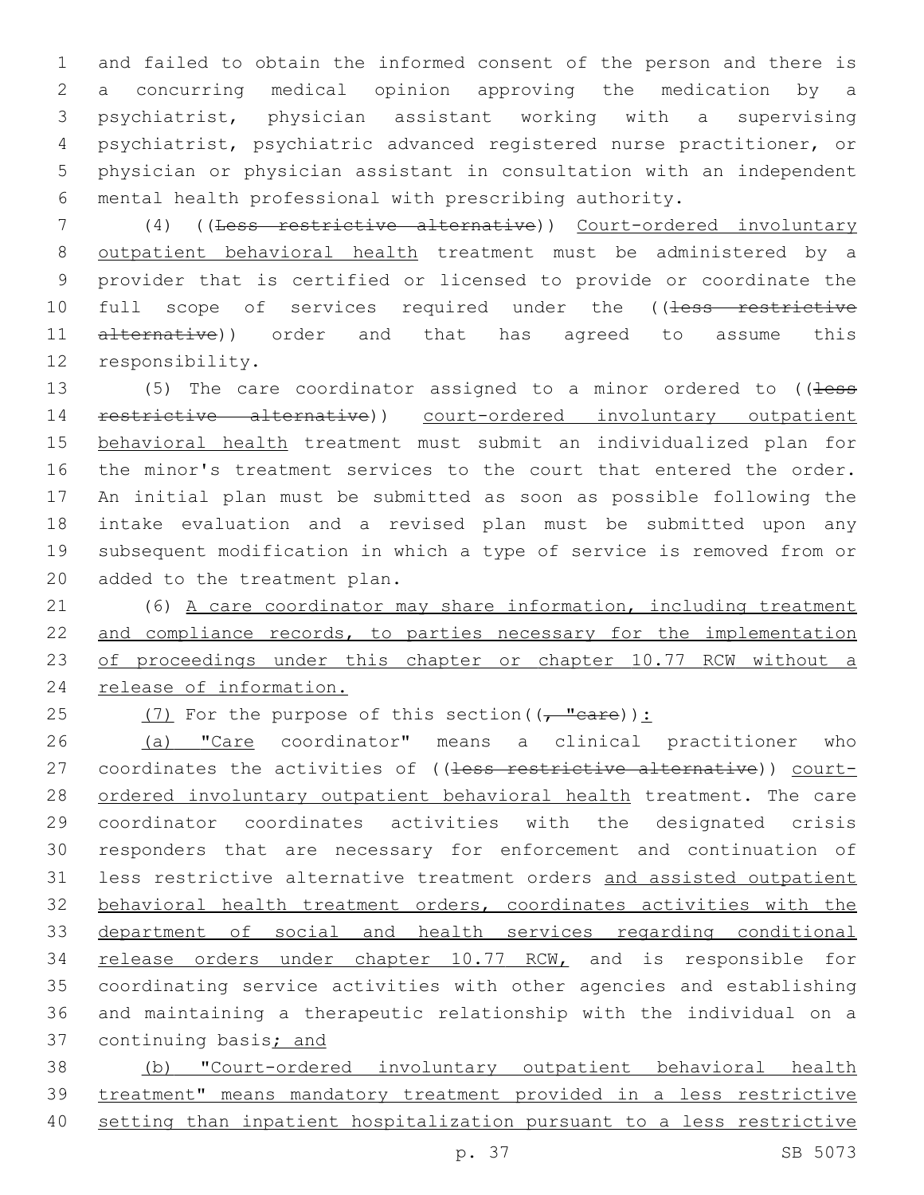and failed to obtain the informed consent of the person and there is a concurring medical opinion approving the medication by a psychiatrist, physician assistant working with a supervising psychiatrist, psychiatric advanced registered nurse practitioner, or physician or physician assistant in consultation with an independent mental health professional with prescribing authority.

(4) ((~~Less restrictive alternative~~)) Court-ordered involuntary outpatient behavioral health treatment must be administered by a provider that is certified or licensed to provide or coordinate the full scope of services required under the ((~~less restrictive alternative~~)) order and that has agreed to assume this responsibility.

(5) The care coordinator assigned to a minor ordered to ((~~less restrictive alternative~~)) court-ordered involuntary outpatient behavioral health treatment must submit an individualized plan for the minor's treatment services to the court that entered the order. An initial plan must be submitted as soon as possible following the intake evaluation and a revised plan must be submitted upon any subsequent modification in which a type of service is removed from or added to the treatment plan.

(6) A care coordinator may share information, including treatment and compliance records, to parties necessary for the implementation of proceedings under this chapter or chapter 10.77 RCW without a release of information.

(7) For the purpose of this section((~~, "care~~)):

(a) "Care coordinator" means a clinical practitioner who coordinates the activities of ((~~less restrictive alternative~~)) court-ordered involuntary outpatient behavioral health treatment. The care coordinator coordinates activities with the designated crisis responders that are necessary for enforcement and continuation of less restrictive alternative treatment orders and assisted outpatient behavioral health treatment orders, coordinates activities with the department of social and health services regarding conditional release orders under chapter 10.77 RCW, and is responsible for coordinating service activities with other agencies and establishing and maintaining a therapeutic relationship with the individual on a continuing basis; and

(b) "Court-ordered involuntary outpatient behavioral health treatment" means mandatory treatment provided in a less restrictive setting than inpatient hospitalization pursuant to a less restrictive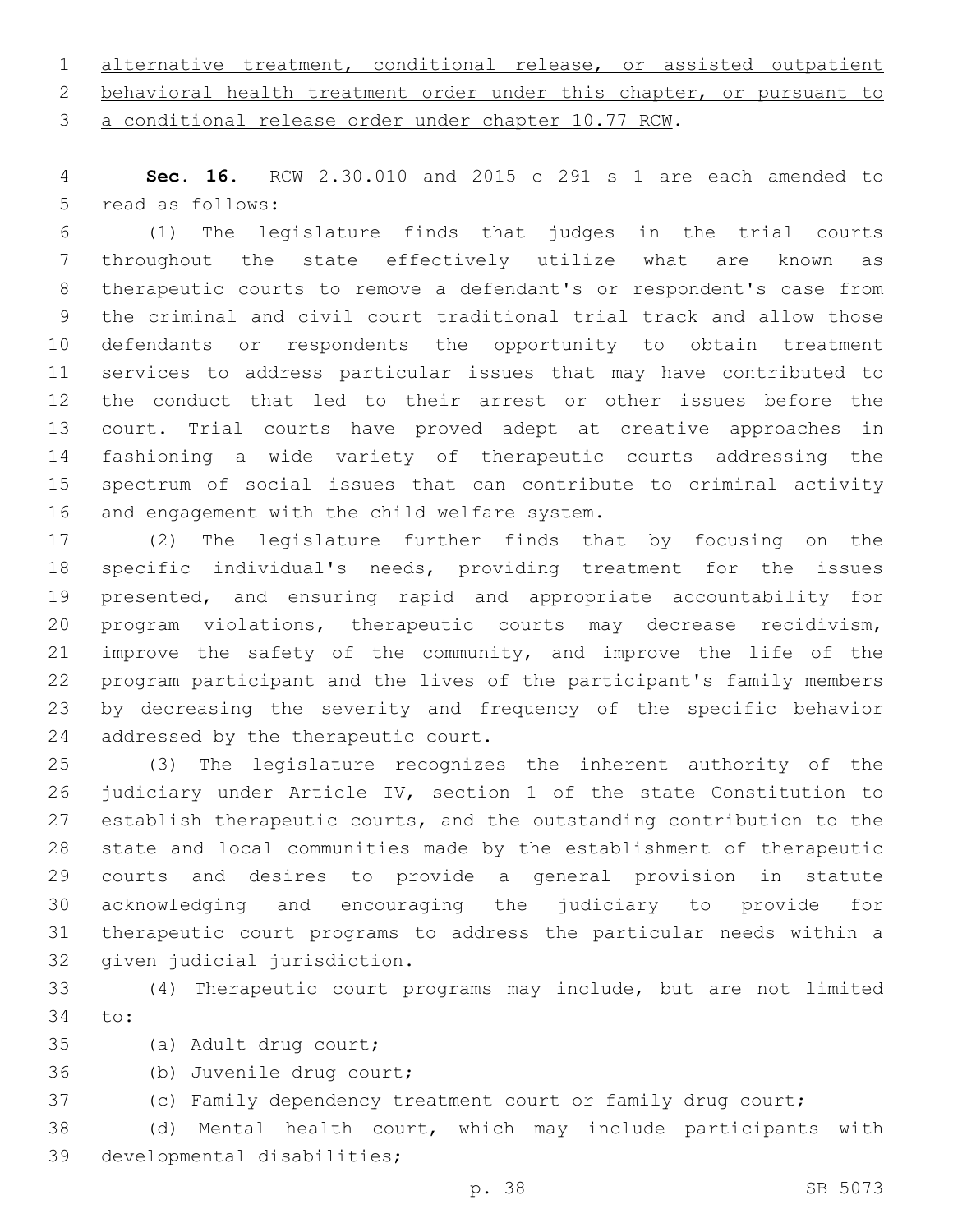alternative treatment, conditional release, or assisted outpatient behavioral health treatment order under this chapter, or pursuant to a conditional release order under chapter 10.77 RCW.

**Sec. 16.** RCW 2.30.010 and 2015 c 291 s 1 are each amended to read as follows:

(1) The legislature finds that judges in the trial courts throughout the state effectively utilize what are known as therapeutic courts to remove a defendant's or respondent's case from the criminal and civil court traditional trial track and allow those defendants or respondents the opportunity to obtain treatment services to address particular issues that may have contributed to the conduct that led to their arrest or other issues before the court. Trial courts have proved adept at creative approaches in fashioning a wide variety of therapeutic courts addressing the spectrum of social issues that can contribute to criminal activity and engagement with the child welfare system.

(2) The legislature further finds that by focusing on the specific individual's needs, providing treatment for the issues presented, and ensuring rapid and appropriate accountability for program violations, therapeutic courts may decrease recidivism, improve the safety of the community, and improve the life of the program participant and the lives of the participant's family members by decreasing the severity and frequency of the specific behavior addressed by the therapeutic court.

(3) The legislature recognizes the inherent authority of the judiciary under Article IV, section 1 of the state Constitution to establish therapeutic courts, and the outstanding contribution to the state and local communities made by the establishment of therapeutic courts and desires to provide a general provision in statute acknowledging and encouraging the judiciary to provide for therapeutic court programs to address the particular needs within a given judicial jurisdiction.

(4) Therapeutic court programs may include, but are not limited to:

(a) Adult drug court;

(b) Juvenile drug court;

(c) Family dependency treatment court or family drug court;

(d) Mental health court, which may include participants with developmental disabilities;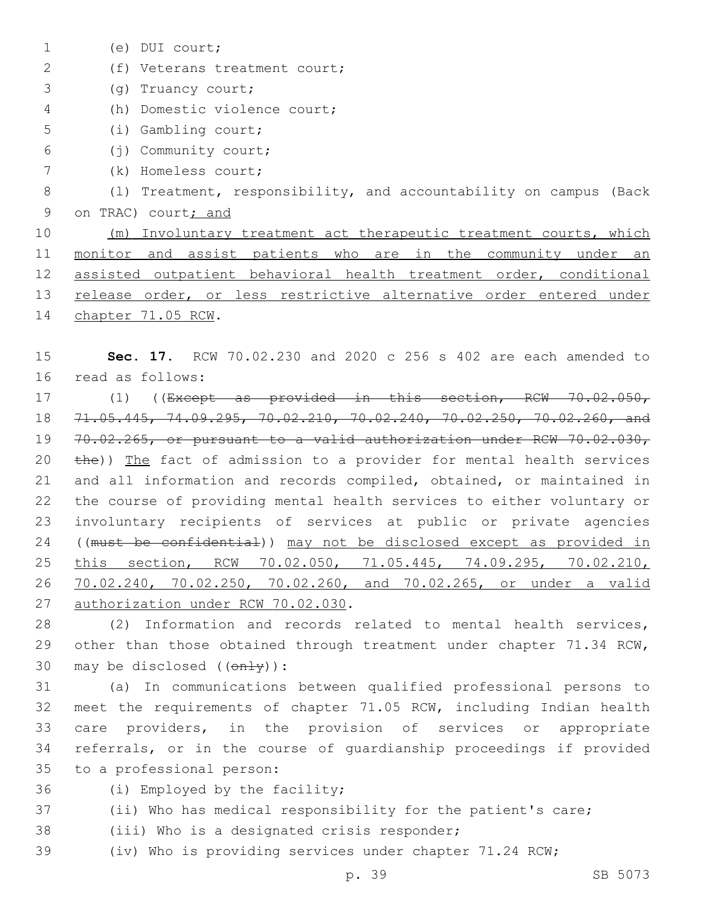(e) DUI court;

(f) Veterans treatment court;

(g) Truancy court;

(h) Domestic violence court;

(i) Gambling court;

(j) Community court;

(k) Homeless court;

(l) Treatment, responsibility, and accountability on campus (Back on TRAC) court; and

(m) Involuntary treatment act therapeutic treatment courts, which monitor and assist patients who are in the community under an assisted outpatient behavioral health treatment order, conditional release order, or less restrictive alternative order entered under chapter 71.05 RCW.

**Sec. 17.** RCW 70.02.230 and 2020 c 256 s 402 are each amended to read as follows:

(1) ((~~Except as provided in this section, RCW 70.02.050, 71.05.445, 74.09.295, 70.02.210, 70.02.240, 70.02.250, 70.02.260, and 70.02.265, or pursuant to a valid authorization under RCW 70.02.030, the~~)) The fact of admission to a provider for mental health services and all information and records compiled, obtained, or maintained in the course of providing mental health services to either voluntary or involuntary recipients of services at public or private agencies ((~~must be confidential~~)) may not be disclosed except as provided in this section, RCW 70.02.050, 71.05.445, 74.09.295, 70.02.210, 70.02.240, 70.02.250, 70.02.260, and 70.02.265, or under a valid authorization under RCW 70.02.030.

(2) Information and records related to mental health services, other than those obtained through treatment under chapter 71.34 RCW, may be disclosed ((~~only~~)):

(a) In communications between qualified professional persons to meet the requirements of chapter 71.05 RCW, including Indian health care providers, in the provision of services or appropriate referrals, or in the course of guardianship proceedings if provided to a professional person:

(i) Employed by the facility;

(ii) Who has medical responsibility for the patient's care;

(iii) Who is a designated crisis responder;

(iv) Who is providing services under chapter 71.24 RCW;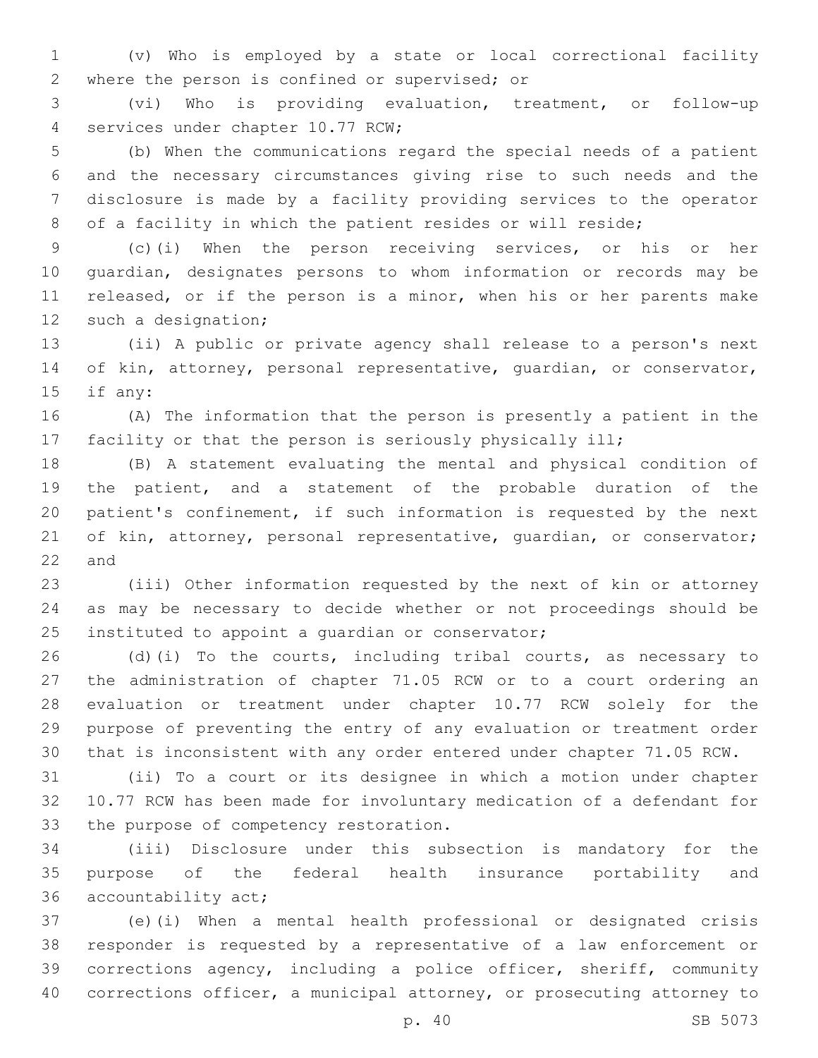(v) Who is employed by a state or local correctional facility where the person is confined or supervised; or

(vi) Who is providing evaluation, treatment, or follow-up services under chapter 10.77 RCW;

(b) When the communications regard the special needs of a patient and the necessary circumstances giving rise to such needs and the disclosure is made by a facility providing services to the operator of a facility in which the patient resides or will reside;

(c)(i) When the person receiving services, or his or her guardian, designates persons to whom information or records may be released, or if the person is a minor, when his or her parents make such a designation;

(ii) A public or private agency shall release to a person's next of kin, attorney, personal representative, guardian, or conservator, if any:

(A) The information that the person is presently a patient in the facility or that the person is seriously physically ill;

(B) A statement evaluating the mental and physical condition of the patient, and a statement of the probable duration of the patient's confinement, if such information is requested by the next of kin, attorney, personal representative, guardian, or conservator; and

(iii) Other information requested by the next of kin or attorney as may be necessary to decide whether or not proceedings should be instituted to appoint a guardian or conservator;

(d)(i) To the courts, including tribal courts, as necessary to the administration of chapter 71.05 RCW or to a court ordering an evaluation or treatment under chapter 10.77 RCW solely for the purpose of preventing the entry of any evaluation or treatment order that is inconsistent with any order entered under chapter 71.05 RCW.

(ii) To a court or its designee in which a motion under chapter 10.77 RCW has been made for involuntary medication of a defendant for the purpose of competency restoration.

(iii) Disclosure under this subsection is mandatory for the purpose of the federal health insurance portability and accountability act;

(e)(i) When a mental health professional or designated crisis responder is requested by a representative of a law enforcement or corrections agency, including a police officer, sheriff, community corrections officer, a municipal attorney, or prosecuting attorney to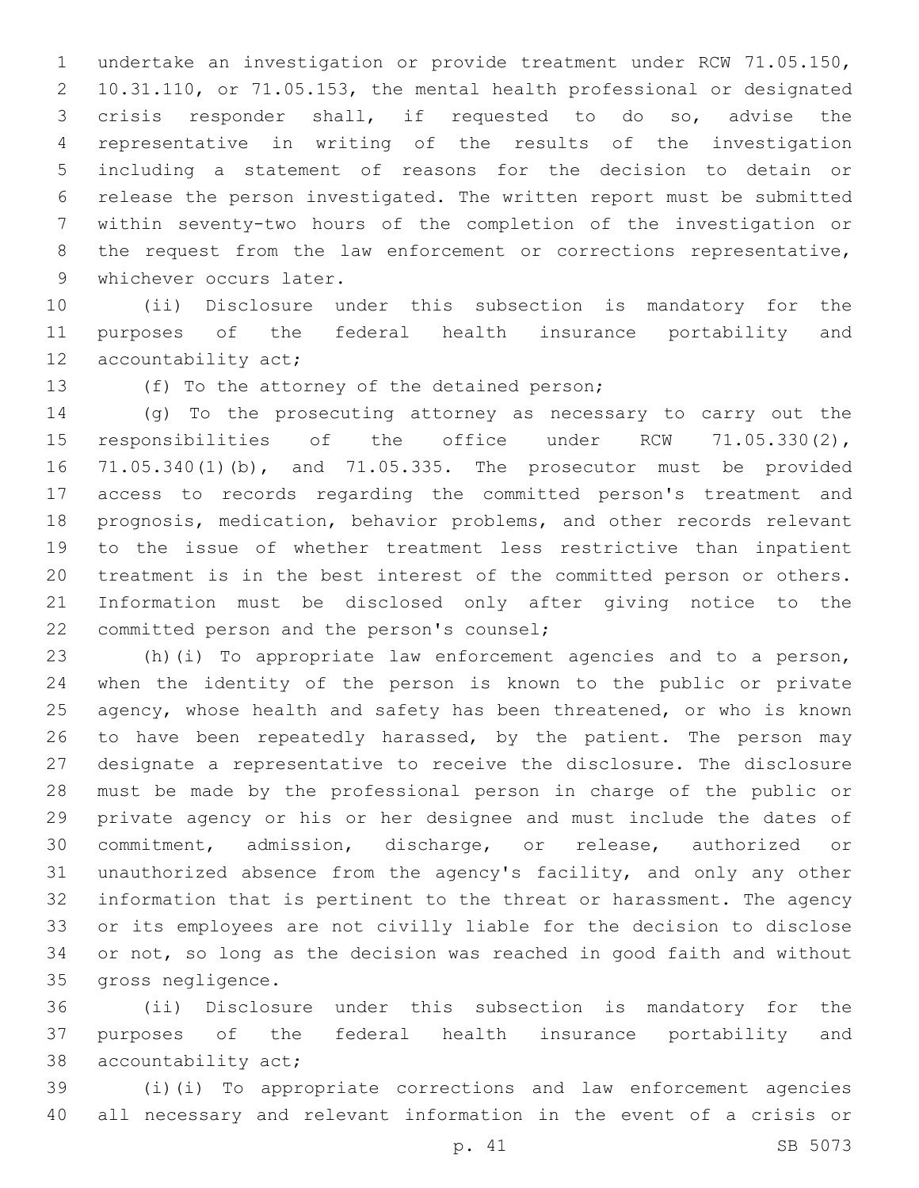undertake an investigation or provide treatment under RCW 71.05.150, 10.31.110, or 71.05.153, the mental health professional or designated crisis responder shall, if requested to do so, advise the representative in writing of the results of the investigation including a statement of reasons for the decision to detain or release the person investigated. The written report must be submitted within seventy-two hours of the completion of the investigation or the request from the law enforcement or corrections representative, whichever occurs later.

(ii) Disclosure under this subsection is mandatory for the purposes of the federal health insurance portability and accountability act;

(f) To the attorney of the detained person;

(g) To the prosecuting attorney as necessary to carry out the responsibilities of the office under RCW 71.05.330(2), 71.05.340(1)(b), and 71.05.335. The prosecutor must be provided access to records regarding the committed person's treatment and prognosis, medication, behavior problems, and other records relevant to the issue of whether treatment less restrictive than inpatient treatment is in the best interest of the committed person or others. Information must be disclosed only after giving notice to the committed person and the person's counsel;

(h)(i) To appropriate law enforcement agencies and to a person, when the identity of the person is known to the public or private agency, whose health and safety has been threatened, or who is known to have been repeatedly harassed, by the patient. The person may designate a representative to receive the disclosure. The disclosure must be made by the professional person in charge of the public or private agency or his or her designee and must include the dates of commitment, admission, discharge, or release, authorized or unauthorized absence from the agency's facility, and only any other information that is pertinent to the threat or harassment. The agency or its employees are not civilly liable for the decision to disclose or not, so long as the decision was reached in good faith and without gross negligence.

(ii) Disclosure under this subsection is mandatory for the purposes of the federal health insurance portability and accountability act;

(i)(i) To appropriate corrections and law enforcement agencies all necessary and relevant information in the event of a crisis or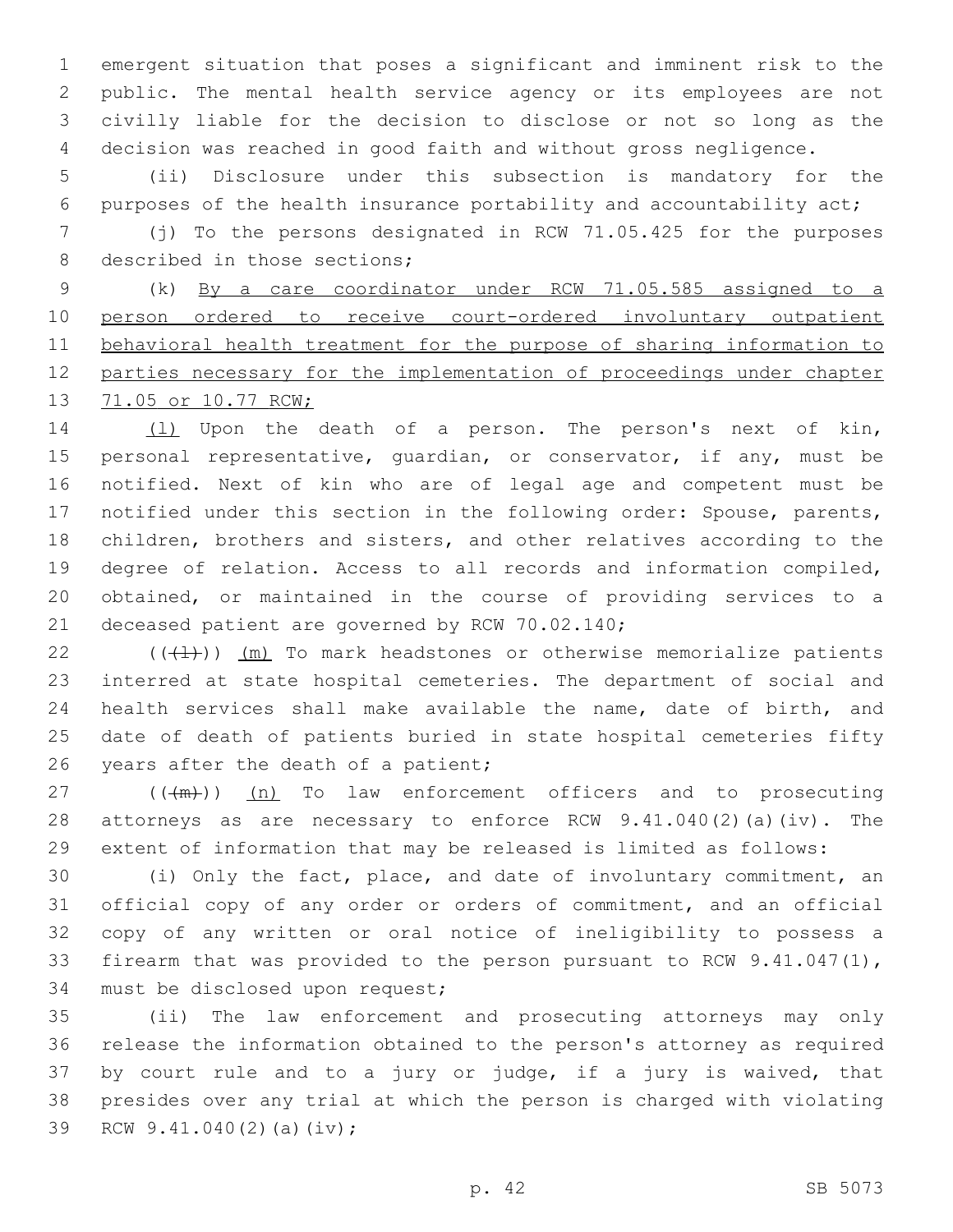emergent situation that poses a significant and imminent risk to the public. The mental health service agency or its employees are not civilly liable for the decision to disclose or not so long as the decision was reached in good faith and without gross negligence.

(ii) Disclosure under this subsection is mandatory for the purposes of the health insurance portability and accountability act;

(j) To the persons designated in RCW 71.05.425 for the purposes described in those sections;

(k) By a care coordinator under RCW 71.05.585 assigned to a person ordered to receive court-ordered involuntary outpatient behavioral health treatment for the purpose of sharing information to parties necessary for the implementation of proceedings under chapter 71.05 or 10.77 RCW;

(l) Upon the death of a person. The person's next of kin, personal representative, guardian, or conservator, if any, must be notified. Next of kin who are of legal age and competent must be notified under this section in the following order: Spouse, parents, children, brothers and sisters, and other relatives according to the degree of relation. Access to all records and information compiled, obtained, or maintained in the course of providing services to a deceased patient are governed by RCW 70.02.140;

(((l))) (m) To mark headstones or otherwise memorialize patients interred at state hospital cemeteries. The department of social and health services shall make available the name, date of birth, and date of death of patients buried in state hospital cemeteries fifty years after the death of a patient;

(((m))) (n) To law enforcement officers and to prosecuting attorneys as are necessary to enforce RCW 9.41.040(2)(a)(iv). The extent of information that may be released is limited as follows:

(i) Only the fact, place, and date of involuntary commitment, an official copy of any order or orders of commitment, and an official copy of any written or oral notice of ineligibility to possess a firearm that was provided to the person pursuant to RCW 9.41.047(1), must be disclosed upon request;

(ii) The law enforcement and prosecuting attorneys may only release the information obtained to the person's attorney as required by court rule and to a jury or judge, if a jury is waived, that presides over any trial at which the person is charged with violating RCW 9.41.040(2)(a)(iv);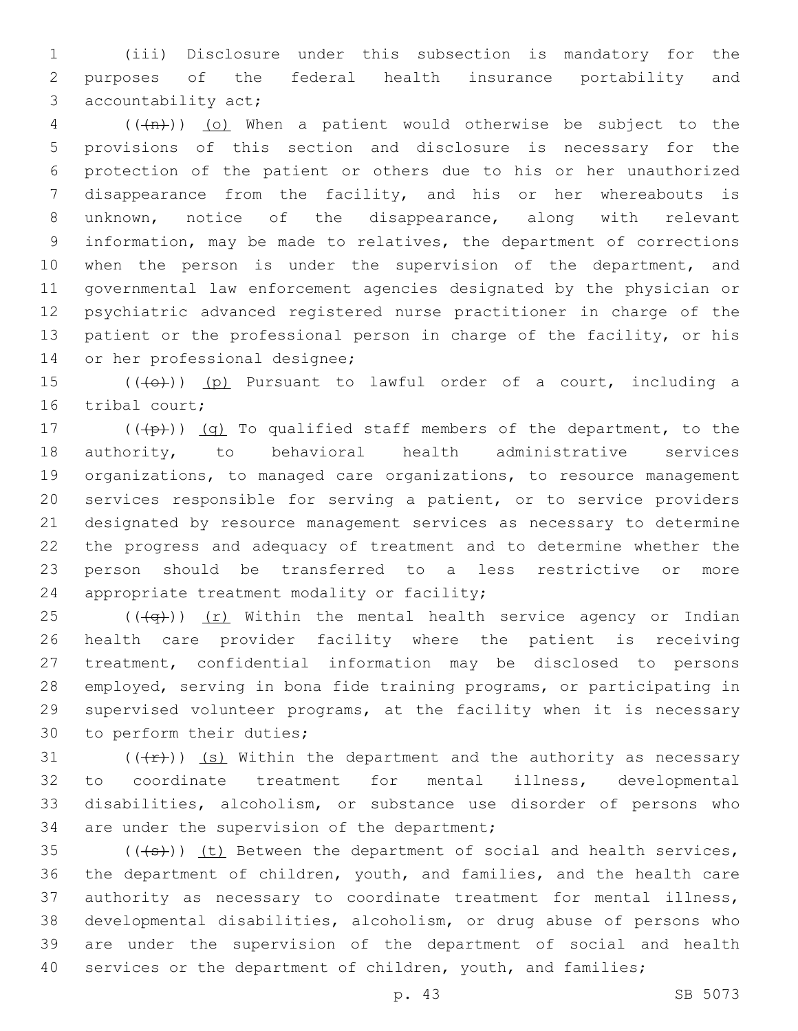(iii) Disclosure under this subsection is mandatory for the purposes of the federal health insurance portability and accountability act;

(((n))) (o) When a patient would otherwise be subject to the provisions of this section and disclosure is necessary for the protection of the patient or others due to his or her unauthorized disappearance from the facility, and his or her whereabouts is unknown, notice of the disappearance, along with relevant information, may be made to relatives, the department of corrections when the person is under the supervision of the department, and governmental law enforcement agencies designated by the physician or psychiatric advanced registered nurse practitioner in charge of the patient or the professional person in charge of the facility, or his or her professional designee;

(((o))) (p) Pursuant to lawful order of a court, including a tribal court;

(((p))) (q) To qualified staff members of the department, to the authority, to behavioral health administrative services organizations, to managed care organizations, to resource management services responsible for serving a patient, or to service providers designated by resource management services as necessary to determine the progress and adequacy of treatment and to determine whether the person should be transferred to a less restrictive or more appropriate treatment modality or facility;

(((q))) (r) Within the mental health service agency or Indian health care provider facility where the patient is receiving treatment, confidential information may be disclosed to persons employed, serving in bona fide training programs, or participating in supervised volunteer programs, at the facility when it is necessary to perform their duties;

(((r))) (s) Within the department and the authority as necessary to coordinate treatment for mental illness, developmental disabilities, alcoholism, or substance use disorder of persons who are under the supervision of the department;

(((s))) (t) Between the department of social and health services, the department of children, youth, and families, and the health care authority as necessary to coordinate treatment for mental illness, developmental disabilities, alcoholism, or drug abuse of persons who are under the supervision of the department of social and health services or the department of children, youth, and families;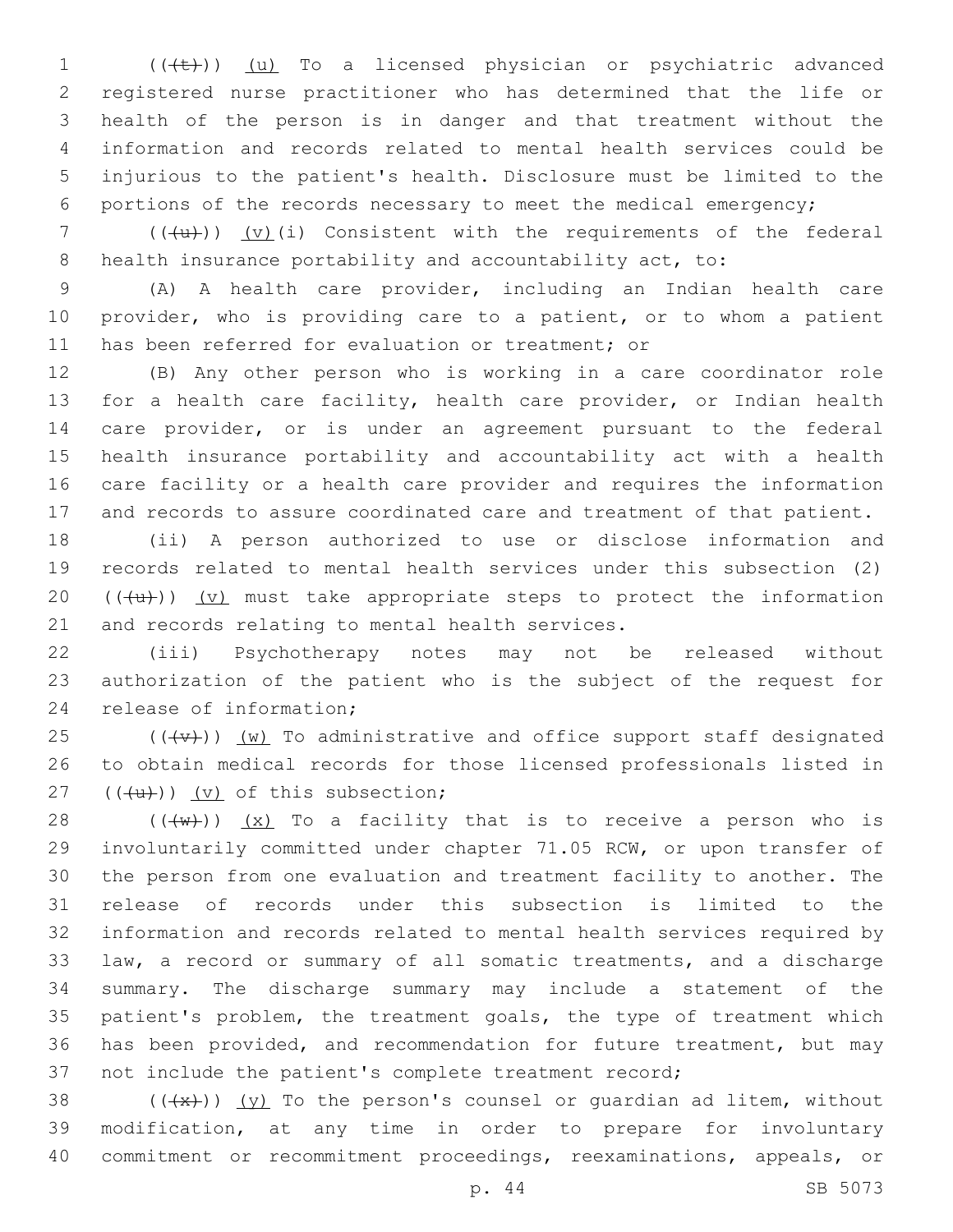((~~(t)~~)) <u>(u)</u> To a licensed physician or psychiatric advanced registered nurse practitioner who has determined that the life or health of the person is in danger and that treatment without the information and records related to mental health services could be injurious to the patient's health. Disclosure must be limited to the portions of the records necessary to meet the medical emergency;

((~~(u)~~)) <u>(v)</u>(i) Consistent with the requirements of the federal health insurance portability and accountability act, to:

(A) A health care provider, including an Indian health care provider, who is providing care to a patient, or to whom a patient has been referred for evaluation or treatment; or

(B) Any other person who is working in a care coordinator role for a health care facility, health care provider, or Indian health care provider, or is under an agreement pursuant to the federal health insurance portability and accountability act with a health care facility or a health care provider and requires the information and records to assure coordinated care and treatment of that patient.

(ii) A person authorized to use or disclose information and records related to mental health services under this subsection (2) ((~~(u)~~)) <u>(v)</u> must take appropriate steps to protect the information and records relating to mental health services.

(iii) Psychotherapy notes may not be released without authorization of the patient who is the subject of the request for release of information;

((~~(v)~~)) <u>(w)</u> To administrative and office support staff designated to obtain medical records for those licensed professionals listed in ((~~(u)~~)) <u>(v)</u> of this subsection;

((~~(w)~~)) <u>(x)</u> To a facility that is to receive a person who is involuntarily committed under chapter 71.05 RCW, or upon transfer of the person from one evaluation and treatment facility to another. The release of records under this subsection is limited to the information and records related to mental health services required by law, a record or summary of all somatic treatments, and a discharge summary. The discharge summary may include a statement of the patient's problem, the treatment goals, the type of treatment which has been provided, and recommendation for future treatment, but may not include the patient's complete treatment record;

((~~(x)~~)) <u>(y)</u> To the person's counsel or guardian ad litem, without modification, at any time in order to prepare for involuntary commitment or recommitment proceedings, reexaminations, appeals, or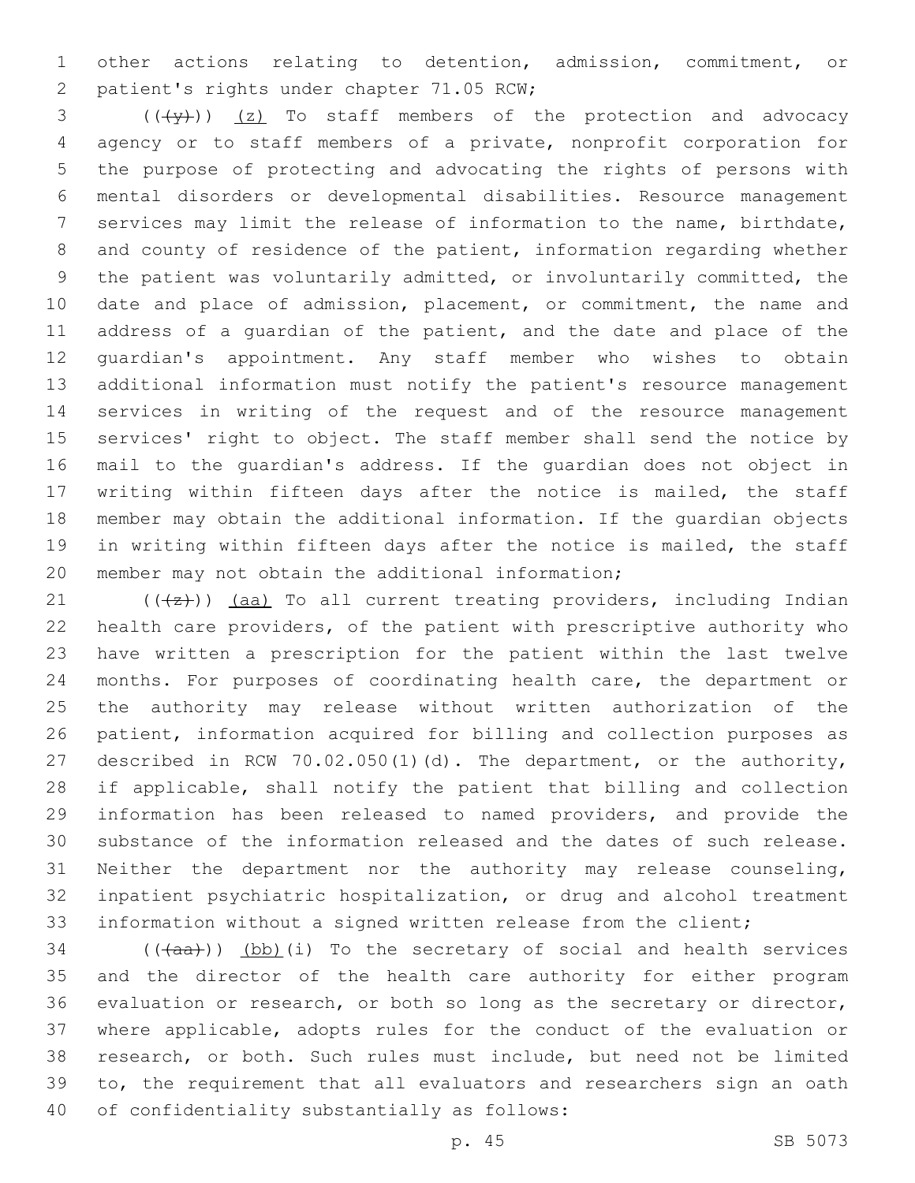other actions relating to detention, admission, commitment, or patient's rights under chapter 71.05 RCW;

(((y))) (z) To staff members of the protection and advocacy agency or to staff members of a private, nonprofit corporation for the purpose of protecting and advocating the rights of persons with mental disorders or developmental disabilities. Resource management services may limit the release of information to the name, birthdate, and county of residence of the patient, information regarding whether the patient was voluntarily admitted, or involuntarily committed, the date and place of admission, placement, or commitment, the name and address of a guardian of the patient, and the date and place of the guardian's appointment. Any staff member who wishes to obtain additional information must notify the patient's resource management services in writing of the request and of the resource management services' right to object. The staff member shall send the notice by mail to the guardian's address. If the guardian does not object in writing within fifteen days after the notice is mailed, the staff member may obtain the additional information. If the guardian objects in writing within fifteen days after the notice is mailed, the staff member may not obtain the additional information;

(((z))) (aa) To all current treating providers, including Indian health care providers, of the patient with prescriptive authority who have written a prescription for the patient within the last twelve months. For purposes of coordinating health care, the department or the authority may release without written authorization of the patient, information acquired for billing and collection purposes as described in RCW 70.02.050(1)(d). The department, or the authority, if applicable, shall notify the patient that billing and collection information has been released to named providers, and provide the substance of the information released and the dates of such release. Neither the department nor the authority may release counseling, inpatient psychiatric hospitalization, or drug and alcohol treatment information without a signed written release from the client;

(((aa))) (bb)(i) To the secretary of social and health services and the director of the health care authority for either program evaluation or research, or both so long as the secretary or director, where applicable, adopts rules for the conduct of the evaluation or research, or both. Such rules must include, but need not be limited to, the requirement that all evaluators and researchers sign an oath of confidentiality substantially as follows: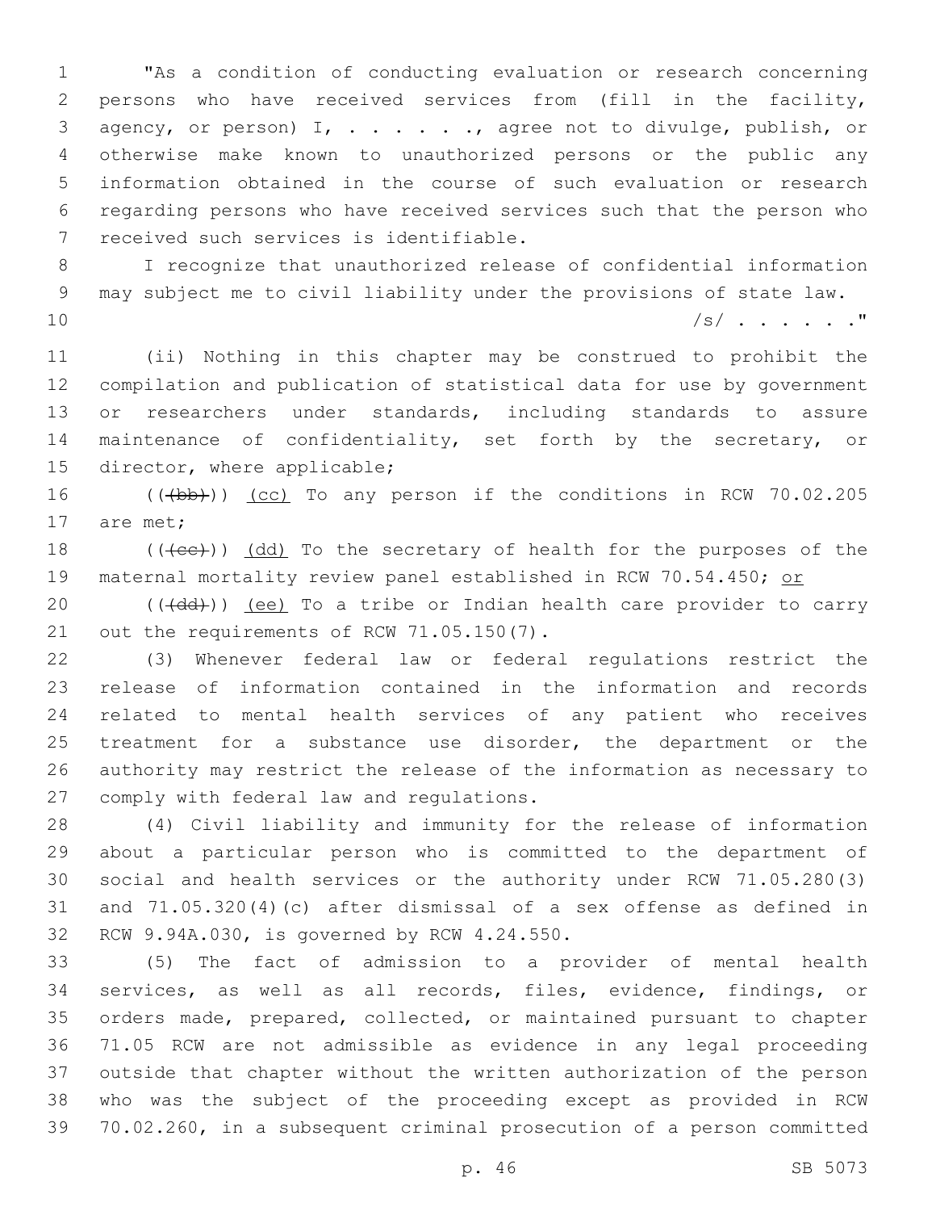"As a condition of conducting evaluation or research concerning persons who have received services from (fill in the facility, agency, or person) I, . . . . . ., agree not to divulge, publish, or otherwise make known to unauthorized persons or the public any information obtained in the course of such evaluation or research regarding persons who have received services such that the person who received such services is identifiable.

I recognize that unauthorized release of confidential information may subject me to civil liability under the provisions of state law.

/s/ . . . . . ."

(ii) Nothing in this chapter may be construed to prohibit the compilation and publication of statistical data for use by government or researchers under standards, including standards to assure maintenance of confidentiality, set forth by the secretary, or director, where applicable;

(((bb))) (cc) To any person if the conditions in RCW 70.02.205 are met;

(((cc))) (dd) To the secretary of health for the purposes of the maternal mortality review panel established in RCW 70.54.450; or

(((dd))) (ee) To a tribe or Indian health care provider to carry out the requirements of RCW 71.05.150(7).

(3) Whenever federal law or federal regulations restrict the release of information contained in the information and records related to mental health services of any patient who receives treatment for a substance use disorder, the department or the authority may restrict the release of the information as necessary to comply with federal law and regulations.

(4) Civil liability and immunity for the release of information about a particular person who is committed to the department of social and health services or the authority under RCW 71.05.280(3) and 71.05.320(4)(c) after dismissal of a sex offense as defined in RCW 9.94A.030, is governed by RCW 4.24.550.

(5) The fact of admission to a provider of mental health services, as well as all records, files, evidence, findings, or orders made, prepared, collected, or maintained pursuant to chapter 71.05 RCW are not admissible as evidence in any legal proceeding outside that chapter without the written authorization of the person who was the subject of the proceeding except as provided in RCW 70.02.260, in a subsequent criminal prosecution of a person committed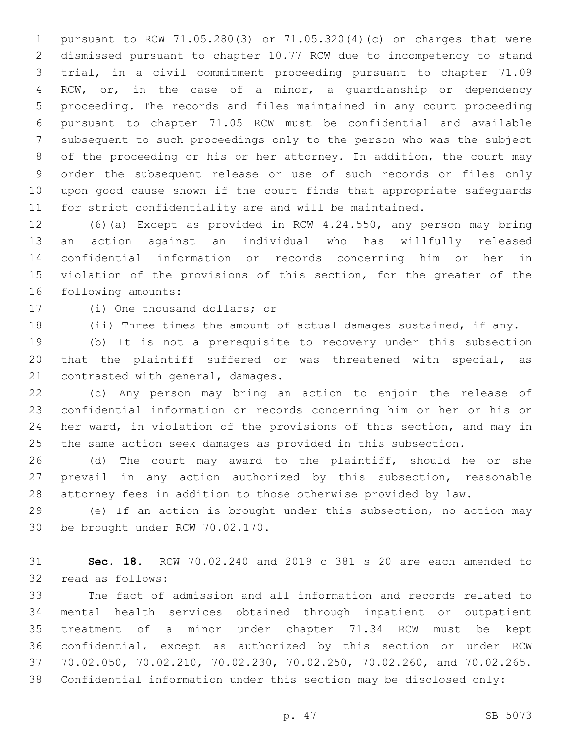pursuant to RCW 71.05.280(3) or 71.05.320(4)(c) on charges that were dismissed pursuant to chapter 10.77 RCW due to incompetency to stand trial, in a civil commitment proceeding pursuant to chapter 71.09 RCW, or, in the case of a minor, a guardianship or dependency proceeding. The records and files maintained in any court proceeding pursuant to chapter 71.05 RCW must be confidential and available subsequent to such proceedings only to the person who was the subject of the proceeding or his or her attorney. In addition, the court may order the subsequent release or use of such records or files only upon good cause shown if the court finds that appropriate safeguards for strict confidentiality are and will be maintained.

(6)(a) Except as provided in RCW 4.24.550, any person may bring an action against an individual who has willfully released confidential information or records concerning him or her in violation of the provisions of this section, for the greater of the following amounts:

(i) One thousand dollars; or

(ii) Three times the amount of actual damages sustained, if any.

(b) It is not a prerequisite to recovery under this subsection that the plaintiff suffered or was threatened with special, as contrasted with general, damages.

(c) Any person may bring an action to enjoin the release of confidential information or records concerning him or her or his or her ward, in violation of the provisions of this section, and may in the same action seek damages as provided in this subsection.

(d) The court may award to the plaintiff, should he or she prevail in any action authorized by this subsection, reasonable attorney fees in addition to those otherwise provided by law.

(e) If an action is brought under this subsection, no action may be brought under RCW 70.02.170.

**Sec. 18.** RCW 70.02.240 and 2019 c 381 s 20 are each amended to read as follows:

The fact of admission and all information and records related to mental health services obtained through inpatient or outpatient treatment of a minor under chapter 71.34 RCW must be kept confidential, except as authorized by this section or under RCW 70.02.050, 70.02.210, 70.02.230, 70.02.250, 70.02.260, and 70.02.265. Confidential information under this section may be disclosed only: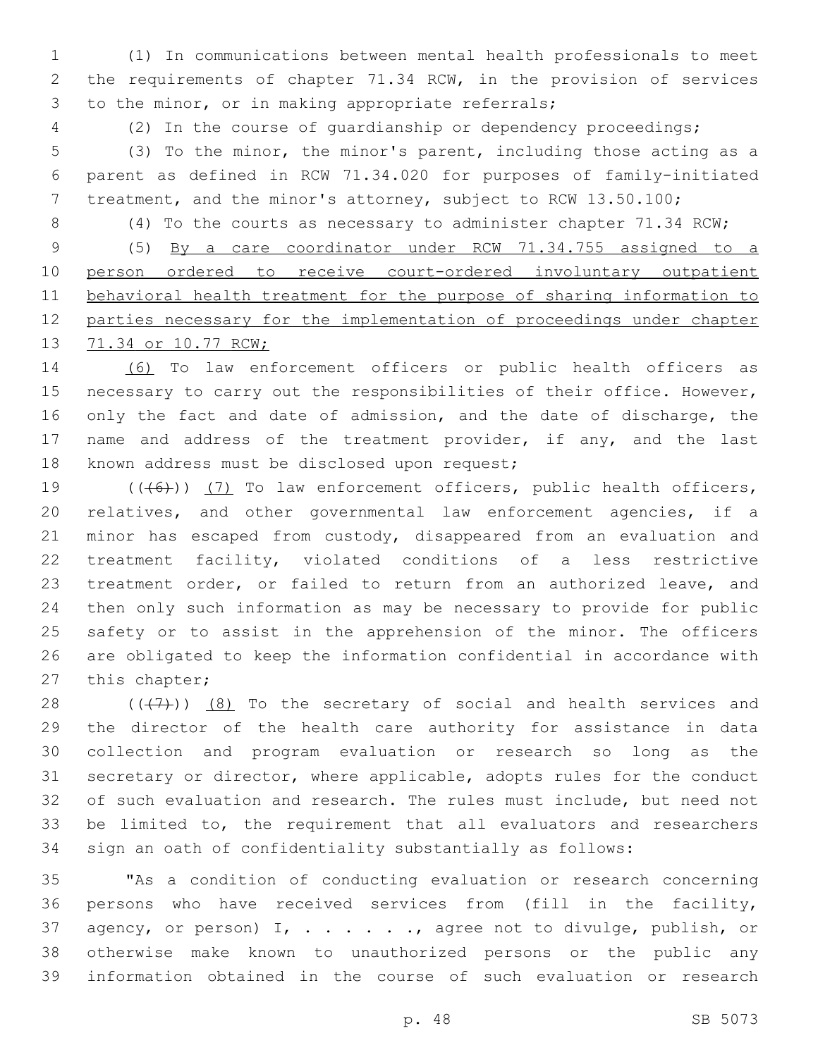(1) In communications between mental health professionals to meet the requirements of chapter 71.34 RCW, in the provision of services to the minor, or in making appropriate referrals;

(2) In the course of guardianship or dependency proceedings;

(3) To the minor, the minor's parent, including those acting as a parent as defined in RCW 71.34.020 for purposes of family-initiated treatment, and the minor's attorney, subject to RCW 13.50.100;

(4) To the courts as necessary to administer chapter 71.34 RCW;

(5) <u>By a care coordinator under RCW 71.34.755 assigned to a person ordered to receive court-ordered involuntary outpatient behavioral health treatment for the purpose of sharing information to parties necessary for the implementation of proceedings under chapter 71.34 or 10.77 RCW;</u>

<u>(6)</u> To law enforcement officers or public health officers as necessary to carry out the responsibilities of their office. However, only the fact and date of admission, and the date of discharge, the name and address of the treatment provider, if any, and the last known address must be disclosed upon request;

~~((6))~~ <u>(7)</u> To law enforcement officers, public health officers, relatives, and other governmental law enforcement agencies, if a minor has escaped from custody, disappeared from an evaluation and treatment facility, violated conditions of a less restrictive treatment order, or failed to return from an authorized leave, and then only such information as may be necessary to provide for public safety or to assist in the apprehension of the minor. The officers are obligated to keep the information confidential in accordance with this chapter;

~~((7))~~ <u>(8)</u> To the secretary of social and health services and the director of the health care authority for assistance in data collection and program evaluation or research so long as the secretary or director, where applicable, adopts rules for the conduct of such evaluation and research. The rules must include, but need not be limited to, the requirement that all evaluators and researchers sign an oath of confidentiality substantially as follows:

"As a condition of conducting evaluation or research concerning persons who have received services from (fill in the facility, agency, or person) I, . . . . . . ., agree not to divulge, publish, or otherwise make known to unauthorized persons or the public any information obtained in the course of such evaluation or research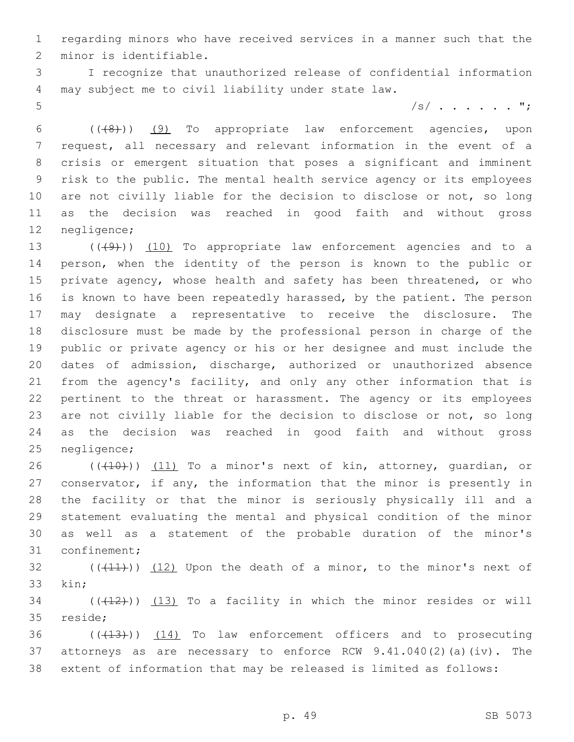regarding minors who have received services in a manner such that the minor is identifiable.

I recognize that unauthorized release of confidential information may subject me to civil liability under state law.

/s/ . . . . . . ";

((~~(8)~~)) (9) To appropriate law enforcement agencies, upon request, all necessary and relevant information in the event of a crisis or emergent situation that poses a significant and imminent risk to the public. The mental health service agency or its employees are not civilly liable for the decision to disclose or not, so long as the decision was reached in good faith and without gross negligence;

((~~(9)~~)) (10) To appropriate law enforcement agencies and to a person, when the identity of the person is known to the public or private agency, whose health and safety has been threatened, or who is known to have been repeatedly harassed, by the patient. The person may designate a representative to receive the disclosure. The disclosure must be made by the professional person in charge of the public or private agency or his or her designee and must include the dates of admission, discharge, authorized or unauthorized absence from the agency's facility, and only any other information that is pertinent to the threat or harassment. The agency or its employees are not civilly liable for the decision to disclose or not, so long as the decision was reached in good faith and without gross negligence;

((~~(10)~~)) (11) To a minor's next of kin, attorney, guardian, or conservator, if any, the information that the minor is presently in the facility or that the minor is seriously physically ill and a statement evaluating the mental and physical condition of the minor as well as a statement of the probable duration of the minor's confinement;

((~~(11)~~)) (12) Upon the death of a minor, to the minor's next of kin;

((~~(12)~~)) (13) To a facility in which the minor resides or will reside;

((~~(13)~~)) (14) To law enforcement officers and to prosecuting attorneys as are necessary to enforce RCW 9.41.040(2)(a)(iv). The extent of information that may be released is limited as follows: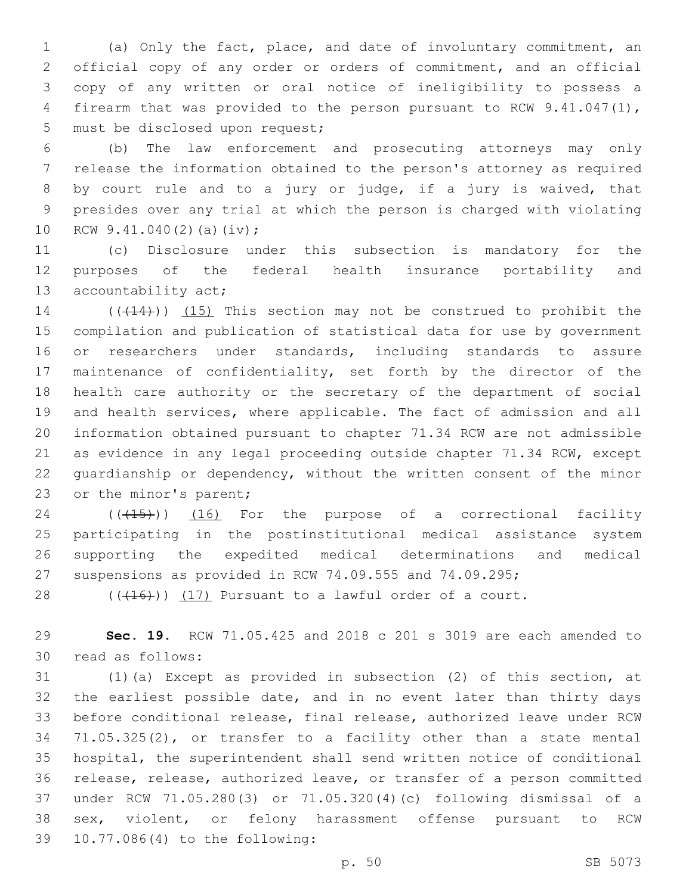(a) Only the fact, place, and date of involuntary commitment, an official copy of any order or orders of commitment, and an official copy of any written or oral notice of ineligibility to possess a firearm that was provided to the person pursuant to RCW 9.41.047(1), must be disclosed upon request;

(b) The law enforcement and prosecuting attorneys may only release the information obtained to the person's attorney as required by court rule and to a jury or judge, if a jury is waived, that presides over any trial at which the person is charged with violating RCW 9.41.040(2)(a)(iv);

(c) Disclosure under this subsection is mandatory for the purposes of the federal health insurance portability and accountability act;

~~((~~(14)~~))~~ (15) This section may not be construed to prohibit the compilation and publication of statistical data for use by government or researchers under standards, including standards to assure maintenance of confidentiality, set forth by the director of the health care authority or the secretary of the department of social and health services, where applicable. The fact of admission and all information obtained pursuant to chapter 71.34 RCW are not admissible as evidence in any legal proceeding outside chapter 71.34 RCW, except guardianship or dependency, without the written consent of the minor or the minor's parent;

~~((~~(15)~~))~~ (16) For the purpose of a correctional facility participating in the postinstitutional medical assistance system supporting the expedited medical determinations and medical suspensions as provided in RCW 74.09.555 and 74.09.295;

~~((~~(16)~~))~~ (17) Pursuant to a lawful order of a court.

**Sec. 19.** RCW 71.05.425 and 2018 c 201 s 3019 are each amended to read as follows:

(1)(a) Except as provided in subsection (2) of this section, at the earliest possible date, and in no event later than thirty days before conditional release, final release, authorized leave under RCW 71.05.325(2), or transfer to a facility other than a state mental hospital, the superintendent shall send written notice of conditional release, release, authorized leave, or transfer of a person committed under RCW 71.05.280(3) or 71.05.320(4)(c) following dismissal of a sex, violent, or felony harassment offense pursuant to RCW 10.77.086(4) to the following: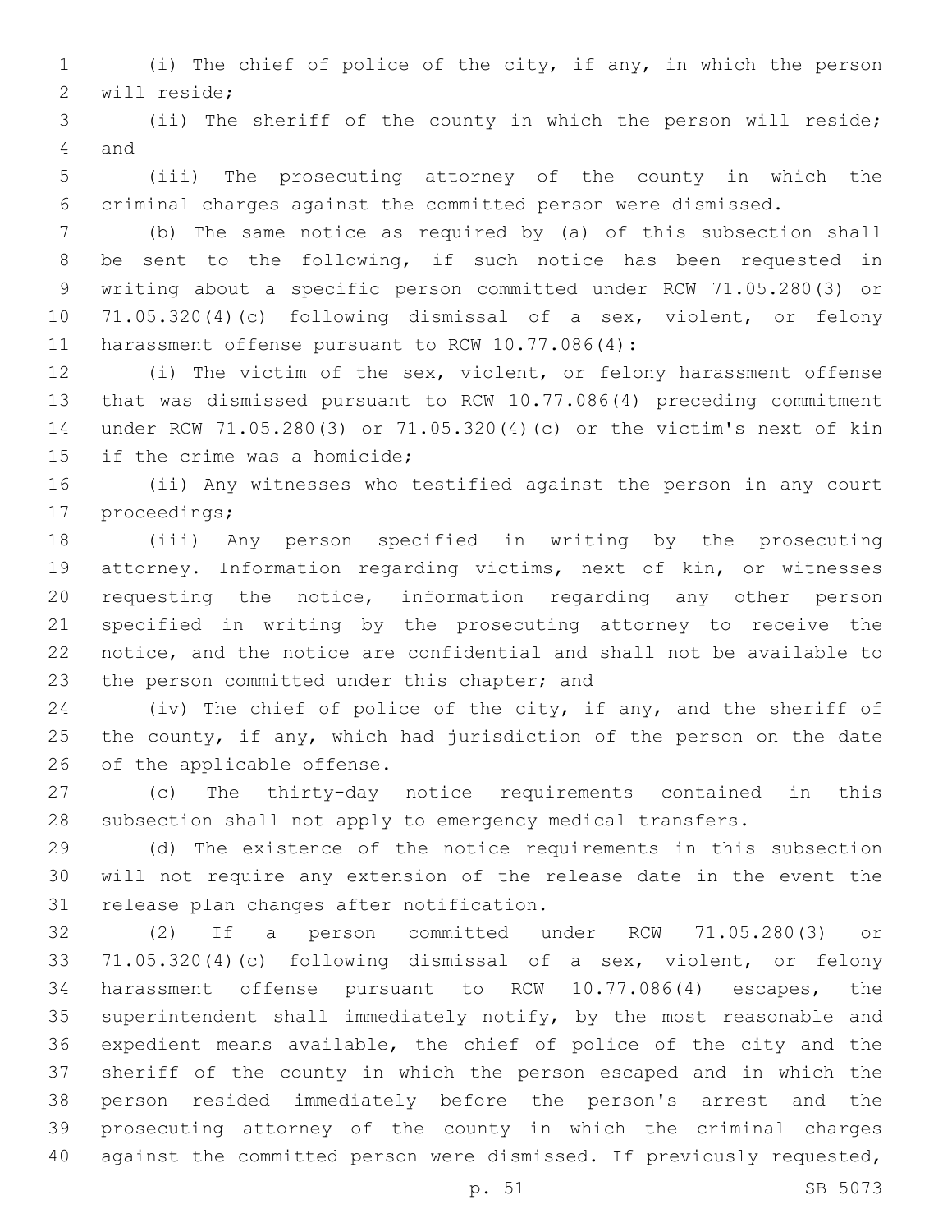(i) The chief of police of the city, if any, in which the person will reside;

(ii) The sheriff of the county in which the person will reside; and

(iii) The prosecuting attorney of the county in which the criminal charges against the committed person were dismissed.

(b) The same notice as required by (a) of this subsection shall be sent to the following, if such notice has been requested in writing about a specific person committed under RCW 71.05.280(3) or 71.05.320(4)(c) following dismissal of a sex, violent, or felony harassment offense pursuant to RCW 10.77.086(4):

(i) The victim of the sex, violent, or felony harassment offense that was dismissed pursuant to RCW 10.77.086(4) preceding commitment under RCW 71.05.280(3) or 71.05.320(4)(c) or the victim's next of kin if the crime was a homicide;

(ii) Any witnesses who testified against the person in any court proceedings;

(iii) Any person specified in writing by the prosecuting attorney. Information regarding victims, next of kin, or witnesses requesting the notice, information regarding any other person specified in writing by the prosecuting attorney to receive the notice, and the notice are confidential and shall not be available to the person committed under this chapter; and

(iv) The chief of police of the city, if any, and the sheriff of the county, if any, which had jurisdiction of the person on the date of the applicable offense.

(c) The thirty-day notice requirements contained in this subsection shall not apply to emergency medical transfers.

(d) The existence of the notice requirements in this subsection will not require any extension of the release date in the event the release plan changes after notification.

(2) If a person committed under RCW 71.05.280(3) or 71.05.320(4)(c) following dismissal of a sex, violent, or felony harassment offense pursuant to RCW 10.77.086(4) escapes, the superintendent shall immediately notify, by the most reasonable and expedient means available, the chief of police of the city and the sheriff of the county in which the person escaped and in which the person resided immediately before the person's arrest and the prosecuting attorney of the county in which the criminal charges against the committed person were dismissed. If previously requested,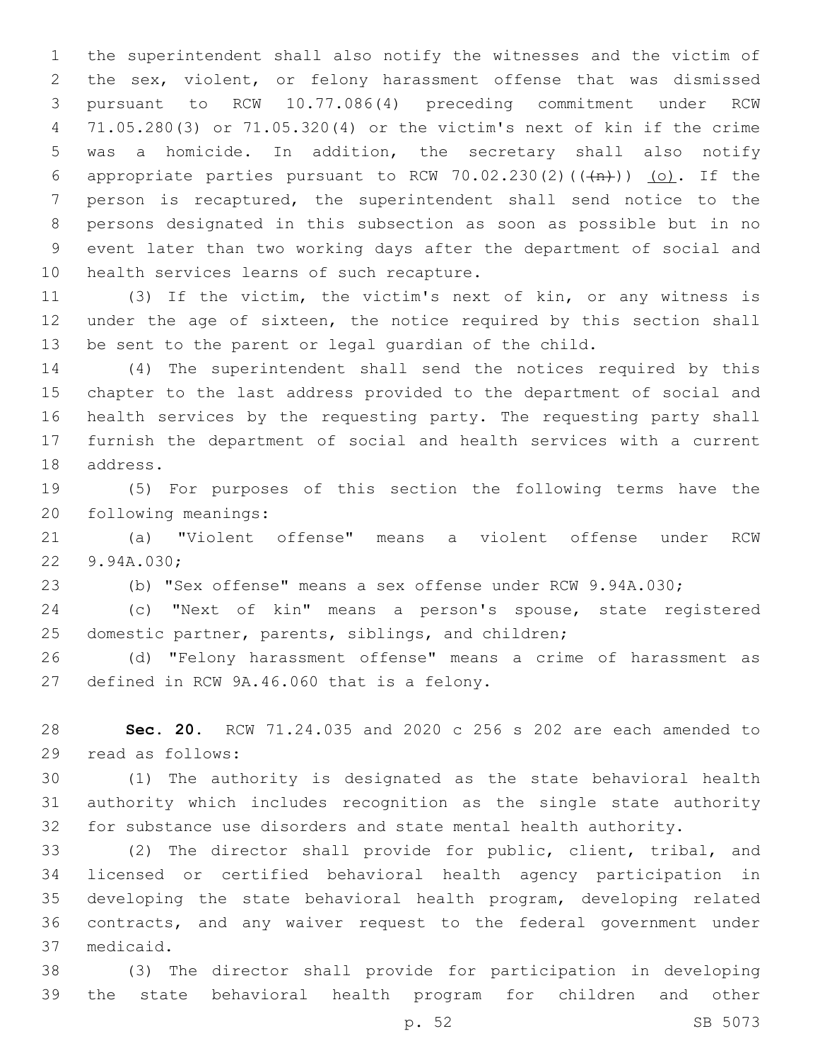the superintendent shall also notify the witnesses and the victim of the sex, violent, or felony harassment offense that was dismissed pursuant to RCW 10.77.086(4) preceding commitment under RCW 71.05.280(3) or 71.05.320(4) or the victim's next of kin if the crime was a homicide. In addition, the secretary shall also notify appropriate parties pursuant to RCW 70.02.230(2)((~~(n)~~)) <u>(o)</u>. If the person is recaptured, the superintendent shall send notice to the persons designated in this subsection as soon as possible but in no event later than two working days after the department of social and health services learns of such recapture.

(3) If the victim, the victim's next of kin, or any witness is under the age of sixteen, the notice required by this section shall be sent to the parent or legal guardian of the child.

(4) The superintendent shall send the notices required by this chapter to the last address provided to the department of social and health services by the requesting party. The requesting party shall furnish the department of social and health services with a current address.

(5) For purposes of this section the following terms have the following meanings:

(a) "Violent offense" means a violent offense under RCW 9.94A.030;

(b) "Sex offense" means a sex offense under RCW 9.94A.030;

(c) "Next of kin" means a person's spouse, state registered domestic partner, parents, siblings, and children;

(d) "Felony harassment offense" means a crime of harassment as defined in RCW 9A.46.060 that is a felony.

**Sec. 20.** RCW 71.24.035 and 2020 c 256 s 202 are each amended to read as follows:

(1) The authority is designated as the state behavioral health authority which includes recognition as the single state authority for substance use disorders and state mental health authority.

(2) The director shall provide for public, client, tribal, and licensed or certified behavioral health agency participation in developing the state behavioral health program, developing related contracts, and any waiver request to the federal government under medicaid.

(3) The director shall provide for participation in developing the state behavioral health program for children and other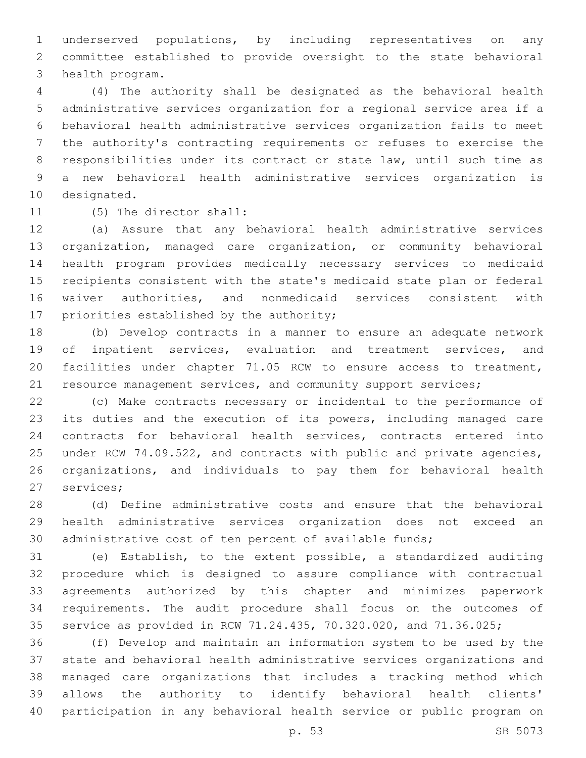underserved populations, by including representatives on any committee established to provide oversight to the state behavioral health program.

(4) The authority shall be designated as the behavioral health administrative services organization for a regional service area if a behavioral health administrative services organization fails to meet the authority's contracting requirements or refuses to exercise the responsibilities under its contract or state law, until such time as a new behavioral health administrative services organization is designated.

(5) The director shall:

(a) Assure that any behavioral health administrative services organization, managed care organization, or community behavioral health program provides medically necessary services to medicaid recipients consistent with the state's medicaid state plan or federal waiver authorities, and nonmedicaid services consistent with priorities established by the authority;

(b) Develop contracts in a manner to ensure an adequate network of inpatient services, evaluation and treatment services, and facilities under chapter 71.05 RCW to ensure access to treatment, resource management services, and community support services;

(c) Make contracts necessary or incidental to the performance of its duties and the execution of its powers, including managed care contracts for behavioral health services, contracts entered into under RCW 74.09.522, and contracts with public and private agencies, organizations, and individuals to pay them for behavioral health services;

(d) Define administrative costs and ensure that the behavioral health administrative services organization does not exceed an administrative cost of ten percent of available funds;

(e) Establish, to the extent possible, a standardized auditing procedure which is designed to assure compliance with contractual agreements authorized by this chapter and minimizes paperwork requirements. The audit procedure shall focus on the outcomes of service as provided in RCW 71.24.435, 70.320.020, and 71.36.025;

(f) Develop and maintain an information system to be used by the state and behavioral health administrative services organizations and managed care organizations that includes a tracking method which allows the authority to identify behavioral health clients' participation in any behavioral health service or public program on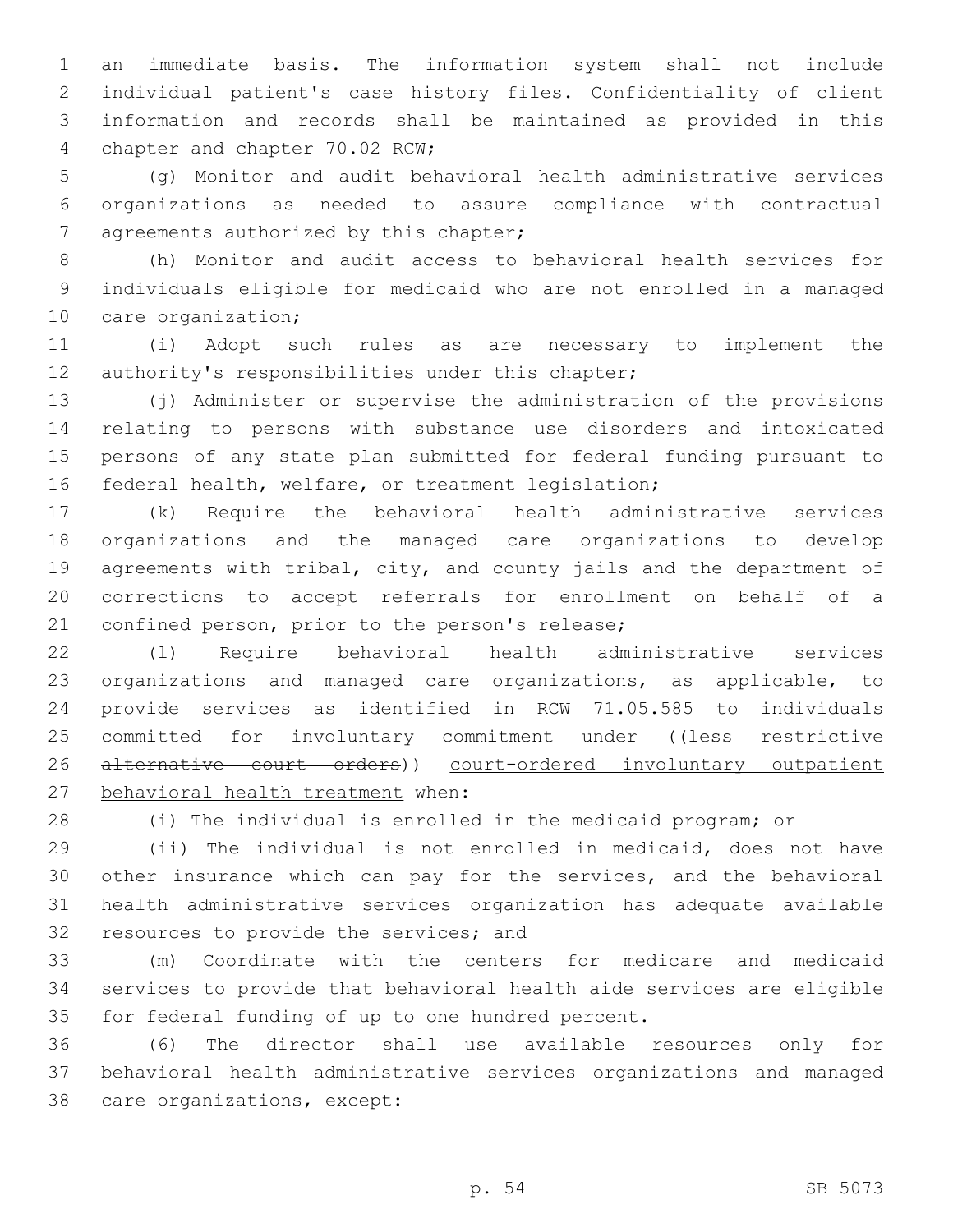an immediate basis. The information system shall not include individual patient's case history files. Confidentiality of client information and records shall be maintained as provided in this chapter and chapter 70.02 RCW;

(g) Monitor and audit behavioral health administrative services organizations as needed to assure compliance with contractual agreements authorized by this chapter;

(h) Monitor and audit access to behavioral health services for individuals eligible for medicaid who are not enrolled in a managed care organization;

(i) Adopt such rules as are necessary to implement the authority's responsibilities under this chapter;

(j) Administer or supervise the administration of the provisions relating to persons with substance use disorders and intoxicated persons of any state plan submitted for federal funding pursuant to federal health, welfare, or treatment legislation;

(k) Require the behavioral health administrative services organizations and the managed care organizations to develop agreements with tribal, city, and county jails and the department of corrections to accept referrals for enrollment on behalf of a confined person, prior to the person's release;

(l) Require behavioral health administrative services organizations and managed care organizations, as applicable, to provide services as identified in RCW 71.05.585 to individuals committed for involuntary commitment under ((~~less restrictive alternative court orders~~)) <u>court-ordered involuntary outpatient behavioral health treatment</u> when:

(i) The individual is enrolled in the medicaid program; or

(ii) The individual is not enrolled in medicaid, does not have other insurance which can pay for the services, and the behavioral health administrative services organization has adequate available resources to provide the services; and

(m) Coordinate with the centers for medicare and medicaid services to provide that behavioral health aide services are eligible for federal funding of up to one hundred percent.

(6) The director shall use available resources only for behavioral health administrative services organizations and managed care organizations, except: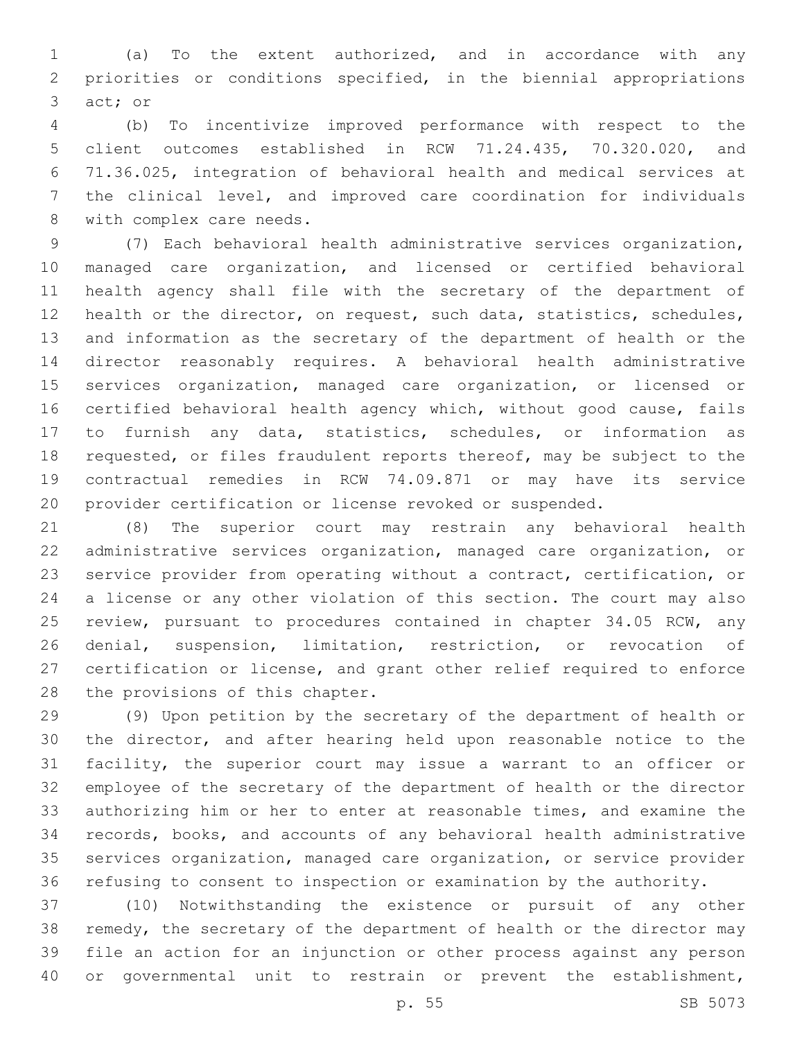(a) To the extent authorized, and in accordance with any priorities or conditions specified, in the biennial appropriations act; or

(b) To incentivize improved performance with respect to the client outcomes established in RCW 71.24.435, 70.320.020, and 71.36.025, integration of behavioral health and medical services at the clinical level, and improved care coordination for individuals with complex care needs.

(7) Each behavioral health administrative services organization, managed care organization, and licensed or certified behavioral health agency shall file with the secretary of the department of health or the director, on request, such data, statistics, schedules, and information as the secretary of the department of health or the director reasonably requires. A behavioral health administrative services organization, managed care organization, or licensed or certified behavioral health agency which, without good cause, fails to furnish any data, statistics, schedules, or information as requested, or files fraudulent reports thereof, may be subject to the contractual remedies in RCW 74.09.871 or may have its service provider certification or license revoked or suspended.

(8) The superior court may restrain any behavioral health administrative services organization, managed care organization, or service provider from operating without a contract, certification, or a license or any other violation of this section. The court may also review, pursuant to procedures contained in chapter 34.05 RCW, any denial, suspension, limitation, restriction, or revocation of certification or license, and grant other relief required to enforce the provisions of this chapter.

(9) Upon petition by the secretary of the department of health or the director, and after hearing held upon reasonable notice to the facility, the superior court may issue a warrant to an officer or employee of the secretary of the department of health or the director authorizing him or her to enter at reasonable times, and examine the records, books, and accounts of any behavioral health administrative services organization, managed care organization, or service provider refusing to consent to inspection or examination by the authority.

(10) Notwithstanding the existence or pursuit of any other remedy, the secretary of the department of health or the director may file an action for an injunction or other process against any person or governmental unit to restrain or prevent the establishment,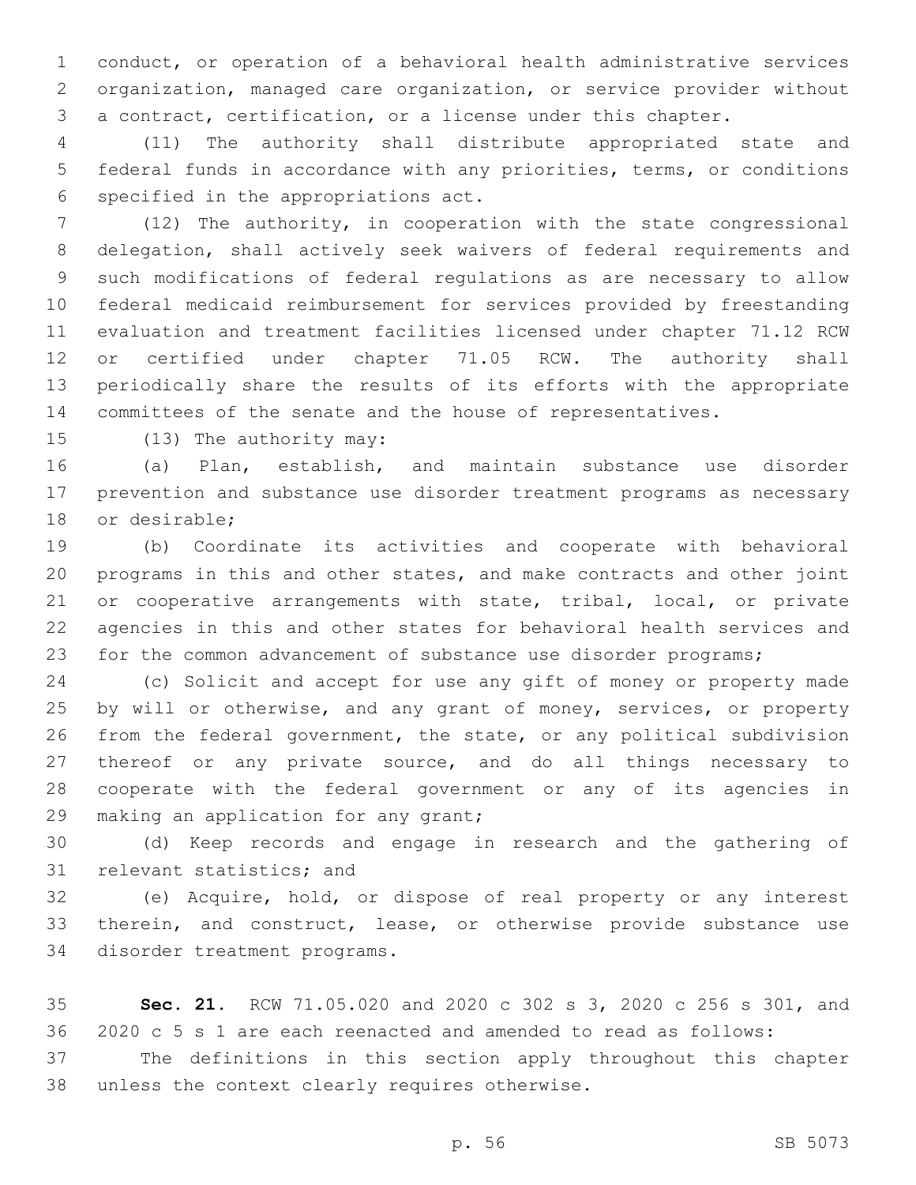conduct, or operation of a behavioral health administrative services organization, managed care organization, or service provider without a contract, certification, or a license under this chapter.

(11) The authority shall distribute appropriated state and federal funds in accordance with any priorities, terms, or conditions specified in the appropriations act.

(12) The authority, in cooperation with the state congressional delegation, shall actively seek waivers of federal requirements and such modifications of federal regulations as are necessary to allow federal medicaid reimbursement for services provided by freestanding evaluation and treatment facilities licensed under chapter 71.12 RCW or certified under chapter 71.05 RCW. The authority shall periodically share the results of its efforts with the appropriate committees of the senate and the house of representatives.

(13) The authority may:

(a) Plan, establish, and maintain substance use disorder prevention and substance use disorder treatment programs as necessary or desirable;

(b) Coordinate its activities and cooperate with behavioral programs in this and other states, and make contracts and other joint or cooperative arrangements with state, tribal, local, or private agencies in this and other states for behavioral health services and for the common advancement of substance use disorder programs;

(c) Solicit and accept for use any gift of money or property made by will or otherwise, and any grant of money, services, or property from the federal government, the state, or any political subdivision thereof or any private source, and do all things necessary to cooperate with the federal government or any of its agencies in making an application for any grant;

(d) Keep records and engage in research and the gathering of relevant statistics; and

(e) Acquire, hold, or dispose of real property or any interest therein, and construct, lease, or otherwise provide substance use disorder treatment programs.

**Sec. 21.** RCW 71.05.020 and 2020 c 302 s 3, 2020 c 256 s 301, and 2020 c 5 s 1 are each reenacted and amended to read as follows:

The definitions in this section apply throughout this chapter unless the context clearly requires otherwise.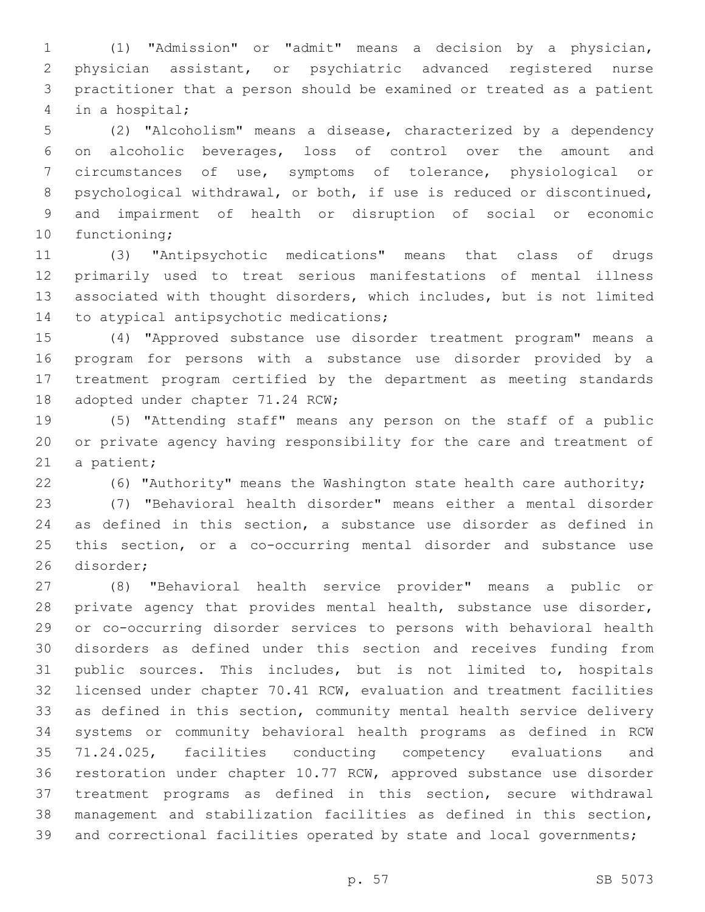(1) "Admission" or "admit" means a decision by a physician, physician assistant, or psychiatric advanced registered nurse practitioner that a person should be examined or treated as a patient in a hospital;

(2) "Alcoholism" means a disease, characterized by a dependency on alcoholic beverages, loss of control over the amount and circumstances of use, symptoms of tolerance, physiological or psychological withdrawal, or both, if use is reduced or discontinued, and impairment of health or disruption of social or economic functioning;

(3) "Antipsychotic medications" means that class of drugs primarily used to treat serious manifestations of mental illness associated with thought disorders, which includes, but is not limited to atypical antipsychotic medications;

(4) "Approved substance use disorder treatment program" means a program for persons with a substance use disorder provided by a treatment program certified by the department as meeting standards adopted under chapter 71.24 RCW;

(5) "Attending staff" means any person on the staff of a public or private agency having responsibility for the care and treatment of a patient;

(6) "Authority" means the Washington state health care authority;

(7) "Behavioral health disorder" means either a mental disorder as defined in this section, a substance use disorder as defined in this section, or a co-occurring mental disorder and substance use disorder;

(8) "Behavioral health service provider" means a public or private agency that provides mental health, substance use disorder, or co-occurring disorder services to persons with behavioral health disorders as defined under this section and receives funding from public sources. This includes, but is not limited to, hospitals licensed under chapter 70.41 RCW, evaluation and treatment facilities as defined in this section, community mental health service delivery systems or community behavioral health programs as defined in RCW 71.24.025, facilities conducting competency evaluations and restoration under chapter 10.77 RCW, approved substance use disorder treatment programs as defined in this section, secure withdrawal management and stabilization facilities as defined in this section, and correctional facilities operated by state and local governments;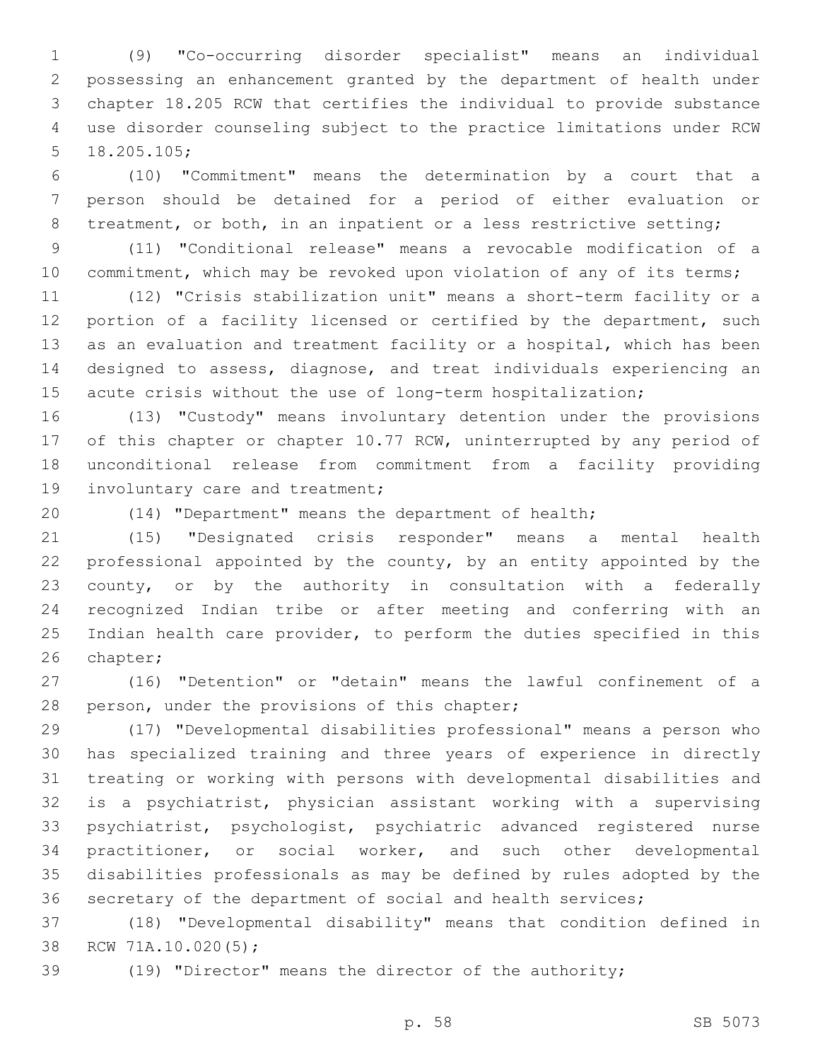(9) "Co-occurring disorder specialist" means an individual possessing an enhancement granted by the department of health under chapter 18.205 RCW that certifies the individual to provide substance use disorder counseling subject to the practice limitations under RCW 18.205.105;

(10) "Commitment" means the determination by a court that a person should be detained for a period of either evaluation or treatment, or both, in an inpatient or a less restrictive setting;

(11) "Conditional release" means a revocable modification of a commitment, which may be revoked upon violation of any of its terms;

(12) "Crisis stabilization unit" means a short-term facility or a portion of a facility licensed or certified by the department, such as an evaluation and treatment facility or a hospital, which has been designed to assess, diagnose, and treat individuals experiencing an acute crisis without the use of long-term hospitalization;

(13) "Custody" means involuntary detention under the provisions of this chapter or chapter 10.77 RCW, uninterrupted by any period of unconditional release from commitment from a facility providing involuntary care and treatment;

(14) "Department" means the department of health;

(15) "Designated crisis responder" means a mental health professional appointed by the county, by an entity appointed by the county, or by the authority in consultation with a federally recognized Indian tribe or after meeting and conferring with an Indian health care provider, to perform the duties specified in this chapter;

(16) "Detention" or "detain" means the lawful confinement of a person, under the provisions of this chapter;

(17) "Developmental disabilities professional" means a person who has specialized training and three years of experience in directly treating or working with persons with developmental disabilities and is a psychiatrist, physician assistant working with a supervising psychiatrist, psychologist, psychiatric advanced registered nurse practitioner, or social worker, and such other developmental disabilities professionals as may be defined by rules adopted by the secretary of the department of social and health services;

(18) "Developmental disability" means that condition defined in RCW 71A.10.020(5);

(19) "Director" means the director of the authority;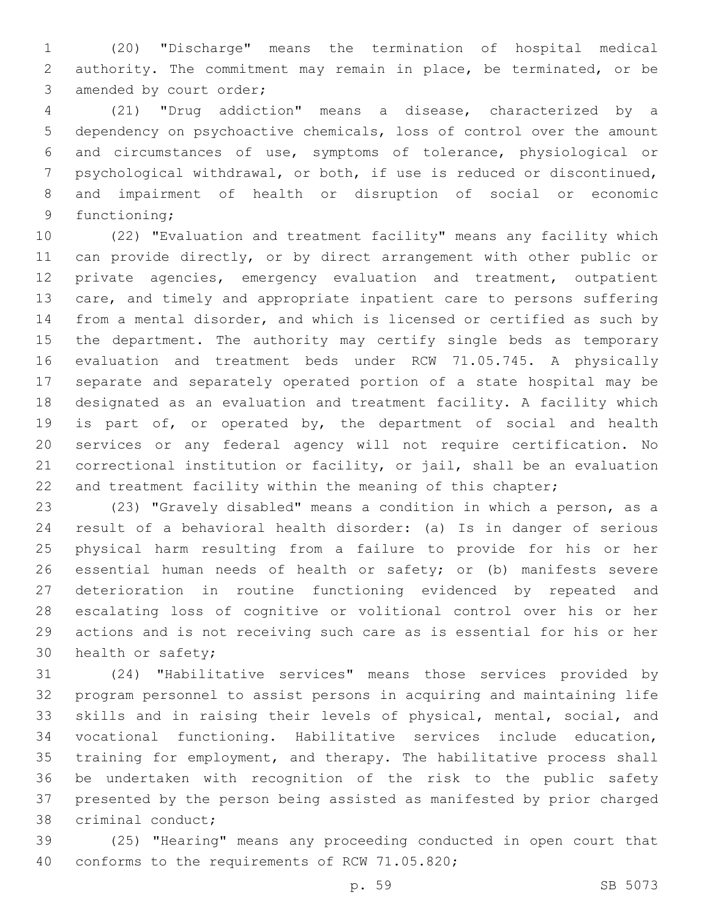(20) "Discharge" means the termination of hospital medical authority. The commitment may remain in place, be terminated, or be amended by court order;

(21) "Drug addiction" means a disease, characterized by a dependency on psychoactive chemicals, loss of control over the amount and circumstances of use, symptoms of tolerance, physiological or psychological withdrawal, or both, if use is reduced or discontinued, and impairment of health or disruption of social or economic functioning;

(22) "Evaluation and treatment facility" means any facility which can provide directly, or by direct arrangement with other public or private agencies, emergency evaluation and treatment, outpatient care, and timely and appropriate inpatient care to persons suffering from a mental disorder, and which is licensed or certified as such by the department. The authority may certify single beds as temporary evaluation and treatment beds under RCW 71.05.745. A physically separate and separately operated portion of a state hospital may be designated as an evaluation and treatment facility. A facility which is part of, or operated by, the department of social and health services or any federal agency will not require certification. No correctional institution or facility, or jail, shall be an evaluation and treatment facility within the meaning of this chapter;

(23) "Gravely disabled" means a condition in which a person, as a result of a behavioral health disorder: (a) Is in danger of serious physical harm resulting from a failure to provide for his or her essential human needs of health or safety; or (b) manifests severe deterioration in routine functioning evidenced by repeated and escalating loss of cognitive or volitional control over his or her actions and is not receiving such care as is essential for his or her health or safety;

(24) "Habilitative services" means those services provided by program personnel to assist persons in acquiring and maintaining life skills and in raising their levels of physical, mental, social, and vocational functioning. Habilitative services include education, training for employment, and therapy. The habilitative process shall be undertaken with recognition of the risk to the public safety presented by the person being assisted as manifested by prior charged criminal conduct;

(25) "Hearing" means any proceeding conducted in open court that conforms to the requirements of RCW 71.05.820;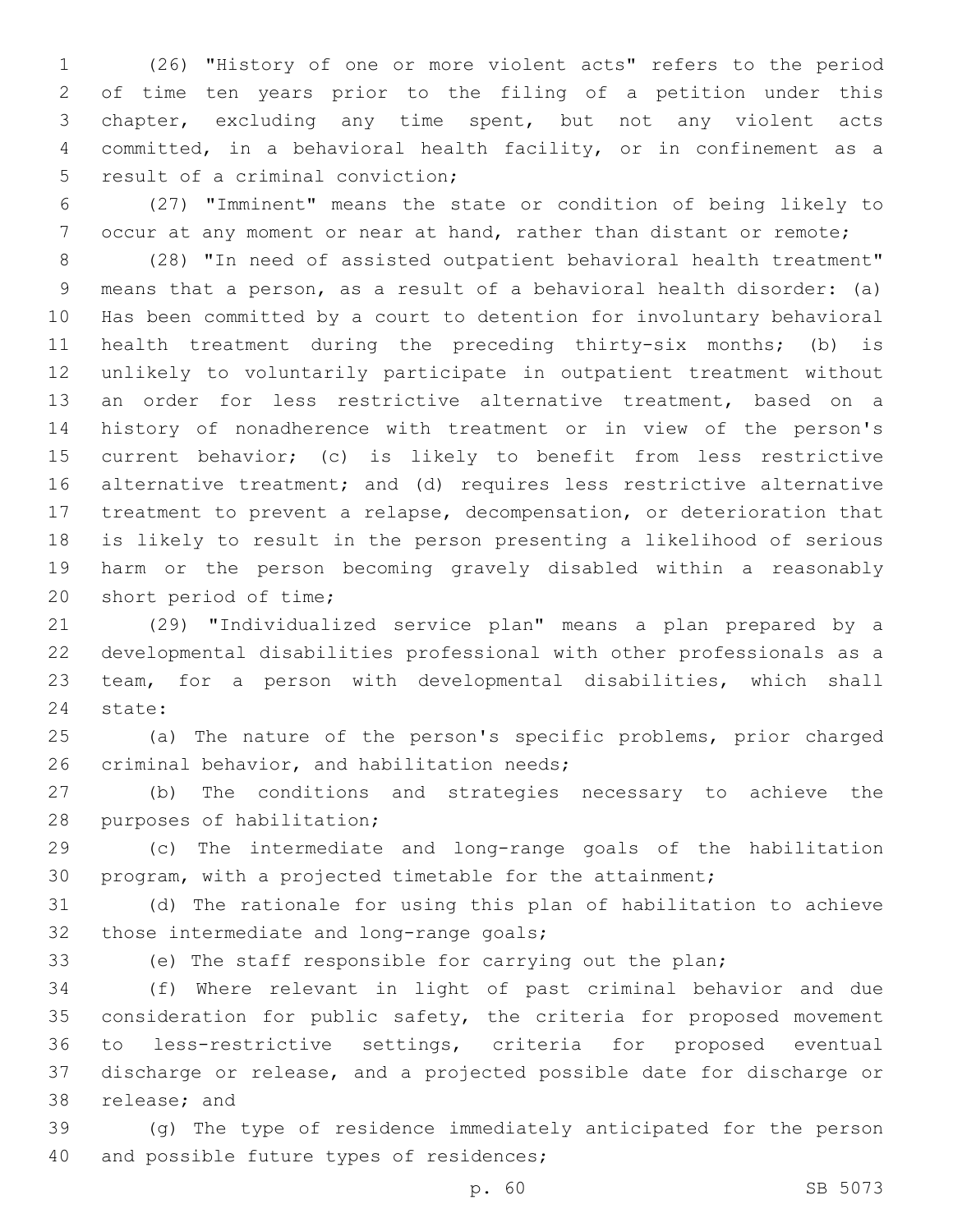(26) "History of one or more violent acts" refers to the period of time ten years prior to the filing of a petition under this chapter, excluding any time spent, but not any violent acts committed, in a behavioral health facility, or in confinement as a result of a criminal conviction;

(27) "Imminent" means the state or condition of being likely to occur at any moment or near at hand, rather than distant or remote;

(28) "In need of assisted outpatient behavioral health treatment" means that a person, as a result of a behavioral health disorder: (a) Has been committed by a court to detention for involuntary behavioral health treatment during the preceding thirty-six months; (b) is unlikely to voluntarily participate in outpatient treatment without an order for less restrictive alternative treatment, based on a history of nonadherence with treatment or in view of the person's current behavior; (c) is likely to benefit from less restrictive alternative treatment; and (d) requires less restrictive alternative treatment to prevent a relapse, decompensation, or deterioration that is likely to result in the person presenting a likelihood of serious harm or the person becoming gravely disabled within a reasonably short period of time;

(29) "Individualized service plan" means a plan prepared by a developmental disabilities professional with other professionals as a team, for a person with developmental disabilities, which shall state:

(a) The nature of the person's specific problems, prior charged criminal behavior, and habilitation needs;

(b) The conditions and strategies necessary to achieve the purposes of habilitation;

(c) The intermediate and long-range goals of the habilitation program, with a projected timetable for the attainment;

(d) The rationale for using this plan of habilitation to achieve those intermediate and long-range goals;

(e) The staff responsible for carrying out the plan;

(f) Where relevant in light of past criminal behavior and due consideration for public safety, the criteria for proposed movement to less-restrictive settings, criteria for proposed eventual discharge or release, and a projected possible date for discharge or release; and

(g) The type of residence immediately anticipated for the person and possible future types of residences;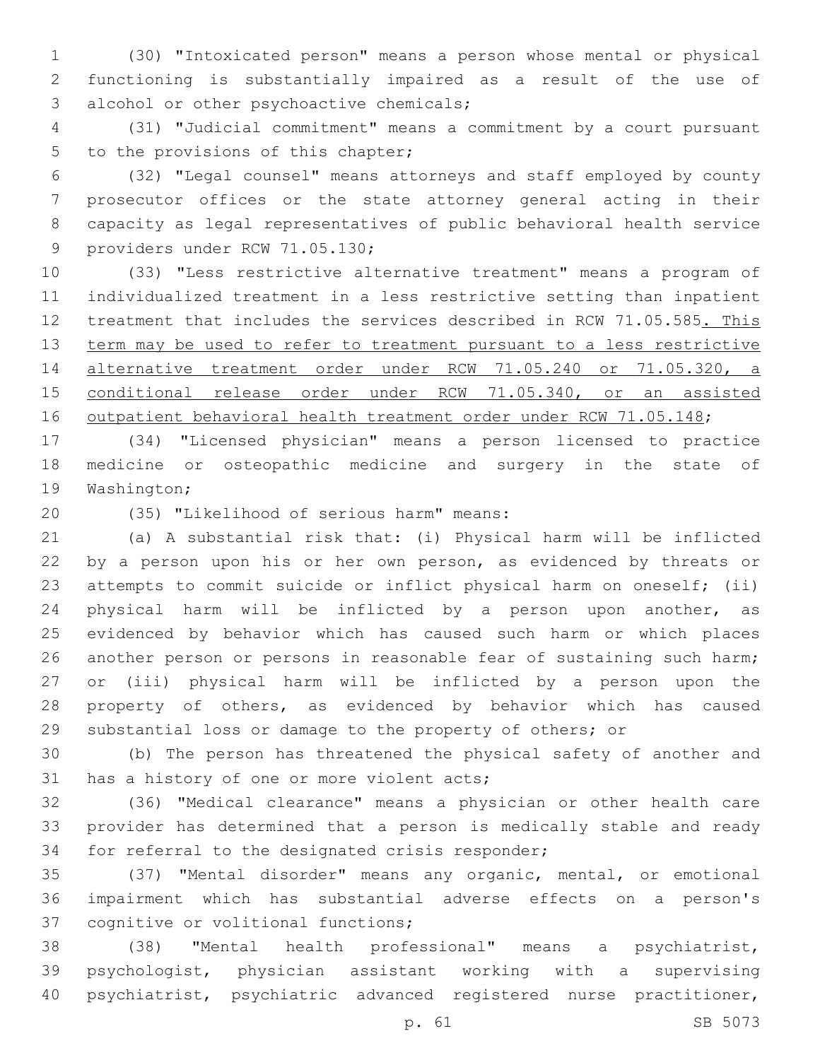(30) "Intoxicated person" means a person whose mental or physical functioning is substantially impaired as a result of the use of alcohol or other psychoactive chemicals;

(31) "Judicial commitment" means a commitment by a court pursuant to the provisions of this chapter;

(32) "Legal counsel" means attorneys and staff employed by county prosecutor offices or the state attorney general acting in their capacity as legal representatives of public behavioral health service providers under RCW 71.05.130;

(33) "Less restrictive alternative treatment" means a program of individualized treatment in a less restrictive setting than inpatient treatment that includes the services described in RCW 71.05.585<u>. This term may be used to refer to treatment pursuant to a less restrictive alternative treatment order under RCW 71.05.240 or 71.05.320, a conditional release order under RCW 71.05.340, or an assisted outpatient behavioral health treatment order under RCW 71.05.148</u>;

(34) "Licensed physician" means a person licensed to practice medicine or osteopathic medicine and surgery in the state of Washington;

(35) "Likelihood of serious harm" means:

(a) A substantial risk that: (i) Physical harm will be inflicted by a person upon his or her own person, as evidenced by threats or attempts to commit suicide or inflict physical harm on oneself; (ii) physical harm will be inflicted by a person upon another, as evidenced by behavior which has caused such harm or which places another person or persons in reasonable fear of sustaining such harm; or (iii) physical harm will be inflicted by a person upon the property of others, as evidenced by behavior which has caused substantial loss or damage to the property of others; or

(b) The person has threatened the physical safety of another and has a history of one or more violent acts;

(36) "Medical clearance" means a physician or other health care provider has determined that a person is medically stable and ready for referral to the designated crisis responder;

(37) "Mental disorder" means any organic, mental, or emotional impairment which has substantial adverse effects on a person's cognitive or volitional functions;

(38) "Mental health professional" means a psychiatrist, psychologist, physician assistant working with a supervising psychiatrist, psychiatric advanced registered nurse practitioner,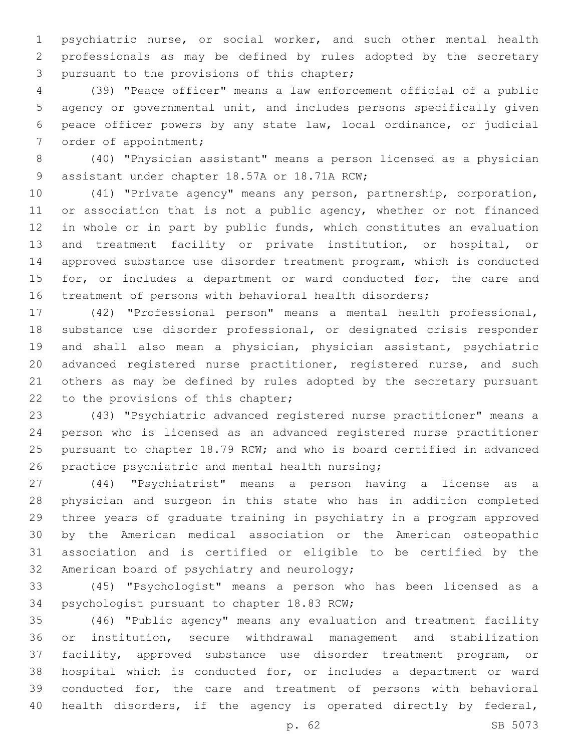psychiatric nurse, or social worker, and such other mental health professionals as may be defined by rules adopted by the secretary pursuant to the provisions of this chapter;

(39) "Peace officer" means a law enforcement official of a public agency or governmental unit, and includes persons specifically given peace officer powers by any state law, local ordinance, or judicial order of appointment;

(40) "Physician assistant" means a person licensed as a physician assistant under chapter 18.57A or 18.71A RCW;

(41) "Private agency" means any person, partnership, corporation, or association that is not a public agency, whether or not financed in whole or in part by public funds, which constitutes an evaluation and treatment facility or private institution, or hospital, or approved substance use disorder treatment program, which is conducted for, or includes a department or ward conducted for, the care and treatment of persons with behavioral health disorders;

(42) "Professional person" means a mental health professional, substance use disorder professional, or designated crisis responder and shall also mean a physician, physician assistant, psychiatric advanced registered nurse practitioner, registered nurse, and such others as may be defined by rules adopted by the secretary pursuant to the provisions of this chapter;

(43) "Psychiatric advanced registered nurse practitioner" means a person who is licensed as an advanced registered nurse practitioner pursuant to chapter 18.79 RCW; and who is board certified in advanced practice psychiatric and mental health nursing;

(44) "Psychiatrist" means a person having a license as a physician and surgeon in this state who has in addition completed three years of graduate training in psychiatry in a program approved by the American medical association or the American osteopathic association and is certified or eligible to be certified by the American board of psychiatry and neurology;

(45) "Psychologist" means a person who has been licensed as a psychologist pursuant to chapter 18.83 RCW;

(46) "Public agency" means any evaluation and treatment facility or institution, secure withdrawal management and stabilization facility, approved substance use disorder treatment program, or hospital which is conducted for, or includes a department or ward conducted for, the care and treatment of persons with behavioral health disorders, if the agency is operated directly by federal,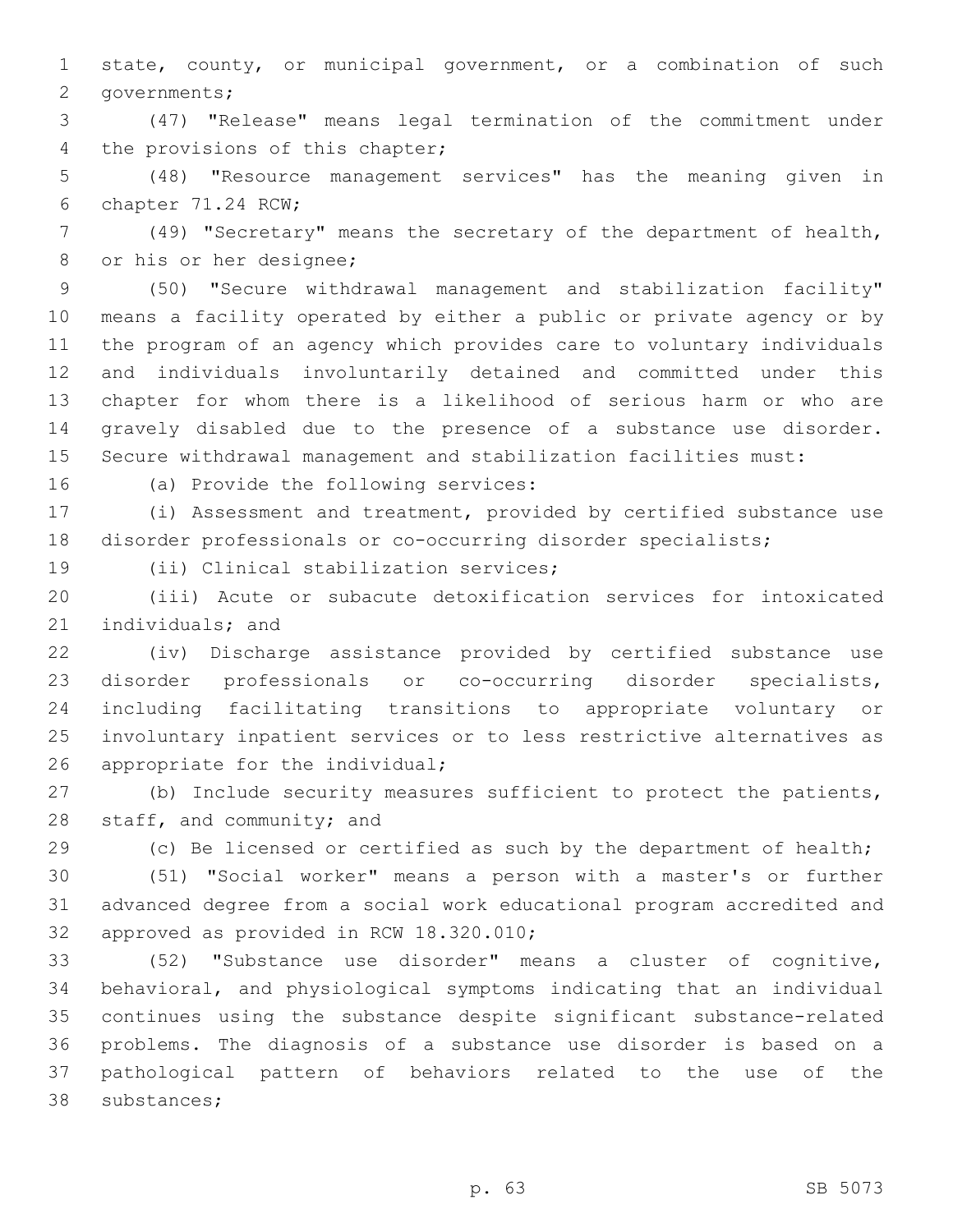state, county, or municipal government, or a combination of such governments;

(47) "Release" means legal termination of the commitment under the provisions of this chapter;

(48) "Resource management services" has the meaning given in chapter 71.24 RCW;

(49) "Secretary" means the secretary of the department of health, or his or her designee;

(50) "Secure withdrawal management and stabilization facility" means a facility operated by either a public or private agency or by the program of an agency which provides care to voluntary individuals and individuals involuntarily detained and committed under this chapter for whom there is a likelihood of serious harm or who are gravely disabled due to the presence of a substance use disorder. Secure withdrawal management and stabilization facilities must:

(a) Provide the following services:

(i) Assessment and treatment, provided by certified substance use disorder professionals or co-occurring disorder specialists;

(ii) Clinical stabilization services;

(iii) Acute or subacute detoxification services for intoxicated individuals; and

(iv) Discharge assistance provided by certified substance use disorder professionals or co-occurring disorder specialists, including facilitating transitions to appropriate voluntary or involuntary inpatient services or to less restrictive alternatives as appropriate for the individual;

(b) Include security measures sufficient to protect the patients, staff, and community; and

(c) Be licensed or certified as such by the department of health;

(51) "Social worker" means a person with a master's or further advanced degree from a social work educational program accredited and approved as provided in RCW 18.320.010;

(52) "Substance use disorder" means a cluster of cognitive, behavioral, and physiological symptoms indicating that an individual continues using the substance despite significant substance-related problems. The diagnosis of a substance use disorder is based on a pathological pattern of behaviors related to the use of the substances;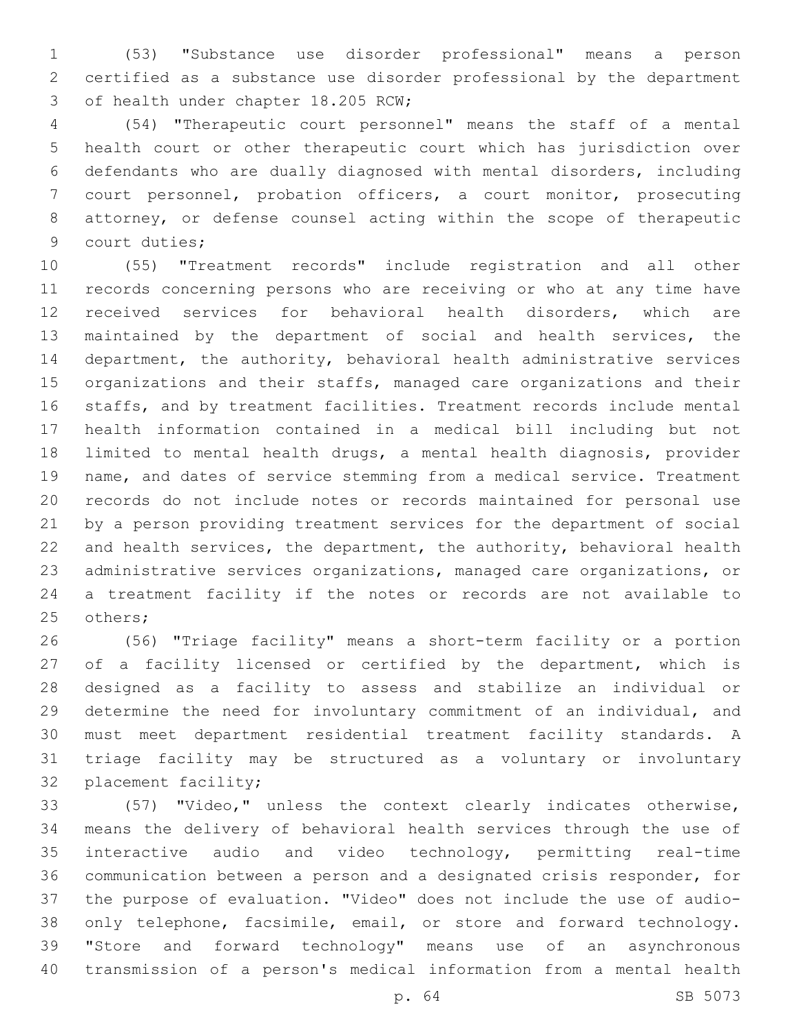(53) "Substance use disorder professional" means a person certified as a substance use disorder professional by the department of health under chapter 18.205 RCW;

(54) "Therapeutic court personnel" means the staff of a mental health court or other therapeutic court which has jurisdiction over defendants who are dually diagnosed with mental disorders, including court personnel, probation officers, a court monitor, prosecuting attorney, or defense counsel acting within the scope of therapeutic court duties;

(55) "Treatment records" include registration and all other records concerning persons who are receiving or who at any time have received services for behavioral health disorders, which are maintained by the department of social and health services, the department, the authority, behavioral health administrative services organizations and their staffs, managed care organizations and their staffs, and by treatment facilities. Treatment records include mental health information contained in a medical bill including but not limited to mental health drugs, a mental health diagnosis, provider name, and dates of service stemming from a medical service. Treatment records do not include notes or records maintained for personal use by a person providing treatment services for the department of social and health services, the department, the authority, behavioral health administrative services organizations, managed care organizations, or a treatment facility if the notes or records are not available to others;

(56) "Triage facility" means a short-term facility or a portion of a facility licensed or certified by the department, which is designed as a facility to assess and stabilize an individual or determine the need for involuntary commitment of an individual, and must meet department residential treatment facility standards. A triage facility may be structured as a voluntary or involuntary placement facility;

(57) "Video," unless the context clearly indicates otherwise, means the delivery of behavioral health services through the use of interactive audio and video technology, permitting real-time communication between a person and a designated crisis responder, for the purpose of evaluation. "Video" does not include the use of audio-only telephone, facsimile, email, or store and forward technology. "Store and forward technology" means use of an asynchronous transmission of a person's medical information from a mental health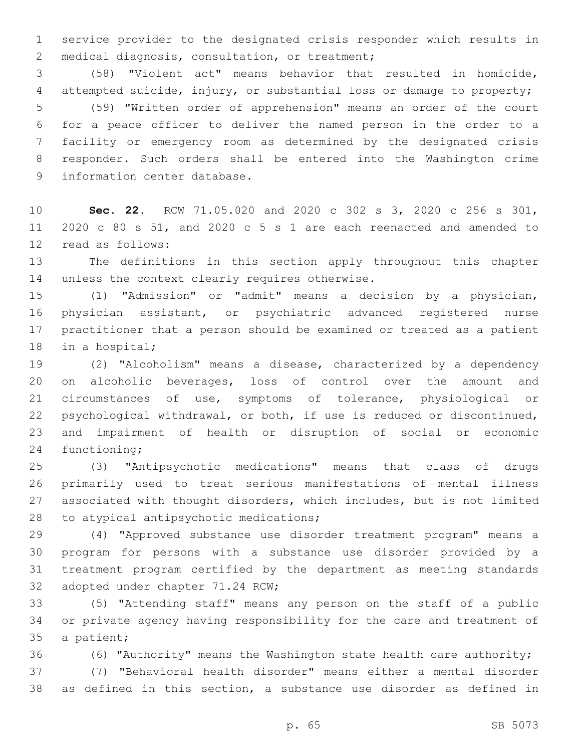service provider to the designated crisis responder which results in medical diagnosis, consultation, or treatment;

(58) "Violent act" means behavior that resulted in homicide, attempted suicide, injury, or substantial loss or damage to property;

(59) "Written order of apprehension" means an order of the court for a peace officer to deliver the named person in the order to a facility or emergency room as determined by the designated crisis responder. Such orders shall be entered into the Washington crime information center database.

**Sec. 22.** RCW 71.05.020 and 2020 c 302 s 3, 2020 c 256 s 301, 2020 c 80 s 51, and 2020 c 5 s 1 are each reenacted and amended to read as follows:

The definitions in this section apply throughout this chapter unless the context clearly requires otherwise.

(1) "Admission" or "admit" means a decision by a physician, physician assistant, or psychiatric advanced registered nurse practitioner that a person should be examined or treated as a patient in a hospital;

(2) "Alcoholism" means a disease, characterized by a dependency on alcoholic beverages, loss of control over the amount and circumstances of use, symptoms of tolerance, physiological or psychological withdrawal, or both, if use is reduced or discontinued, and impairment of health or disruption of social or economic functioning;

(3) "Antipsychotic medications" means that class of drugs primarily used to treat serious manifestations of mental illness associated with thought disorders, which includes, but is not limited to atypical antipsychotic medications;

(4) "Approved substance use disorder treatment program" means a program for persons with a substance use disorder provided by a treatment program certified by the department as meeting standards adopted under chapter 71.24 RCW;

(5) "Attending staff" means any person on the staff of a public or private agency having responsibility for the care and treatment of a patient;

(6) "Authority" means the Washington state health care authority;

(7) "Behavioral health disorder" means either a mental disorder as defined in this section, a substance use disorder as defined in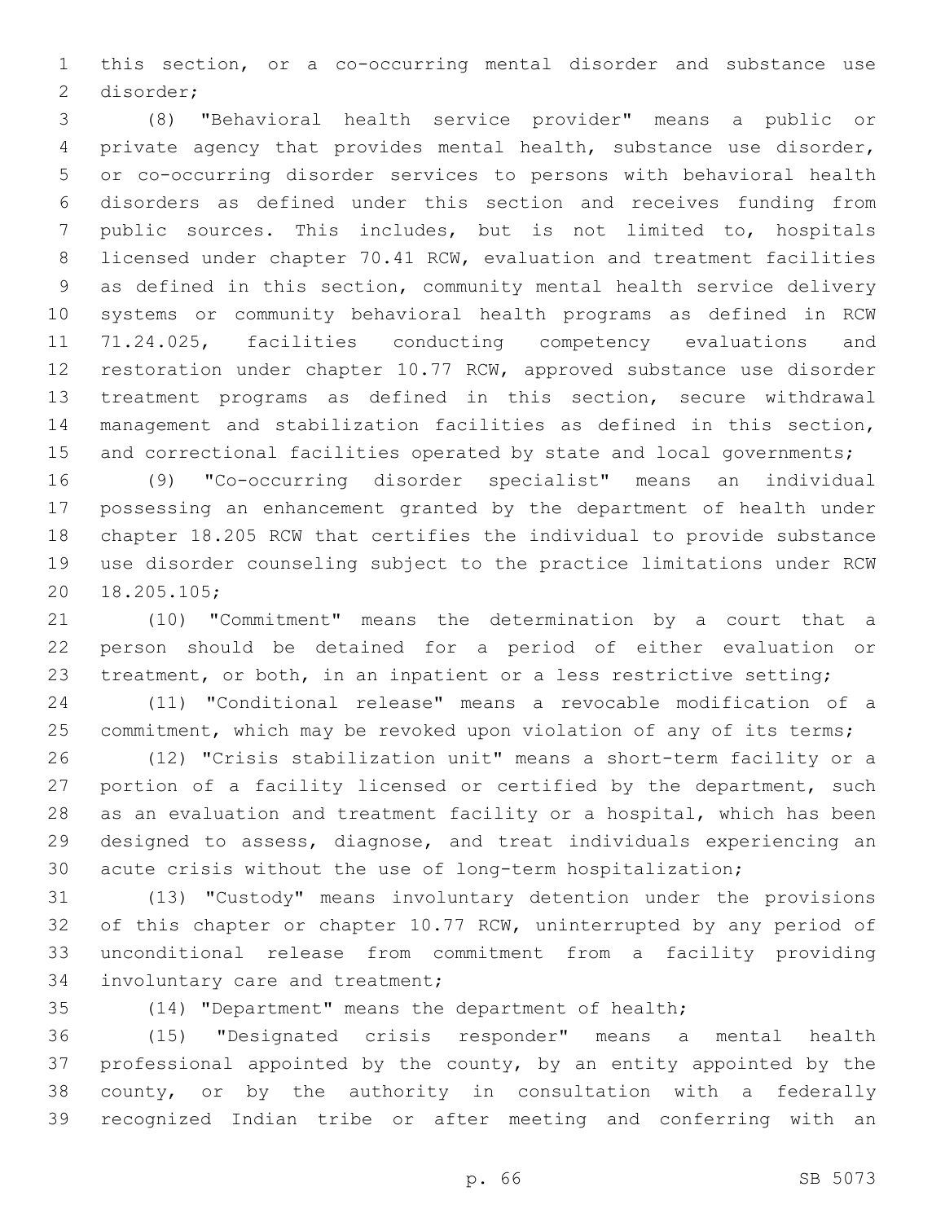this section, or a co-occurring mental disorder and substance use disorder;

(8) "Behavioral health service provider" means a public or private agency that provides mental health, substance use disorder, or co-occurring disorder services to persons with behavioral health disorders as defined under this section and receives funding from public sources. This includes, but is not limited to, hospitals licensed under chapter 70.41 RCW, evaluation and treatment facilities as defined in this section, community mental health service delivery systems or community behavioral health programs as defined in RCW 71.24.025, facilities conducting competency evaluations and restoration under chapter 10.77 RCW, approved substance use disorder treatment programs as defined in this section, secure withdrawal management and stabilization facilities as defined in this section, and correctional facilities operated by state and local governments;

(9) "Co-occurring disorder specialist" means an individual possessing an enhancement granted by the department of health under chapter 18.205 RCW that certifies the individual to provide substance use disorder counseling subject to the practice limitations under RCW 18.205.105;

(10) "Commitment" means the determination by a court that a person should be detained for a period of either evaluation or treatment, or both, in an inpatient or a less restrictive setting;

(11) "Conditional release" means a revocable modification of a commitment, which may be revoked upon violation of any of its terms;

(12) "Crisis stabilization unit" means a short-term facility or a portion of a facility licensed or certified by the department, such as an evaluation and treatment facility or a hospital, which has been designed to assess, diagnose, and treat individuals experiencing an acute crisis without the use of long-term hospitalization;

(13) "Custody" means involuntary detention under the provisions of this chapter or chapter 10.77 RCW, uninterrupted by any period of unconditional release from commitment from a facility providing involuntary care and treatment;

(14) "Department" means the department of health;

(15) "Designated crisis responder" means a mental health professional appointed by the county, by an entity appointed by the county, or by the authority in consultation with a federally recognized Indian tribe or after meeting and conferring with an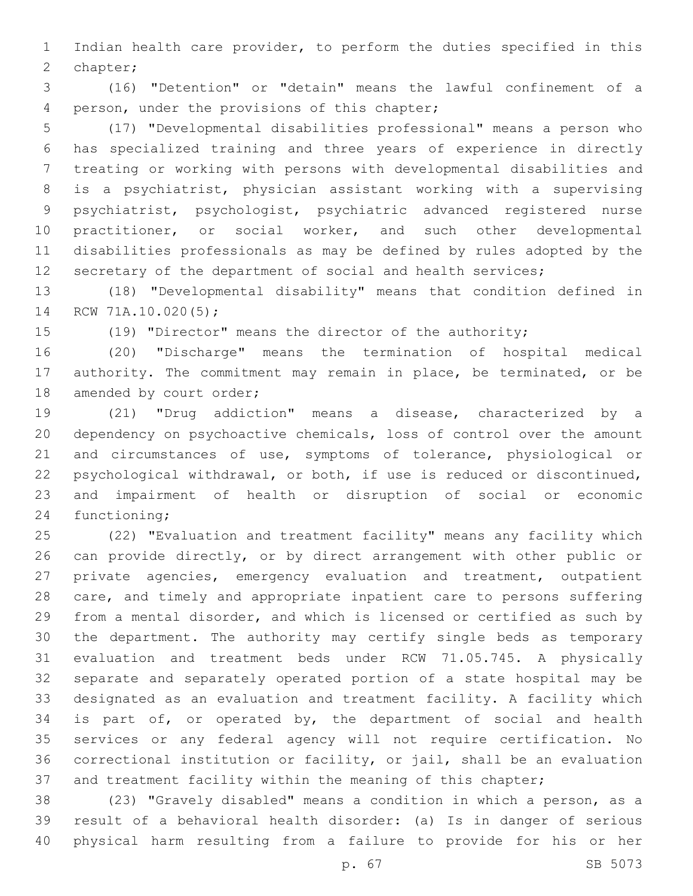Indian health care provider, to perform the duties specified in this chapter;

(16) "Detention" or "detain" means the lawful confinement of a person, under the provisions of this chapter;

(17) "Developmental disabilities professional" means a person who has specialized training and three years of experience in directly treating or working with persons with developmental disabilities and is a psychiatrist, physician assistant working with a supervising psychiatrist, psychologist, psychiatric advanced registered nurse practitioner, or social worker, and such other developmental disabilities professionals as may be defined by rules adopted by the secretary of the department of social and health services;

(18) "Developmental disability" means that condition defined in RCW 71A.10.020(5);

(19) "Director" means the director of the authority;

(20) "Discharge" means the termination of hospital medical authority. The commitment may remain in place, be terminated, or be amended by court order;

(21) "Drug addiction" means a disease, characterized by a dependency on psychoactive chemicals, loss of control over the amount and circumstances of use, symptoms of tolerance, physiological or psychological withdrawal, or both, if use is reduced or discontinued, and impairment of health or disruption of social or economic functioning;

(22) "Evaluation and treatment facility" means any facility which can provide directly, or by direct arrangement with other public or private agencies, emergency evaluation and treatment, outpatient care, and timely and appropriate inpatient care to persons suffering from a mental disorder, and which is licensed or certified as such by the department. The authority may certify single beds as temporary evaluation and treatment beds under RCW 71.05.745. A physically separate and separately operated portion of a state hospital may be designated as an evaluation and treatment facility. A facility which is part of, or operated by, the department of social and health services or any federal agency will not require certification. No correctional institution or facility, or jail, shall be an evaluation and treatment facility within the meaning of this chapter;

(23) "Gravely disabled" means a condition in which a person, as a result of a behavioral health disorder: (a) Is in danger of serious physical harm resulting from a failure to provide for his or her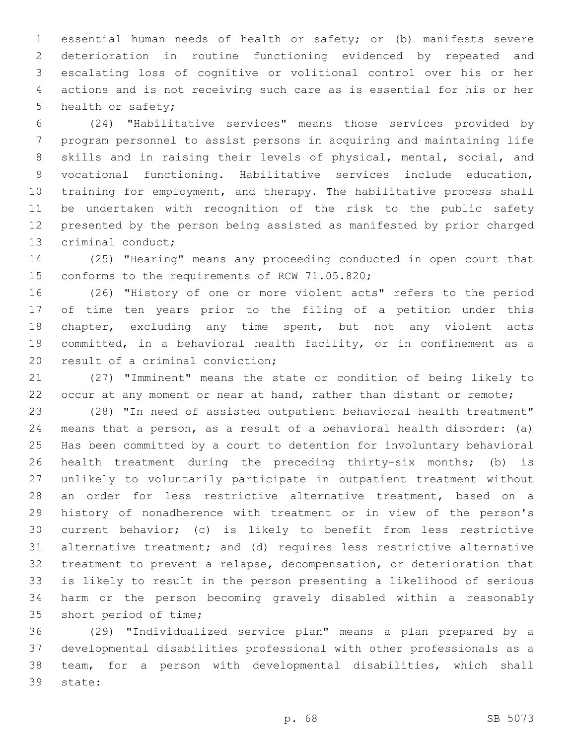essential human needs of health or safety; or (b) manifests severe deterioration in routine functioning evidenced by repeated and escalating loss of cognitive or volitional control over his or her actions and is not receiving such care as is essential for his or her health or safety;

(24) "Habilitative services" means those services provided by program personnel to assist persons in acquiring and maintaining life skills and in raising their levels of physical, mental, social, and vocational functioning. Habilitative services include education, training for employment, and therapy. The habilitative process shall be undertaken with recognition of the risk to the public safety presented by the person being assisted as manifested by prior charged criminal conduct;

(25) "Hearing" means any proceeding conducted in open court that conforms to the requirements of RCW 71.05.820;

(26) "History of one or more violent acts" refers to the period of time ten years prior to the filing of a petition under this chapter, excluding any time spent, but not any violent acts committed, in a behavioral health facility, or in confinement as a result of a criminal conviction;

(27) "Imminent" means the state or condition of being likely to occur at any moment or near at hand, rather than distant or remote;

(28) "In need of assisted outpatient behavioral health treatment" means that a person, as a result of a behavioral health disorder: (a) Has been committed by a court to detention for involuntary behavioral health treatment during the preceding thirty-six months; (b) is unlikely to voluntarily participate in outpatient treatment without an order for less restrictive alternative treatment, based on a history of nonadherence with treatment or in view of the person's current behavior; (c) is likely to benefit from less restrictive alternative treatment; and (d) requires less restrictive alternative treatment to prevent a relapse, decompensation, or deterioration that is likely to result in the person presenting a likelihood of serious harm or the person becoming gravely disabled within a reasonably short period of time;

(29) "Individualized service plan" means a plan prepared by a developmental disabilities professional with other professionals as a team, for a person with developmental disabilities, which shall state: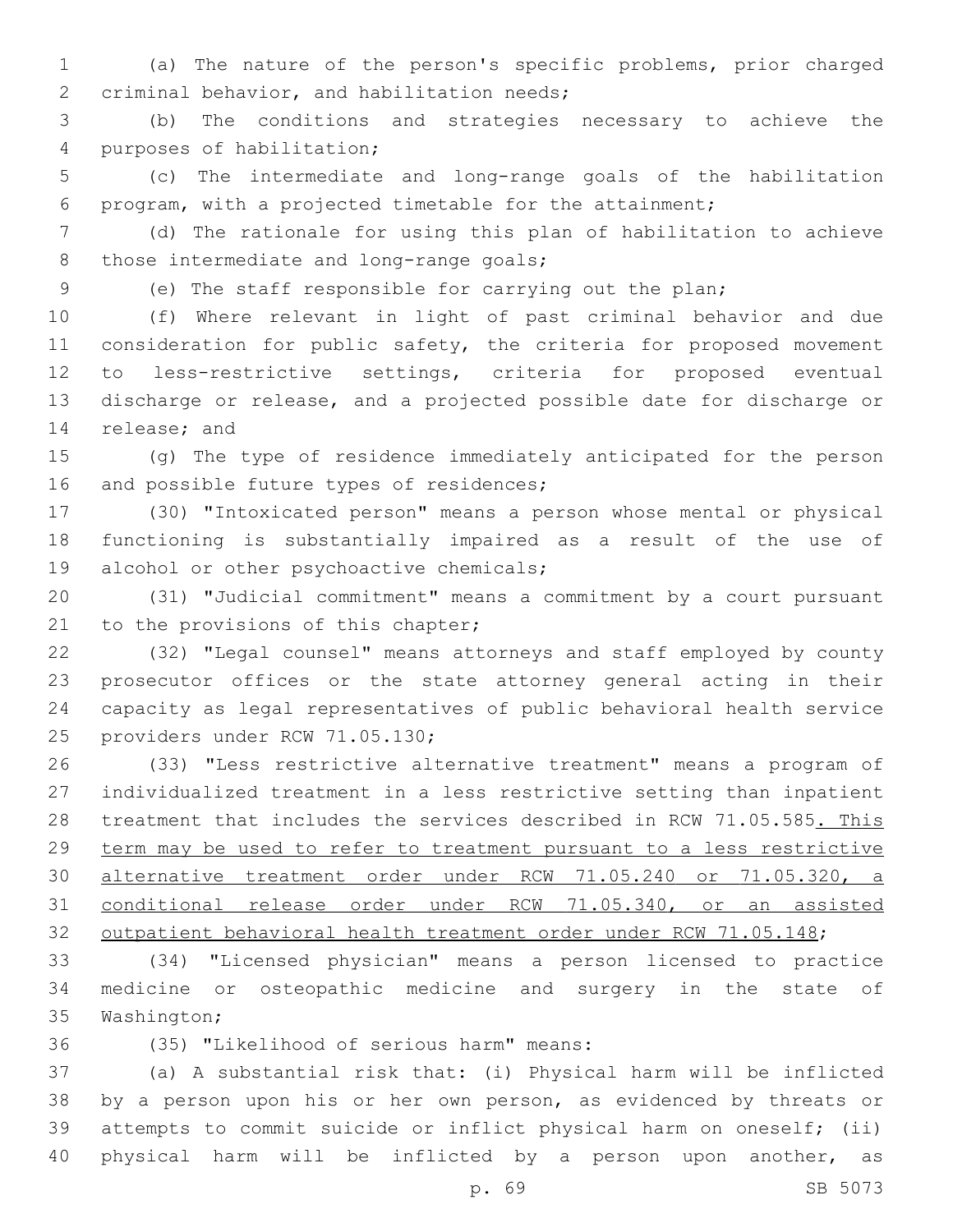(a) The nature of the person's specific problems, prior charged criminal behavior, and habilitation needs;

(b) The conditions and strategies necessary to achieve the purposes of habilitation;

(c) The intermediate and long-range goals of the habilitation program, with a projected timetable for the attainment;

(d) The rationale for using this plan of habilitation to achieve those intermediate and long-range goals;

(e) The staff responsible for carrying out the plan;

(f) Where relevant in light of past criminal behavior and due consideration for public safety, the criteria for proposed movement to less-restrictive settings, criteria for proposed eventual discharge or release, and a projected possible date for discharge or release; and

(g) The type of residence immediately anticipated for the person and possible future types of residences;

(30) "Intoxicated person" means a person whose mental or physical functioning is substantially impaired as a result of the use of alcohol or other psychoactive chemicals;

(31) "Judicial commitment" means a commitment by a court pursuant to the provisions of this chapter;

(32) "Legal counsel" means attorneys and staff employed by county prosecutor offices or the state attorney general acting in their capacity as legal representatives of public behavioral health service providers under RCW 71.05.130;

(33) "Less restrictive alternative treatment" means a program of individualized treatment in a less restrictive setting than inpatient treatment that includes the services described in RCW 71.05.585. This term may be used to refer to treatment pursuant to a less restrictive alternative treatment order under RCW 71.05.240 or 71.05.320, a conditional release order under RCW 71.05.340, or an assisted outpatient behavioral health treatment order under RCW 71.05.148;

(34) "Licensed physician" means a person licensed to practice medicine or osteopathic medicine and surgery in the state of Washington;

(35) "Likelihood of serious harm" means:

(a) A substantial risk that: (i) Physical harm will be inflicted by a person upon his or her own person, as evidenced by threats or attempts to commit suicide or inflict physical harm on oneself; (ii) physical harm will be inflicted by a person upon another, as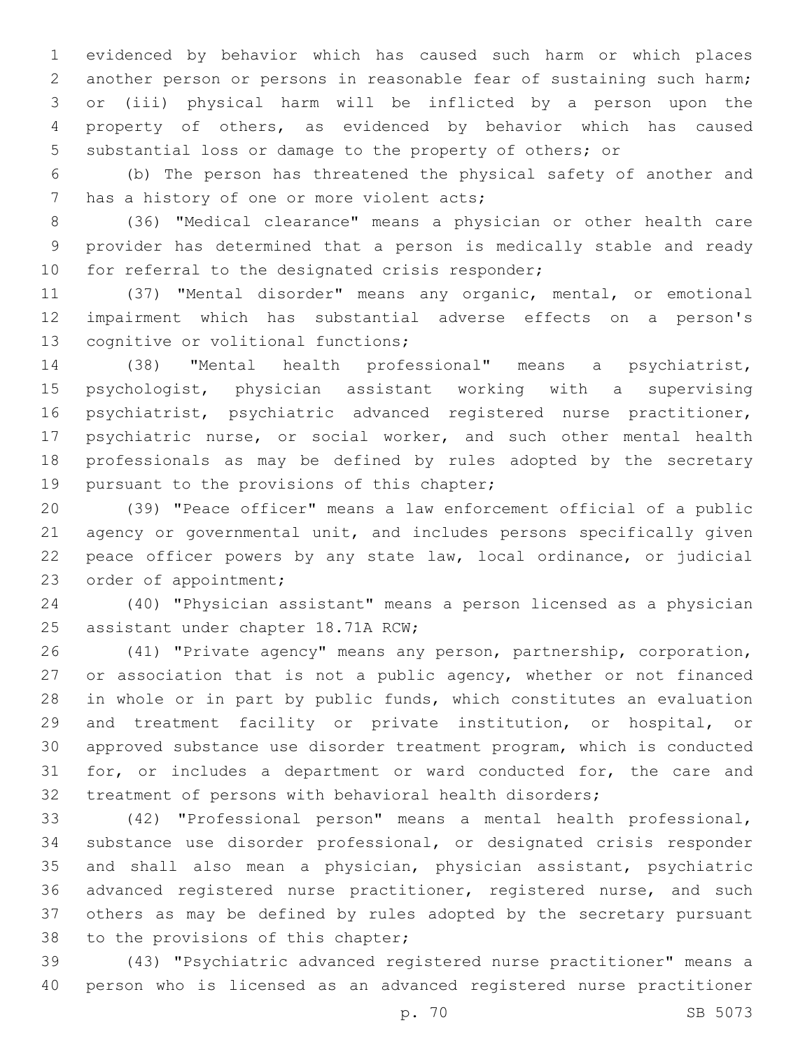evidenced by behavior which has caused such harm or which places another person or persons in reasonable fear of sustaining such harm; or (iii) physical harm will be inflicted by a person upon the property of others, as evidenced by behavior which has caused substantial loss or damage to the property of others; or

(b) The person has threatened the physical safety of another and has a history of one or more violent acts;

(36) "Medical clearance" means a physician or other health care provider has determined that a person is medically stable and ready for referral to the designated crisis responder;

(37) "Mental disorder" means any organic, mental, or emotional impairment which has substantial adverse effects on a person's cognitive or volitional functions;

(38) "Mental health professional" means a psychiatrist, psychologist, physician assistant working with a supervising psychiatrist, psychiatric advanced registered nurse practitioner, psychiatric nurse, or social worker, and such other mental health professionals as may be defined by rules adopted by the secretary pursuant to the provisions of this chapter;

(39) "Peace officer" means a law enforcement official of a public agency or governmental unit, and includes persons specifically given peace officer powers by any state law, local ordinance, or judicial order of appointment;

(40) "Physician assistant" means a person licensed as a physician assistant under chapter 18.71A RCW;

(41) "Private agency" means any person, partnership, corporation, or association that is not a public agency, whether or not financed in whole or in part by public funds, which constitutes an evaluation and treatment facility or private institution, or hospital, or approved substance use disorder treatment program, which is conducted for, or includes a department or ward conducted for, the care and treatment of persons with behavioral health disorders;

(42) "Professional person" means a mental health professional, substance use disorder professional, or designated crisis responder and shall also mean a physician, physician assistant, psychiatric advanced registered nurse practitioner, registered nurse, and such others as may be defined by rules adopted by the secretary pursuant to the provisions of this chapter;

(43) "Psychiatric advanced registered nurse practitioner" means a person who is licensed as an advanced registered nurse practitioner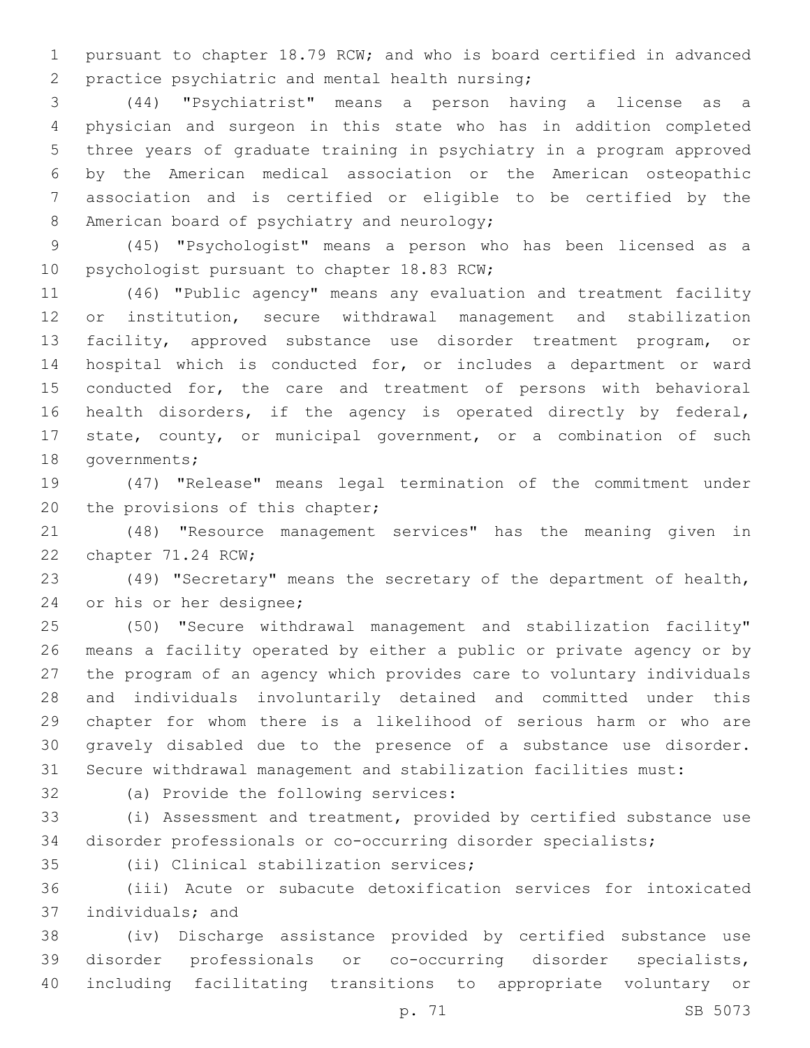pursuant to chapter 18.79 RCW; and who is board certified in advanced practice psychiatric and mental health nursing;

(44) "Psychiatrist" means a person having a license as a physician and surgeon in this state who has in addition completed three years of graduate training in psychiatry in a program approved by the American medical association or the American osteopathic association and is certified or eligible to be certified by the American board of psychiatry and neurology;

(45) "Psychologist" means a person who has been licensed as a psychologist pursuant to chapter 18.83 RCW;

(46) "Public agency" means any evaluation and treatment facility or institution, secure withdrawal management and stabilization facility, approved substance use disorder treatment program, or hospital which is conducted for, or includes a department or ward conducted for, the care and treatment of persons with behavioral health disorders, if the agency is operated directly by federal, state, county, or municipal government, or a combination of such governments;

(47) "Release" means legal termination of the commitment under the provisions of this chapter;

(48) "Resource management services" has the meaning given in chapter 71.24 RCW;

(49) "Secretary" means the secretary of the department of health, or his or her designee;

(50) "Secure withdrawal management and stabilization facility" means a facility operated by either a public or private agency or by the program of an agency which provides care to voluntary individuals and individuals involuntarily detained and committed under this chapter for whom there is a likelihood of serious harm or who are gravely disabled due to the presence of a substance use disorder. Secure withdrawal management and stabilization facilities must:

(a) Provide the following services:

(i) Assessment and treatment, provided by certified substance use disorder professionals or co-occurring disorder specialists;

(ii) Clinical stabilization services;

(iii) Acute or subacute detoxification services for intoxicated individuals; and

(iv) Discharge assistance provided by certified substance use disorder professionals or co-occurring disorder specialists, including facilitating transitions to appropriate voluntary or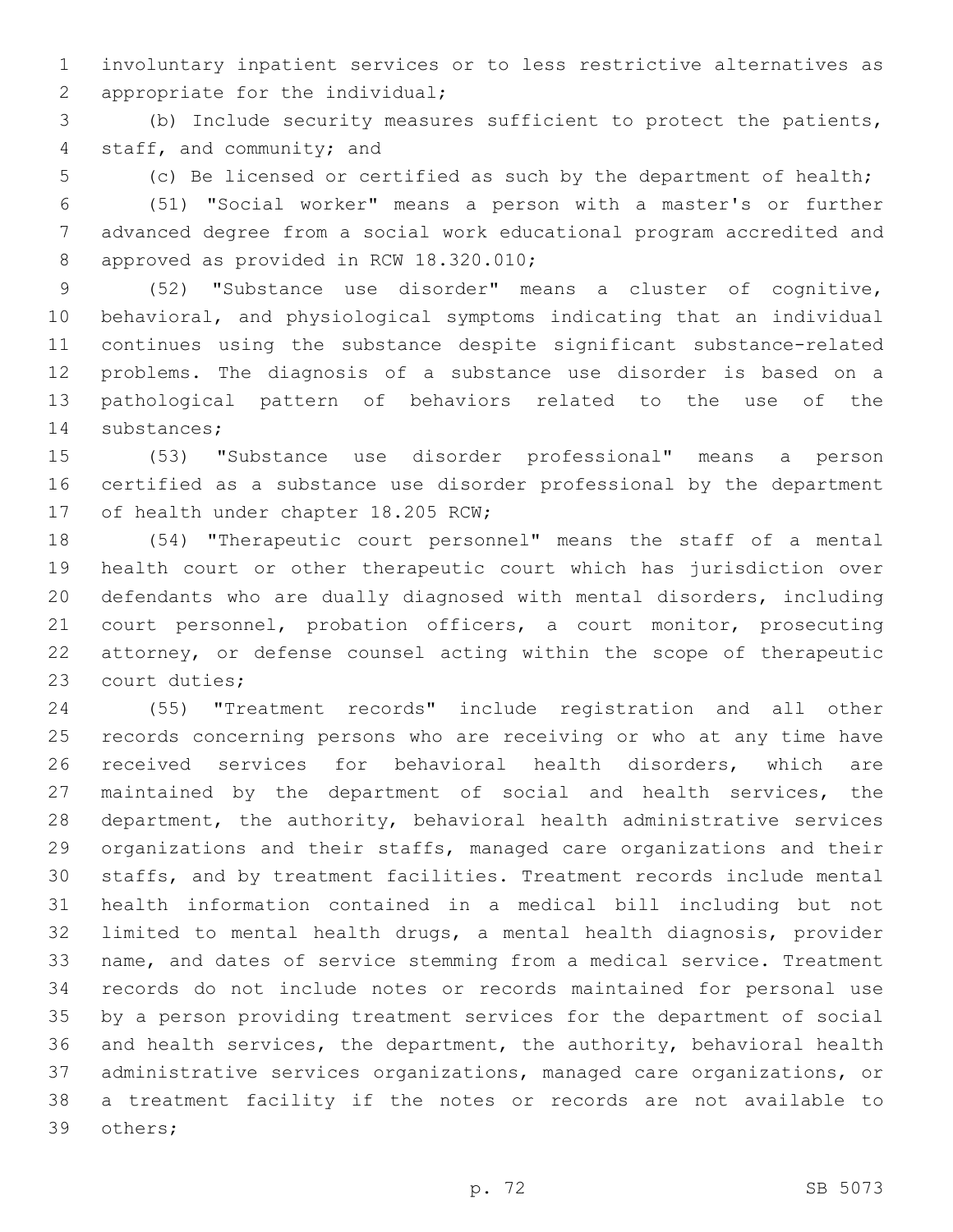involuntary inpatient services or to less restrictive alternatives as appropriate for the individual;

(b) Include security measures sufficient to protect the patients, staff, and community; and

(c) Be licensed or certified as such by the department of health;

(51) "Social worker" means a person with a master's or further advanced degree from a social work educational program accredited and approved as provided in RCW 18.320.010;

(52) "Substance use disorder" means a cluster of cognitive, behavioral, and physiological symptoms indicating that an individual continues using the substance despite significant substance-related problems. The diagnosis of a substance use disorder is based on a pathological pattern of behaviors related to the use of the substances;

(53) "Substance use disorder professional" means a person certified as a substance use disorder professional by the department of health under chapter 18.205 RCW;

(54) "Therapeutic court personnel" means the staff of a mental health court or other therapeutic court which has jurisdiction over defendants who are dually diagnosed with mental disorders, including court personnel, probation officers, a court monitor, prosecuting attorney, or defense counsel acting within the scope of therapeutic court duties;

(55) "Treatment records" include registration and all other records concerning persons who are receiving or who at any time have received services for behavioral health disorders, which are maintained by the department of social and health services, the department, the authority, behavioral health administrative services organizations and their staffs, managed care organizations and their staffs, and by treatment facilities. Treatment records include mental health information contained in a medical bill including but not limited to mental health drugs, a mental health diagnosis, provider name, and dates of service stemming from a medical service. Treatment records do not include notes or records maintained for personal use by a person providing treatment services for the department of social and health services, the department, the authority, behavioral health administrative services organizations, managed care organizations, or a treatment facility if the notes or records are not available to others;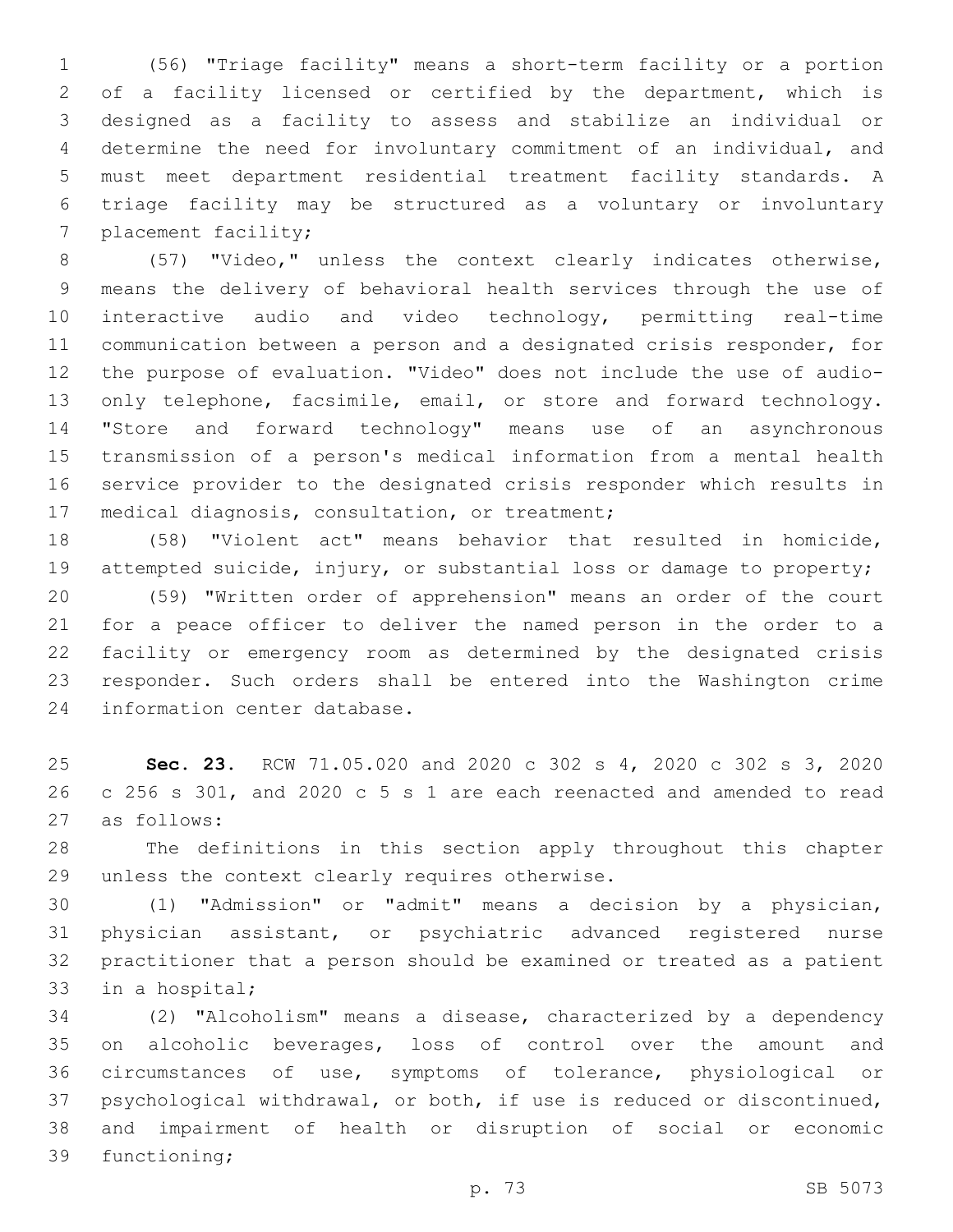(56) "Triage facility" means a short-term facility or a portion of a facility licensed or certified by the department, which is designed as a facility to assess and stabilize an individual or determine the need for involuntary commitment of an individual, and must meet department residential treatment facility standards. A triage facility may be structured as a voluntary or involuntary placement facility;

(57) "Video," unless the context clearly indicates otherwise, means the delivery of behavioral health services through the use of interactive audio and video technology, permitting real-time communication between a person and a designated crisis responder, for the purpose of evaluation. "Video" does not include the use of audio-only telephone, facsimile, email, or store and forward technology. "Store and forward technology" means use of an asynchronous transmission of a person's medical information from a mental health service provider to the designated crisis responder which results in medical diagnosis, consultation, or treatment;

(58) "Violent act" means behavior that resulted in homicide, attempted suicide, injury, or substantial loss or damage to property;

(59) "Written order of apprehension" means an order of the court for a peace officer to deliver the named person in the order to a facility or emergency room as determined by the designated crisis responder. Such orders shall be entered into the Washington crime information center database.

**Sec. 23.** RCW 71.05.020 and 2020 c 302 s 4, 2020 c 302 s 3, 2020 c 256 s 301, and 2020 c 5 s 1 are each reenacted and amended to read as follows:

The definitions in this section apply throughout this chapter unless the context clearly requires otherwise.

(1) "Admission" or "admit" means a decision by a physician, physician assistant, or psychiatric advanced registered nurse practitioner that a person should be examined or treated as a patient in a hospital;

(2) "Alcoholism" means a disease, characterized by a dependency on alcoholic beverages, loss of control over the amount and circumstances of use, symptoms of tolerance, physiological or psychological withdrawal, or both, if use is reduced or discontinued, and impairment of health or disruption of social or economic functioning;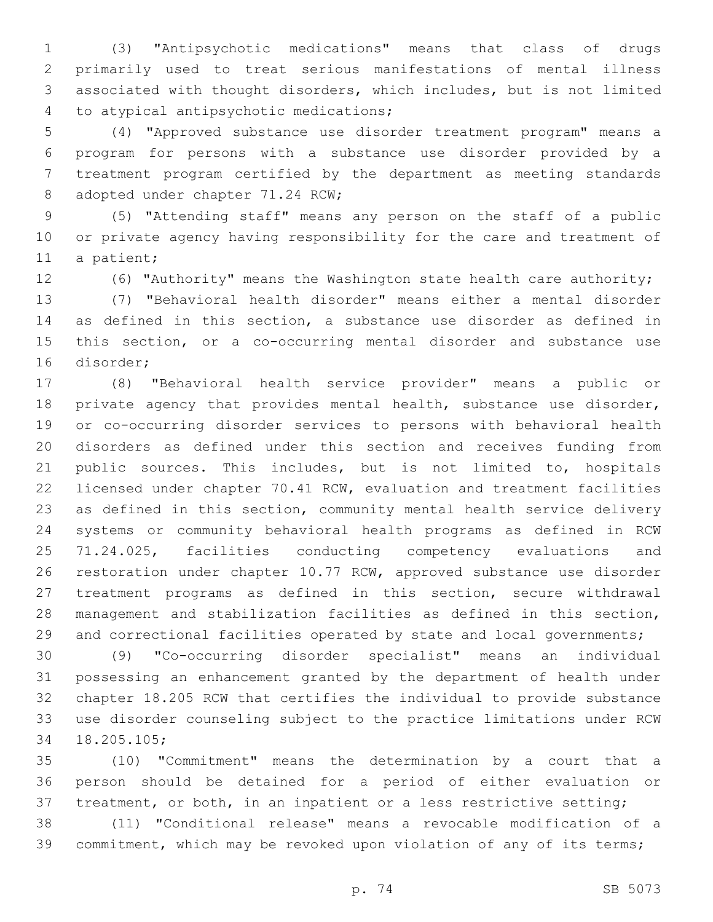(3) "Antipsychotic medications" means that class of drugs primarily used to treat serious manifestations of mental illness associated with thought disorders, which includes, but is not limited to atypical antipsychotic medications;

(4) "Approved substance use disorder treatment program" means a program for persons with a substance use disorder provided by a treatment program certified by the department as meeting standards adopted under chapter 71.24 RCW;

(5) "Attending staff" means any person on the staff of a public or private agency having responsibility for the care and treatment of a patient;

(6) "Authority" means the Washington state health care authority;

(7) "Behavioral health disorder" means either a mental disorder as defined in this section, a substance use disorder as defined in this section, or a co-occurring mental disorder and substance use disorder;

(8) "Behavioral health service provider" means a public or private agency that provides mental health, substance use disorder, or co-occurring disorder services to persons with behavioral health disorders as defined under this section and receives funding from public sources. This includes, but is not limited to, hospitals licensed under chapter 70.41 RCW, evaluation and treatment facilities as defined in this section, community mental health service delivery systems or community behavioral health programs as defined in RCW 71.24.025, facilities conducting competency evaluations and restoration under chapter 10.77 RCW, approved substance use disorder treatment programs as defined in this section, secure withdrawal management and stabilization facilities as defined in this section, and correctional facilities operated by state and local governments;

(9) "Co-occurring disorder specialist" means an individual possessing an enhancement granted by the department of health under chapter 18.205 RCW that certifies the individual to provide substance use disorder counseling subject to the practice limitations under RCW 18.205.105;

(10) "Commitment" means the determination by a court that a person should be detained for a period of either evaluation or treatment, or both, in an inpatient or a less restrictive setting;

(11) "Conditional release" means a revocable modification of a commitment, which may be revoked upon violation of any of its terms;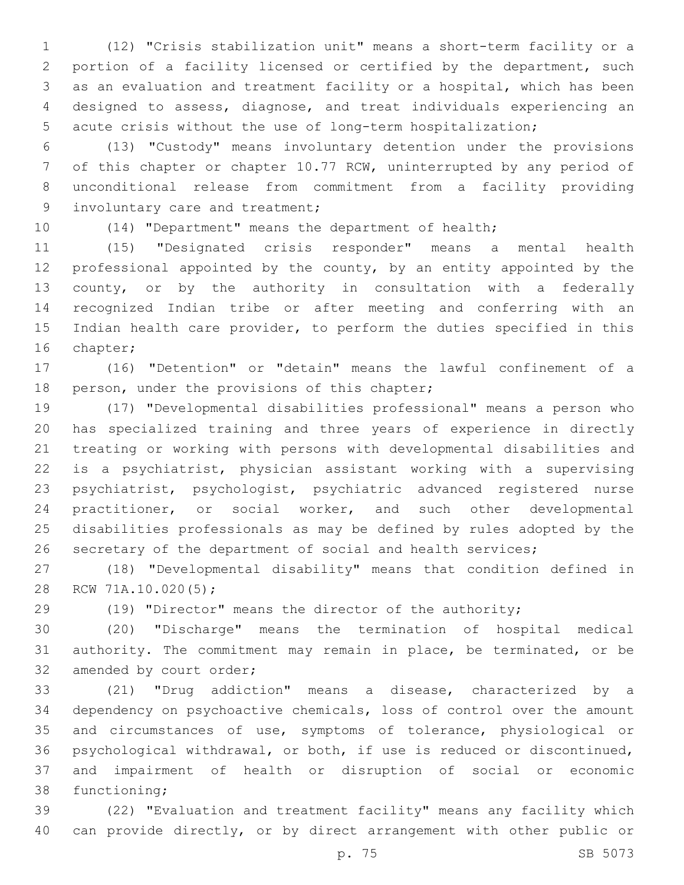(12) "Crisis stabilization unit" means a short-term facility or a portion of a facility licensed or certified by the department, such as an evaluation and treatment facility or a hospital, which has been designed to assess, diagnose, and treat individuals experiencing an acute crisis without the use of long-term hospitalization;

(13) "Custody" means involuntary detention under the provisions of this chapter or chapter 10.77 RCW, uninterrupted by any period of unconditional release from commitment from a facility providing involuntary care and treatment;

(14) "Department" means the department of health;

(15) "Designated crisis responder" means a mental health professional appointed by the county, by an entity appointed by the county, or by the authority in consultation with a federally recognized Indian tribe or after meeting and conferring with an Indian health care provider, to perform the duties specified in this chapter;

(16) "Detention" or "detain" means the lawful confinement of a person, under the provisions of this chapter;

(17) "Developmental disabilities professional" means a person who has specialized training and three years of experience in directly treating or working with persons with developmental disabilities and is a psychiatrist, physician assistant working with a supervising psychiatrist, psychologist, psychiatric advanced registered nurse practitioner, or social worker, and such other developmental disabilities professionals as may be defined by rules adopted by the secretary of the department of social and health services;

(18) "Developmental disability" means that condition defined in RCW 71A.10.020(5);

(19) "Director" means the director of the authority;

(20) "Discharge" means the termination of hospital medical authority. The commitment may remain in place, be terminated, or be amended by court order;

(21) "Drug addiction" means a disease, characterized by a dependency on psychoactive chemicals, loss of control over the amount and circumstances of use, symptoms of tolerance, physiological or psychological withdrawal, or both, if use is reduced or discontinued, and impairment of health or disruption of social or economic functioning;

(22) "Evaluation and treatment facility" means any facility which can provide directly, or by direct arrangement with other public or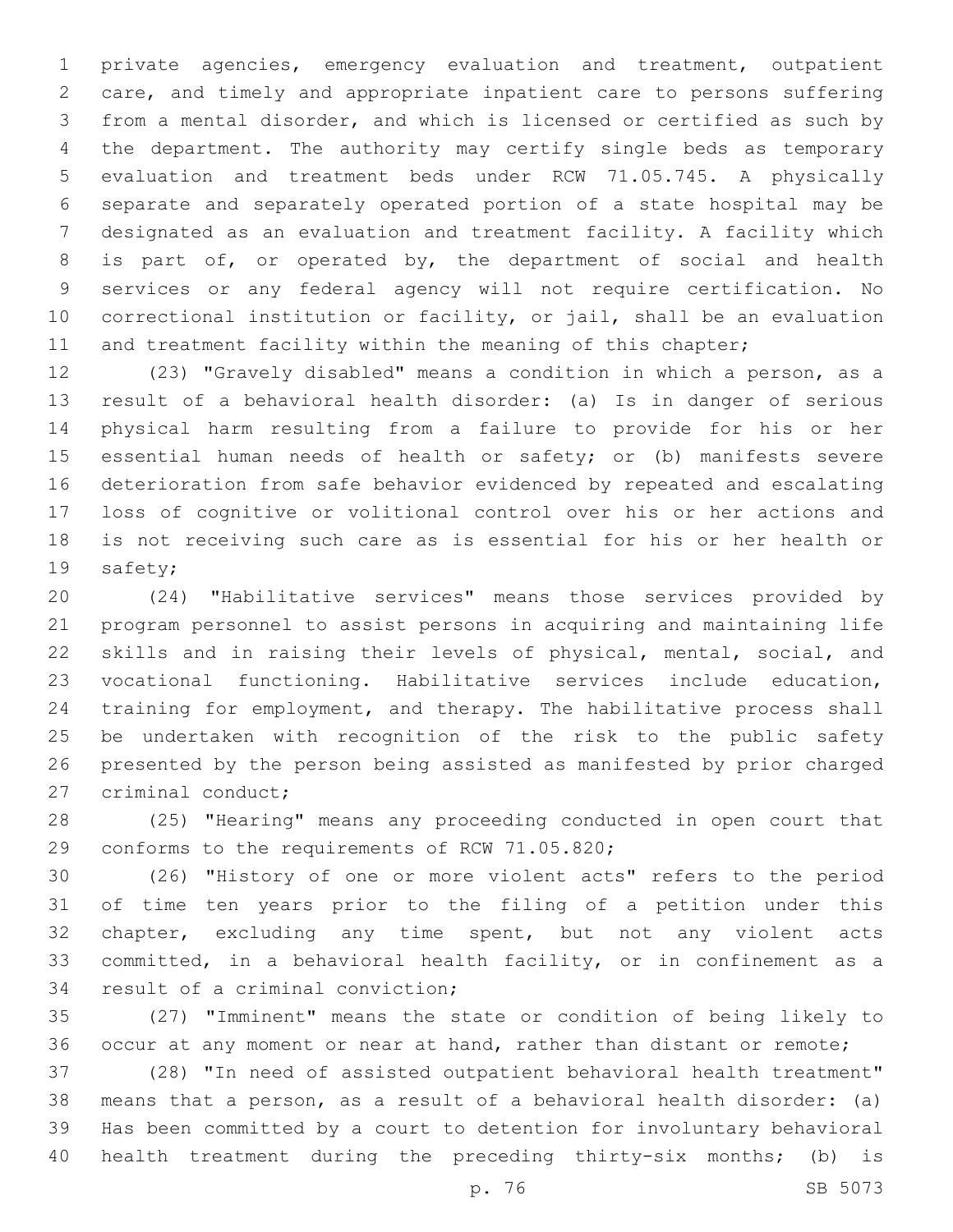private agencies, emergency evaluation and treatment, outpatient care, and timely and appropriate inpatient care to persons suffering from a mental disorder, and which is licensed or certified as such by the department. The authority may certify single beds as temporary evaluation and treatment beds under RCW 71.05.745. A physically separate and separately operated portion of a state hospital may be designated as an evaluation and treatment facility. A facility which is part of, or operated by, the department of social and health services or any federal agency will not require certification. No correctional institution or facility, or jail, shall be an evaluation and treatment facility within the meaning of this chapter;

(23) "Gravely disabled" means a condition in which a person, as a result of a behavioral health disorder: (a) Is in danger of serious physical harm resulting from a failure to provide for his or her essential human needs of health or safety; or (b) manifests severe deterioration from safe behavior evidenced by repeated and escalating loss of cognitive or volitional control over his or her actions and is not receiving such care as is essential for his or her health or safety;

(24) "Habilitative services" means those services provided by program personnel to assist persons in acquiring and maintaining life skills and in raising their levels of physical, mental, social, and vocational functioning. Habilitative services include education, training for employment, and therapy. The habilitative process shall be undertaken with recognition of the risk to the public safety presented by the person being assisted as manifested by prior charged criminal conduct;

(25) "Hearing" means any proceeding conducted in open court that conforms to the requirements of RCW 71.05.820;

(26) "History of one or more violent acts" refers to the period of time ten years prior to the filing of a petition under this chapter, excluding any time spent, but not any violent acts committed, in a behavioral health facility, or in confinement as a result of a criminal conviction;

(27) "Imminent" means the state or condition of being likely to occur at any moment or near at hand, rather than distant or remote;

(28) "In need of assisted outpatient behavioral health treatment" means that a person, as a result of a behavioral health disorder: (a) Has been committed by a court to detention for involuntary behavioral health treatment during the preceding thirty-six months; (b) is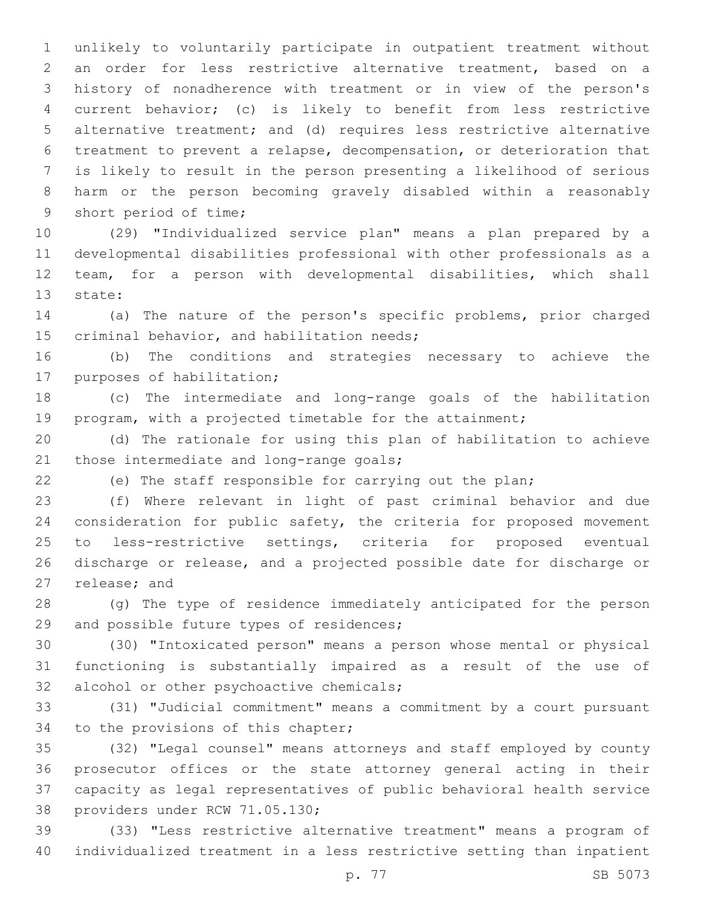unlikely to voluntarily participate in outpatient treatment without an order for less restrictive alternative treatment, based on a history of nonadherence with treatment or in view of the person's current behavior; (c) is likely to benefit from less restrictive alternative treatment; and (d) requires less restrictive alternative treatment to prevent a relapse, decompensation, or deterioration that is likely to result in the person presenting a likelihood of serious harm or the person becoming gravely disabled within a reasonably short period of time;

(29) "Individualized service plan" means a plan prepared by a developmental disabilities professional with other professionals as a team, for a person with developmental disabilities, which shall state:

(a) The nature of the person's specific problems, prior charged criminal behavior, and habilitation needs;

(b) The conditions and strategies necessary to achieve the purposes of habilitation;

(c) The intermediate and long-range goals of the habilitation program, with a projected timetable for the attainment;

(d) The rationale for using this plan of habilitation to achieve those intermediate and long-range goals;

(e) The staff responsible for carrying out the plan;

(f) Where relevant in light of past criminal behavior and due consideration for public safety, the criteria for proposed movement to less-restrictive settings, criteria for proposed eventual discharge or release, and a projected possible date for discharge or release; and

(g) The type of residence immediately anticipated for the person and possible future types of residences;

(30) "Intoxicated person" means a person whose mental or physical functioning is substantially impaired as a result of the use of alcohol or other psychoactive chemicals;

(31) "Judicial commitment" means a commitment by a court pursuant to the provisions of this chapter;

(32) "Legal counsel" means attorneys and staff employed by county prosecutor offices or the state attorney general acting in their capacity as legal representatives of public behavioral health service providers under RCW 71.05.130;

(33) "Less restrictive alternative treatment" means a program of individualized treatment in a less restrictive setting than inpatient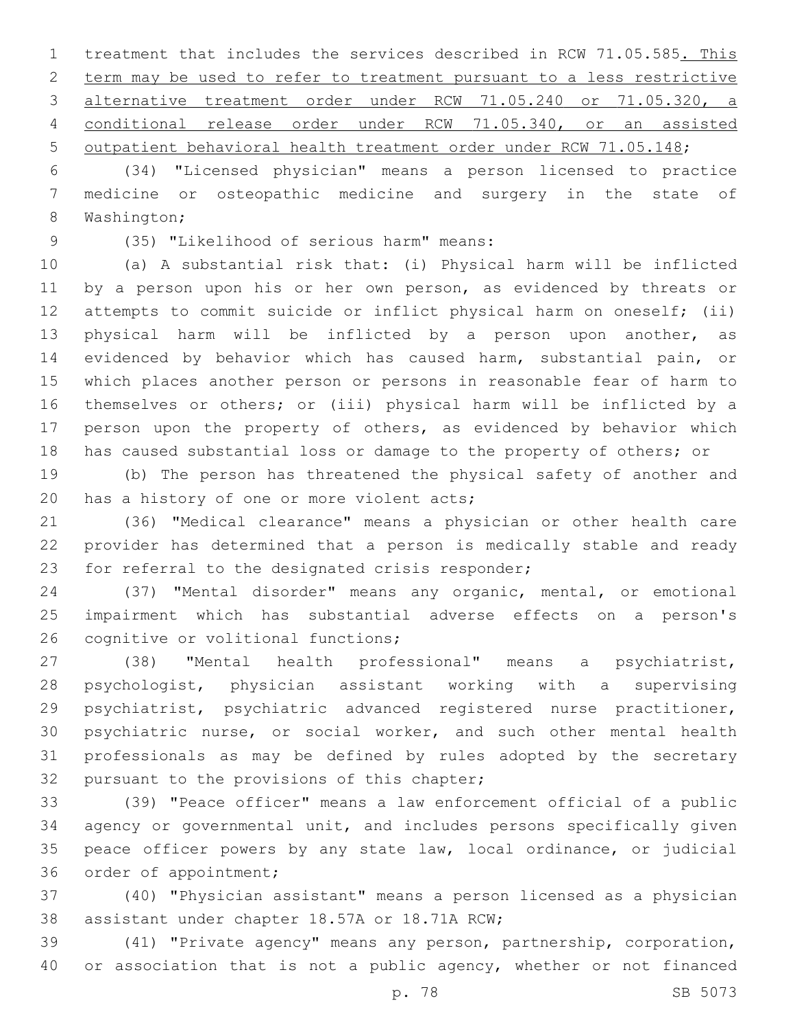treatment that includes the services described in RCW 71.05.585. This term may be used to refer to treatment pursuant to a less restrictive alternative treatment order under RCW 71.05.240 or 71.05.320, a conditional release order under RCW 71.05.340, or an assisted outpatient behavioral health treatment order under RCW 71.05.148;

(34) "Licensed physician" means a person licensed to practice medicine or osteopathic medicine and surgery in the state of Washington;

(35) "Likelihood of serious harm" means:

(a) A substantial risk that: (i) Physical harm will be inflicted by a person upon his or her own person, as evidenced by threats or attempts to commit suicide or inflict physical harm on oneself; (ii) physical harm will be inflicted by a person upon another, as evidenced by behavior which has caused harm, substantial pain, or which places another person or persons in reasonable fear of harm to themselves or others; or (iii) physical harm will be inflicted by a person upon the property of others, as evidenced by behavior which has caused substantial loss or damage to the property of others; or

(b) The person has threatened the physical safety of another and has a history of one or more violent acts;

(36) "Medical clearance" means a physician or other health care provider has determined that a person is medically stable and ready for referral to the designated crisis responder;

(37) "Mental disorder" means any organic, mental, or emotional impairment which has substantial adverse effects on a person's cognitive or volitional functions;

(38) "Mental health professional" means a psychiatrist, psychologist, physician assistant working with a supervising psychiatrist, psychiatric advanced registered nurse practitioner, psychiatric nurse, or social worker, and such other mental health professionals as may be defined by rules adopted by the secretary pursuant to the provisions of this chapter;

(39) "Peace officer" means a law enforcement official of a public agency or governmental unit, and includes persons specifically given peace officer powers by any state law, local ordinance, or judicial order of appointment;

(40) "Physician assistant" means a person licensed as a physician assistant under chapter 18.57A or 18.71A RCW;

(41) "Private agency" means any person, partnership, corporation, or association that is not a public agency, whether or not financed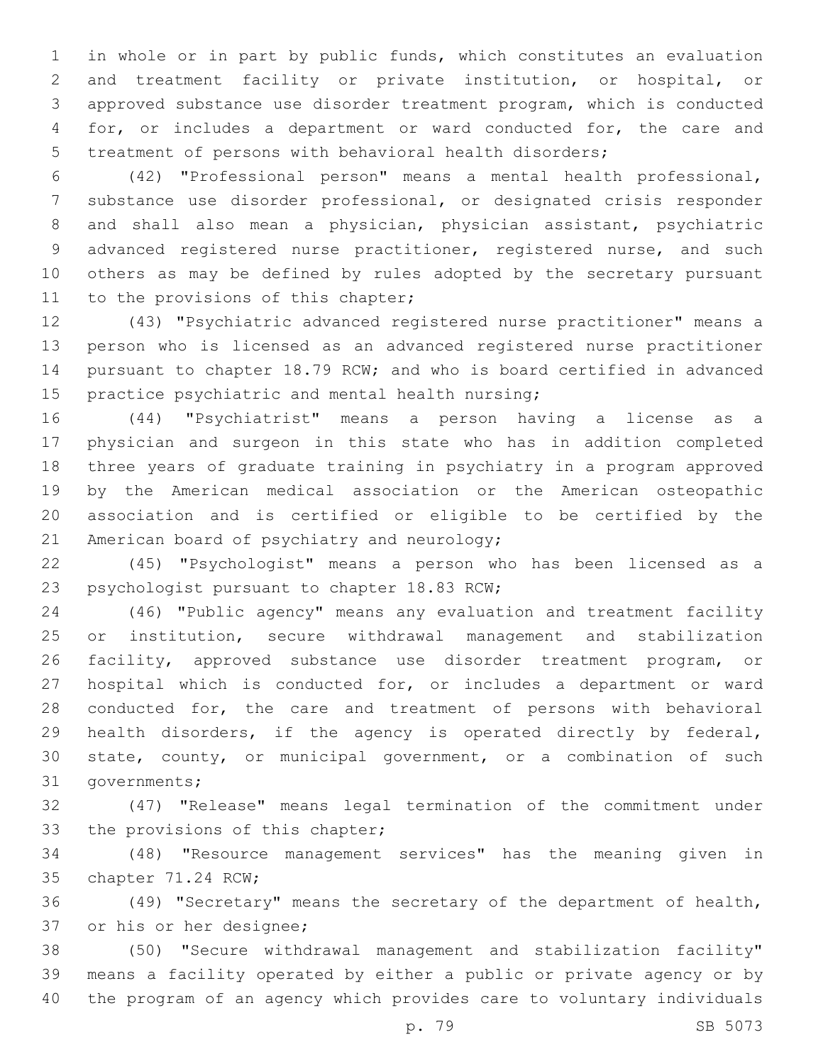in whole or in part by public funds, which constitutes an evaluation and treatment facility or private institution, or hospital, or approved substance use disorder treatment program, which is conducted for, or includes a department or ward conducted for, the care and treatment of persons with behavioral health disorders;

(42) "Professional person" means a mental health professional, substance use disorder professional, or designated crisis responder and shall also mean a physician, physician assistant, psychiatric advanced registered nurse practitioner, registered nurse, and such others as may be defined by rules adopted by the secretary pursuant to the provisions of this chapter;

(43) "Psychiatric advanced registered nurse practitioner" means a person who is licensed as an advanced registered nurse practitioner pursuant to chapter 18.79 RCW; and who is board certified in advanced practice psychiatric and mental health nursing;

(44) "Psychiatrist" means a person having a license as a physician and surgeon in this state who has in addition completed three years of graduate training in psychiatry in a program approved by the American medical association or the American osteopathic association and is certified or eligible to be certified by the American board of psychiatry and neurology;

(45) "Psychologist" means a person who has been licensed as a psychologist pursuant to chapter 18.83 RCW;

(46) "Public agency" means any evaluation and treatment facility or institution, secure withdrawal management and stabilization facility, approved substance use disorder treatment program, or hospital which is conducted for, or includes a department or ward conducted for, the care and treatment of persons with behavioral health disorders, if the agency is operated directly by federal, state, county, or municipal government, or a combination of such governments;

(47) "Release" means legal termination of the commitment under the provisions of this chapter;

(48) "Resource management services" has the meaning given in chapter 71.24 RCW;

(49) "Secretary" means the secretary of the department of health, or his or her designee;

(50) "Secure withdrawal management and stabilization facility" means a facility operated by either a public or private agency or by the program of an agency which provides care to voluntary individuals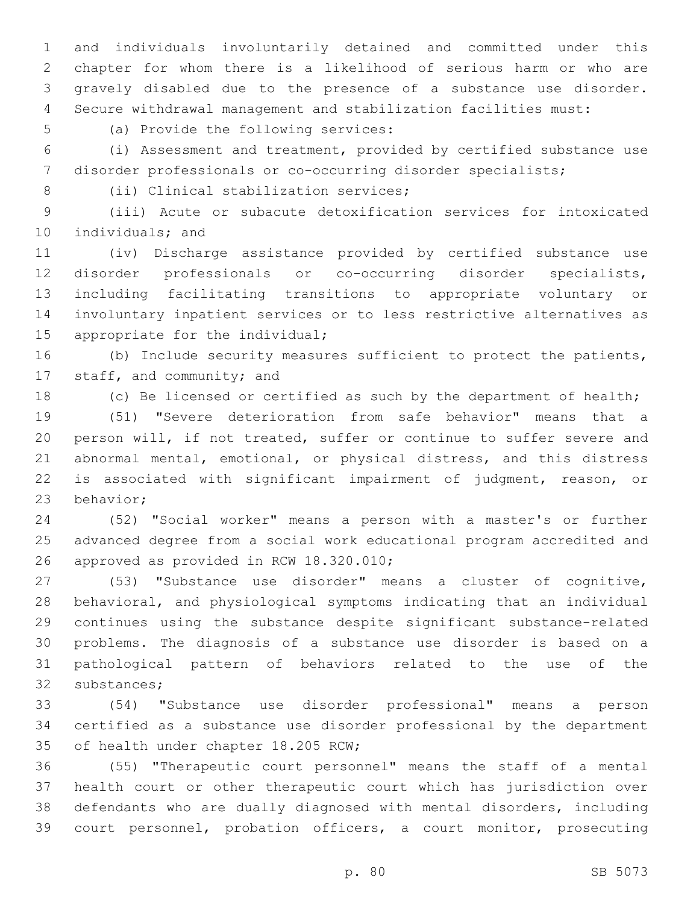and individuals involuntarily detained and committed under this chapter for whom there is a likelihood of serious harm or who are gravely disabled due to the presence of a substance use disorder. Secure withdrawal management and stabilization facilities must:

(a) Provide the following services:

(i) Assessment and treatment, provided by certified substance use disorder professionals or co-occurring disorder specialists;

(ii) Clinical stabilization services;

(iii) Acute or subacute detoxification services for intoxicated individuals; and

(iv) Discharge assistance provided by certified substance use disorder professionals or co-occurring disorder specialists, including facilitating transitions to appropriate voluntary or involuntary inpatient services or to less restrictive alternatives as appropriate for the individual;

(b) Include security measures sufficient to protect the patients, staff, and community; and

(c) Be licensed or certified as such by the department of health;

(51) "Severe deterioration from safe behavior" means that a person will, if not treated, suffer or continue to suffer severe and abnormal mental, emotional, or physical distress, and this distress is associated with significant impairment of judgment, reason, or behavior;

(52) "Social worker" means a person with a master's or further advanced degree from a social work educational program accredited and approved as provided in RCW 18.320.010;

(53) "Substance use disorder" means a cluster of cognitive, behavioral, and physiological symptoms indicating that an individual continues using the substance despite significant substance-related problems. The diagnosis of a substance use disorder is based on a pathological pattern of behaviors related to the use of the substances;

(54) "Substance use disorder professional" means a person certified as a substance use disorder professional by the department of health under chapter 18.205 RCW;

(55) "Therapeutic court personnel" means the staff of a mental health court or other therapeutic court which has jurisdiction over defendants who are dually diagnosed with mental disorders, including court personnel, probation officers, a court monitor, prosecuting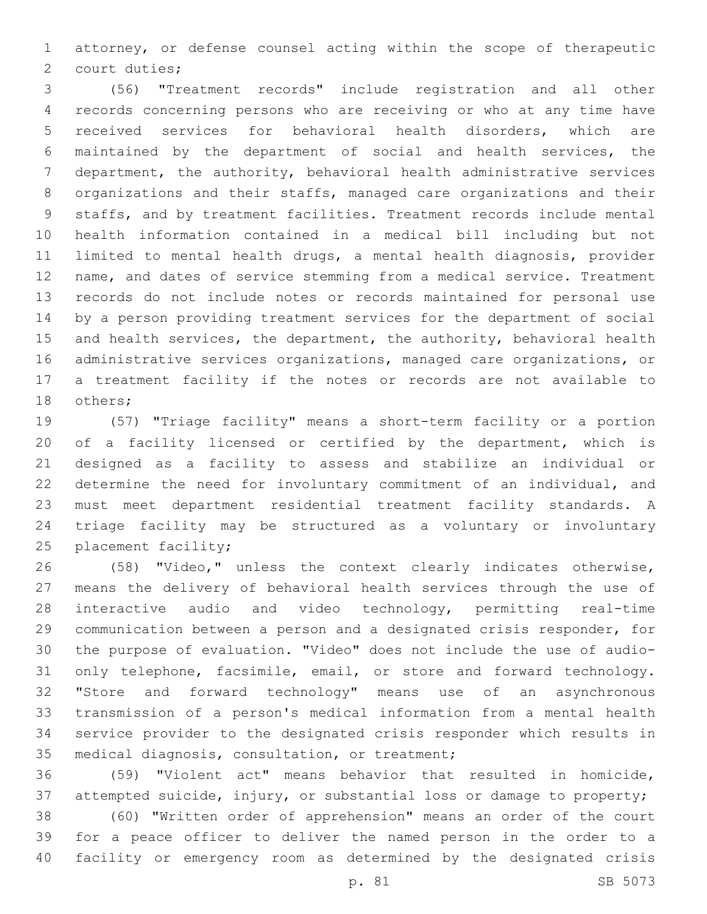attorney, or defense counsel acting within the scope of therapeutic court duties;

(56) "Treatment records" include registration and all other records concerning persons who are receiving or who at any time have received services for behavioral health disorders, which are maintained by the department of social and health services, the department, the authority, behavioral health administrative services organizations and their staffs, managed care organizations and their staffs, and by treatment facilities. Treatment records include mental health information contained in a medical bill including but not limited to mental health drugs, a mental health diagnosis, provider name, and dates of service stemming from a medical service. Treatment records do not include notes or records maintained for personal use by a person providing treatment services for the department of social and health services, the department, the authority, behavioral health administrative services organizations, managed care organizations, or a treatment facility if the notes or records are not available to others;

(57) "Triage facility" means a short-term facility or a portion of a facility licensed or certified by the department, which is designed as a facility to assess and stabilize an individual or determine the need for involuntary commitment of an individual, and must meet department residential treatment facility standards. A triage facility may be structured as a voluntary or involuntary placement facility;

(58) "Video," unless the context clearly indicates otherwise, means the delivery of behavioral health services through the use of interactive audio and video technology, permitting real-time communication between a person and a designated crisis responder, for the purpose of evaluation. "Video" does not include the use of audio-only telephone, facsimile, email, or store and forward technology. "Store and forward technology" means use of an asynchronous transmission of a person's medical information from a mental health service provider to the designated crisis responder which results in medical diagnosis, consultation, or treatment;

(59) "Violent act" means behavior that resulted in homicide, attempted suicide, injury, or substantial loss or damage to property;

(60) "Written order of apprehension" means an order of the court for a peace officer to deliver the named person in the order to a facility or emergency room as determined by the designated crisis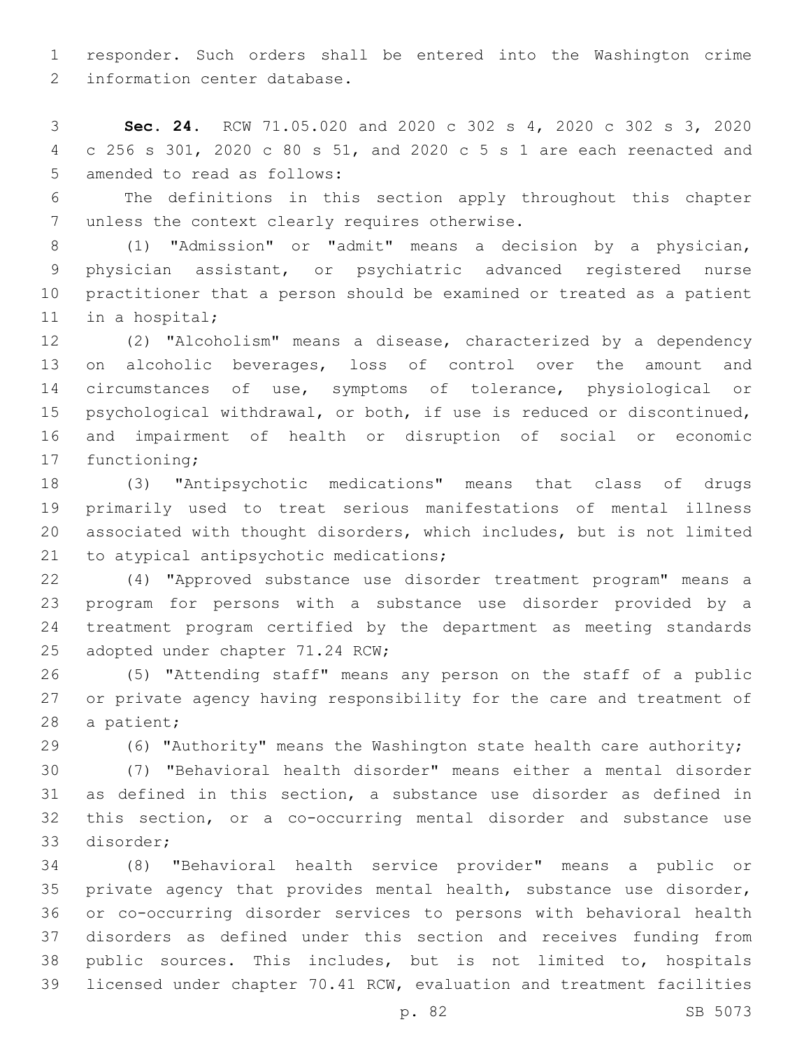responder. Such orders shall be entered into the Washington crime information center database.

**Sec. 24.** RCW 71.05.020 and 2020 c 302 s 4, 2020 c 302 s 3, 2020 c 256 s 301, 2020 c 80 s 51, and 2020 c 5 s 1 are each reenacted and amended to read as follows:

The definitions in this section apply throughout this chapter unless the context clearly requires otherwise.

(1) "Admission" or "admit" means a decision by a physician, physician assistant, or psychiatric advanced registered nurse practitioner that a person should be examined or treated as a patient in a hospital;

(2) "Alcoholism" means a disease, characterized by a dependency on alcoholic beverages, loss of control over the amount and circumstances of use, symptoms of tolerance, physiological or psychological withdrawal, or both, if use is reduced or discontinued, and impairment of health or disruption of social or economic functioning;

(3) "Antipsychotic medications" means that class of drugs primarily used to treat serious manifestations of mental illness associated with thought disorders, which includes, but is not limited to atypical antipsychotic medications;

(4) "Approved substance use disorder treatment program" means a program for persons with a substance use disorder provided by a treatment program certified by the department as meeting standards adopted under chapter 71.24 RCW;

(5) "Attending staff" means any person on the staff of a public or private agency having responsibility for the care and treatment of a patient;

(6) "Authority" means the Washington state health care authority;

(7) "Behavioral health disorder" means either a mental disorder as defined in this section, a substance use disorder as defined in this section, or a co-occurring mental disorder and substance use disorder;

(8) "Behavioral health service provider" means a public or private agency that provides mental health, substance use disorder, or co-occurring disorder services to persons with behavioral health disorders as defined under this section and receives funding from public sources. This includes, but is not limited to, hospitals licensed under chapter 70.41 RCW, evaluation and treatment facilities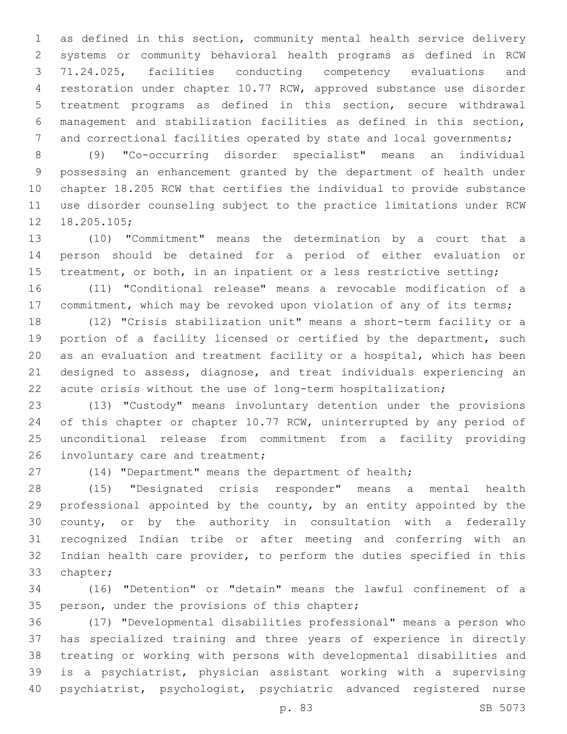as defined in this section, community mental health service delivery systems or community behavioral health programs as defined in RCW 71.24.025, facilities conducting competency evaluations and restoration under chapter 10.77 RCW, approved substance use disorder treatment programs as defined in this section, secure withdrawal management and stabilization facilities as defined in this section, and correctional facilities operated by state and local governments;

(9) "Co-occurring disorder specialist" means an individual possessing an enhancement granted by the department of health under chapter 18.205 RCW that certifies the individual to provide substance use disorder counseling subject to the practice limitations under RCW 18.205.105;

(10) "Commitment" means the determination by a court that a person should be detained for a period of either evaluation or treatment, or both, in an inpatient or a less restrictive setting;

(11) "Conditional release" means a revocable modification of a commitment, which may be revoked upon violation of any of its terms;

(12) "Crisis stabilization unit" means a short-term facility or a portion of a facility licensed or certified by the department, such as an evaluation and treatment facility or a hospital, which has been designed to assess, diagnose, and treat individuals experiencing an acute crisis without the use of long-term hospitalization;

(13) "Custody" means involuntary detention under the provisions of this chapter or chapter 10.77 RCW, uninterrupted by any period of unconditional release from commitment from a facility providing involuntary care and treatment;

(14) "Department" means the department of health;

(15) "Designated crisis responder" means a mental health professional appointed by the county, by an entity appointed by the county, or by the authority in consultation with a federally recognized Indian tribe or after meeting and conferring with an Indian health care provider, to perform the duties specified in this chapter;

(16) "Detention" or "detain" means the lawful confinement of a person, under the provisions of this chapter;

(17) "Developmental disabilities professional" means a person who has specialized training and three years of experience in directly treating or working with persons with developmental disabilities and is a psychiatrist, physician assistant working with a supervising psychiatrist, psychologist, psychiatric advanced registered nurse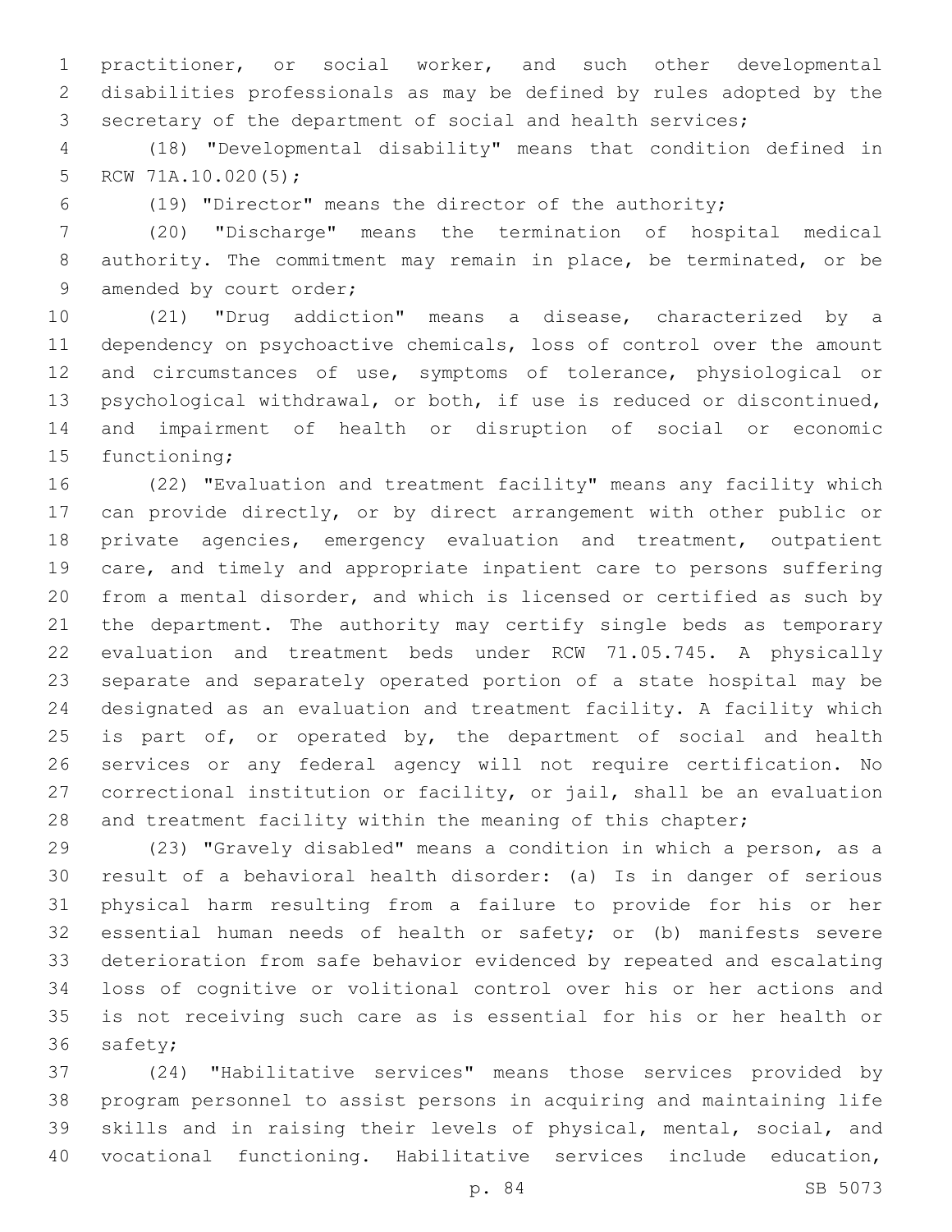practitioner, or social worker, and such other developmental disabilities professionals as may be defined by rules adopted by the secretary of the department of social and health services;

(18) "Developmental disability" means that condition defined in RCW 71A.10.020(5);

(19) "Director" means the director of the authority;

(20) "Discharge" means the termination of hospital medical authority. The commitment may remain in place, be terminated, or be amended by court order;

(21) "Drug addiction" means a disease, characterized by a dependency on psychoactive chemicals, loss of control over the amount and circumstances of use, symptoms of tolerance, physiological or psychological withdrawal, or both, if use is reduced or discontinued, and impairment of health or disruption of social or economic functioning;

(22) "Evaluation and treatment facility" means any facility which can provide directly, or by direct arrangement with other public or private agencies, emergency evaluation and treatment, outpatient care, and timely and appropriate inpatient care to persons suffering from a mental disorder, and which is licensed or certified as such by the department. The authority may certify single beds as temporary evaluation and treatment beds under RCW 71.05.745. A physically separate and separately operated portion of a state hospital may be designated as an evaluation and treatment facility. A facility which is part of, or operated by, the department of social and health services or any federal agency will not require certification. No correctional institution or facility, or jail, shall be an evaluation and treatment facility within the meaning of this chapter;

(23) "Gravely disabled" means a condition in which a person, as a result of a behavioral health disorder: (a) Is in danger of serious physical harm resulting from a failure to provide for his or her essential human needs of health or safety; or (b) manifests severe deterioration from safe behavior evidenced by repeated and escalating loss of cognitive or volitional control over his or her actions and is not receiving such care as is essential for his or her health or safety;

(24) "Habilitative services" means those services provided by program personnel to assist persons in acquiring and maintaining life skills and in raising their levels of physical, mental, social, and vocational functioning. Habilitative services include education,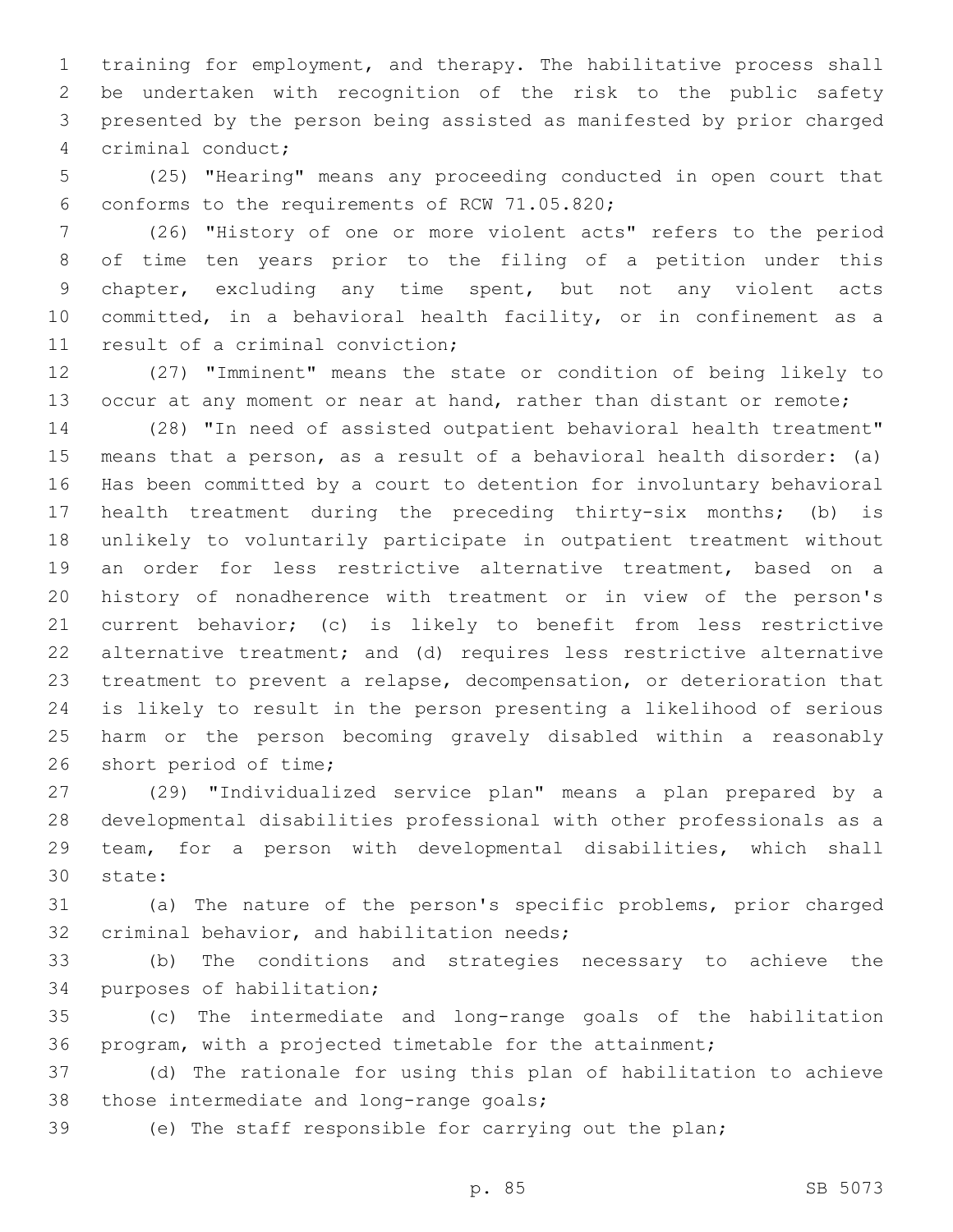training for employment, and therapy. The habilitative process shall be undertaken with recognition of the risk to the public safety presented by the person being assisted as manifested by prior charged criminal conduct;

(25) "Hearing" means any proceeding conducted in open court that conforms to the requirements of RCW 71.05.820;

(26) "History of one or more violent acts" refers to the period of time ten years prior to the filing of a petition under this chapter, excluding any time spent, but not any violent acts committed, in a behavioral health facility, or in confinement as a result of a criminal conviction;

(27) "Imminent" means the state or condition of being likely to occur at any moment or near at hand, rather than distant or remote;

(28) "In need of assisted outpatient behavioral health treatment" means that a person, as a result of a behavioral health disorder: (a) Has been committed by a court to detention for involuntary behavioral health treatment during the preceding thirty-six months; (b) is unlikely to voluntarily participate in outpatient treatment without an order for less restrictive alternative treatment, based on a history of nonadherence with treatment or in view of the person's current behavior; (c) is likely to benefit from less restrictive alternative treatment; and (d) requires less restrictive alternative treatment to prevent a relapse, decompensation, or deterioration that is likely to result in the person presenting a likelihood of serious harm or the person becoming gravely disabled within a reasonably short period of time;

(29) "Individualized service plan" means a plan prepared by a developmental disabilities professional with other professionals as a team, for a person with developmental disabilities, which shall state:

(a) The nature of the person's specific problems, prior charged criminal behavior, and habilitation needs;

(b) The conditions and strategies necessary to achieve the purposes of habilitation;

(c) The intermediate and long-range goals of the habilitation program, with a projected timetable for the attainment;

(d) The rationale for using this plan of habilitation to achieve those intermediate and long-range goals;

(e) The staff responsible for carrying out the plan;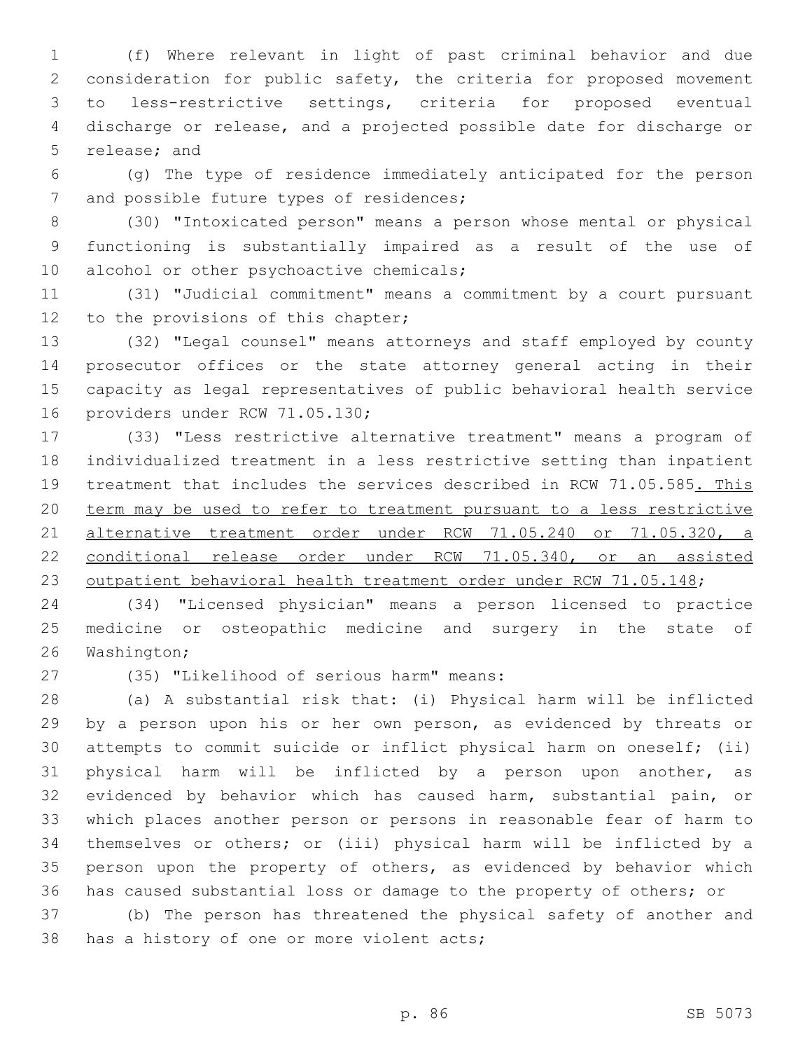(f) Where relevant in light of past criminal behavior and due consideration for public safety, the criteria for proposed movement to less-restrictive settings, criteria for proposed eventual discharge or release, and a projected possible date for discharge or release; and

(g) The type of residence immediately anticipated for the person and possible future types of residences;

(30) "Intoxicated person" means a person whose mental or physical functioning is substantially impaired as a result of the use of alcohol or other psychoactive chemicals;

(31) "Judicial commitment" means a commitment by a court pursuant to the provisions of this chapter;

(32) "Legal counsel" means attorneys and staff employed by county prosecutor offices or the state attorney general acting in their capacity as legal representatives of public behavioral health service providers under RCW 71.05.130;

(33) "Less restrictive alternative treatment" means a program of individualized treatment in a less restrictive setting than inpatient treatment that includes the services described in RCW 71.05.585<u>. This term may be used to refer to treatment pursuant to a less restrictive alternative treatment order under RCW 71.05.240 or 71.05.320, a conditional release order under RCW 71.05.340, or an assisted outpatient behavioral health treatment order under RCW 71.05.148</u>;

(34) "Licensed physician" means a person licensed to practice medicine or osteopathic medicine and surgery in the state of Washington;

(35) "Likelihood of serious harm" means:

(a) A substantial risk that: (i) Physical harm will be inflicted by a person upon his or her own person, as evidenced by threats or attempts to commit suicide or inflict physical harm on oneself; (ii) physical harm will be inflicted by a person upon another, as evidenced by behavior which has caused harm, substantial pain, or which places another person or persons in reasonable fear of harm to themselves or others; or (iii) physical harm will be inflicted by a person upon the property of others, as evidenced by behavior which has caused substantial loss or damage to the property of others; or

(b) The person has threatened the physical safety of another and has a history of one or more violent acts;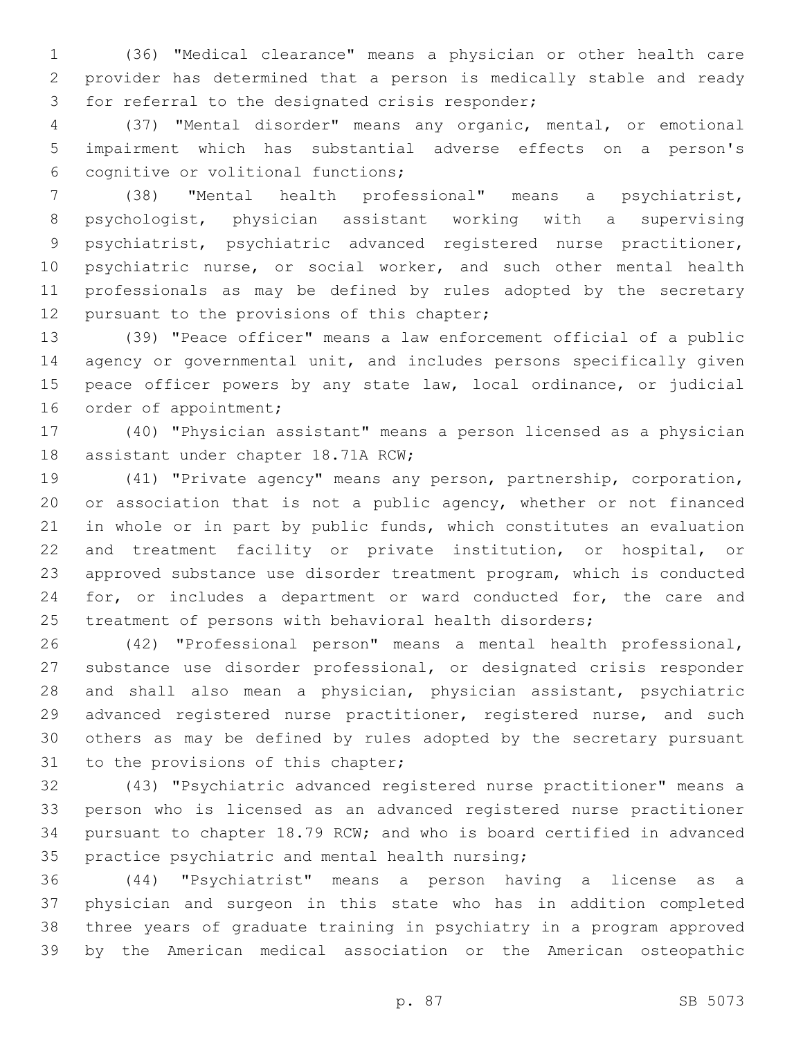(36) "Medical clearance" means a physician or other health care provider has determined that a person is medically stable and ready for referral to the designated crisis responder;

(37) "Mental disorder" means any organic, mental, or emotional impairment which has substantial adverse effects on a person's cognitive or volitional functions;

(38) "Mental health professional" means a psychiatrist, psychologist, physician assistant working with a supervising psychiatrist, psychiatric advanced registered nurse practitioner, psychiatric nurse, or social worker, and such other mental health professionals as may be defined by rules adopted by the secretary pursuant to the provisions of this chapter;

(39) "Peace officer" means a law enforcement official of a public agency or governmental unit, and includes persons specifically given peace officer powers by any state law, local ordinance, or judicial order of appointment;

(40) "Physician assistant" means a person licensed as a physician assistant under chapter 18.71A RCW;

(41) "Private agency" means any person, partnership, corporation, or association that is not a public agency, whether or not financed in whole or in part by public funds, which constitutes an evaluation and treatment facility or private institution, or hospital, or approved substance use disorder treatment program, which is conducted for, or includes a department or ward conducted for, the care and treatment of persons with behavioral health disorders;

(42) "Professional person" means a mental health professional, substance use disorder professional, or designated crisis responder and shall also mean a physician, physician assistant, psychiatric advanced registered nurse practitioner, registered nurse, and such others as may be defined by rules adopted by the secretary pursuant to the provisions of this chapter;

(43) "Psychiatric advanced registered nurse practitioner" means a person who is licensed as an advanced registered nurse practitioner pursuant to chapter 18.79 RCW; and who is board certified in advanced practice psychiatric and mental health nursing;

(44) "Psychiatrist" means a person having a license as a physician and surgeon in this state who has in addition completed three years of graduate training in psychiatry in a program approved by the American medical association or the American osteopathic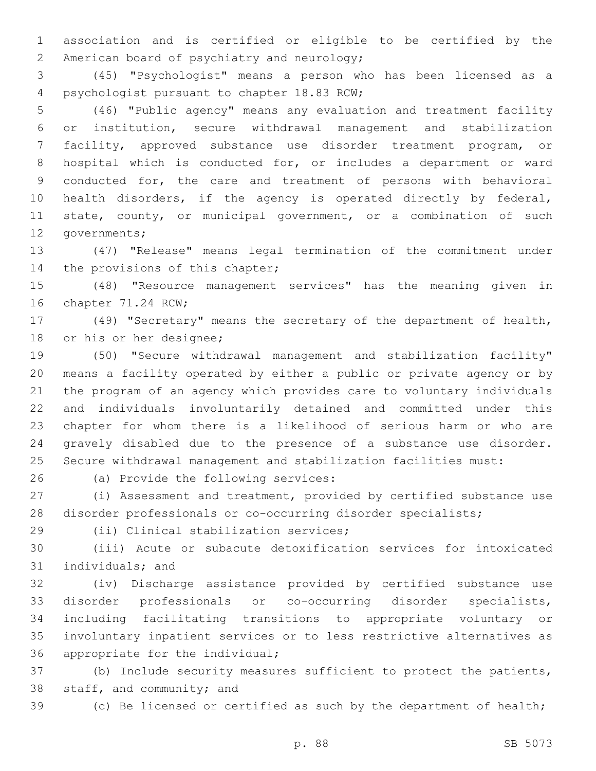association and is certified or eligible to be certified by the American board of psychiatry and neurology;

(45) "Psychologist" means a person who has been licensed as a psychologist pursuant to chapter 18.83 RCW;

(46) "Public agency" means any evaluation and treatment facility or institution, secure withdrawal management and stabilization facility, approved substance use disorder treatment program, or hospital which is conducted for, or includes a department or ward conducted for, the care and treatment of persons with behavioral health disorders, if the agency is operated directly by federal, state, county, or municipal government, or a combination of such governments;

(47) "Release" means legal termination of the commitment under the provisions of this chapter;

(48) "Resource management services" has the meaning given in chapter 71.24 RCW;

(49) "Secretary" means the secretary of the department of health, or his or her designee;

(50) "Secure withdrawal management and stabilization facility" means a facility operated by either a public or private agency or by the program of an agency which provides care to voluntary individuals and individuals involuntarily detained and committed under this chapter for whom there is a likelihood of serious harm or who are gravely disabled due to the presence of a substance use disorder. Secure withdrawal management and stabilization facilities must:

(a) Provide the following services:

(i) Assessment and treatment, provided by certified substance use disorder professionals or co-occurring disorder specialists;

(ii) Clinical stabilization services;

(iii) Acute or subacute detoxification services for intoxicated individuals; and

(iv) Discharge assistance provided by certified substance use disorder professionals or co-occurring disorder specialists, including facilitating transitions to appropriate voluntary or involuntary inpatient services or to less restrictive alternatives as appropriate for the individual;

(b) Include security measures sufficient to protect the patients, staff, and community; and

(c) Be licensed or certified as such by the department of health;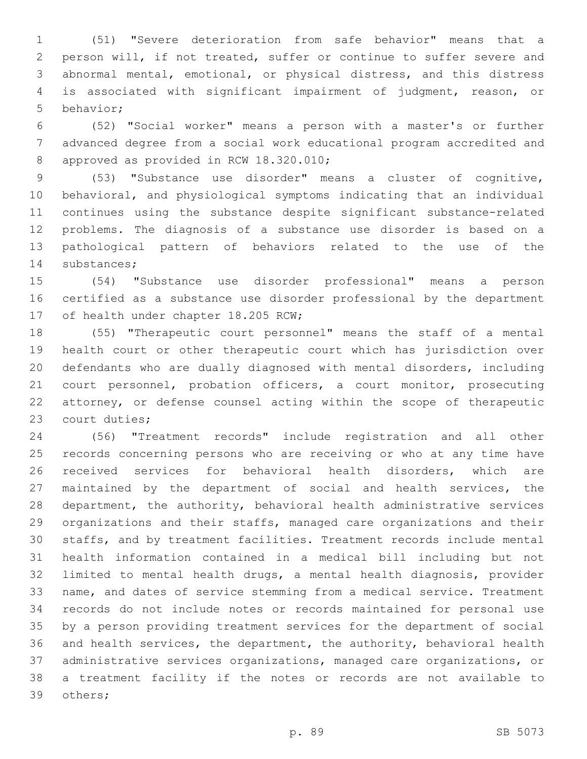(51) "Severe deterioration from safe behavior" means that a person will, if not treated, suffer or continue to suffer severe and abnormal mental, emotional, or physical distress, and this distress is associated with significant impairment of judgment, reason, or behavior;

(52) "Social worker" means a person with a master's or further advanced degree from a social work educational program accredited and approved as provided in RCW 18.320.010;

(53) "Substance use disorder" means a cluster of cognitive, behavioral, and physiological symptoms indicating that an individual continues using the substance despite significant substance-related problems. The diagnosis of a substance use disorder is based on a pathological pattern of behaviors related to the use of the substances;

(54) "Substance use disorder professional" means a person certified as a substance use disorder professional by the department of health under chapter 18.205 RCW;

(55) "Therapeutic court personnel" means the staff of a mental health court or other therapeutic court which has jurisdiction over defendants who are dually diagnosed with mental disorders, including court personnel, probation officers, a court monitor, prosecuting attorney, or defense counsel acting within the scope of therapeutic court duties;

(56) "Treatment records" include registration and all other records concerning persons who are receiving or who at any time have received services for behavioral health disorders, which are maintained by the department of social and health services, the department, the authority, behavioral health administrative services organizations and their staffs, managed care organizations and their staffs, and by treatment facilities. Treatment records include mental health information contained in a medical bill including but not limited to mental health drugs, a mental health diagnosis, provider name, and dates of service stemming from a medical service. Treatment records do not include notes or records maintained for personal use by a person providing treatment services for the department of social and health services, the department, the authority, behavioral health administrative services organizations, managed care organizations, or a treatment facility if the notes or records are not available to others;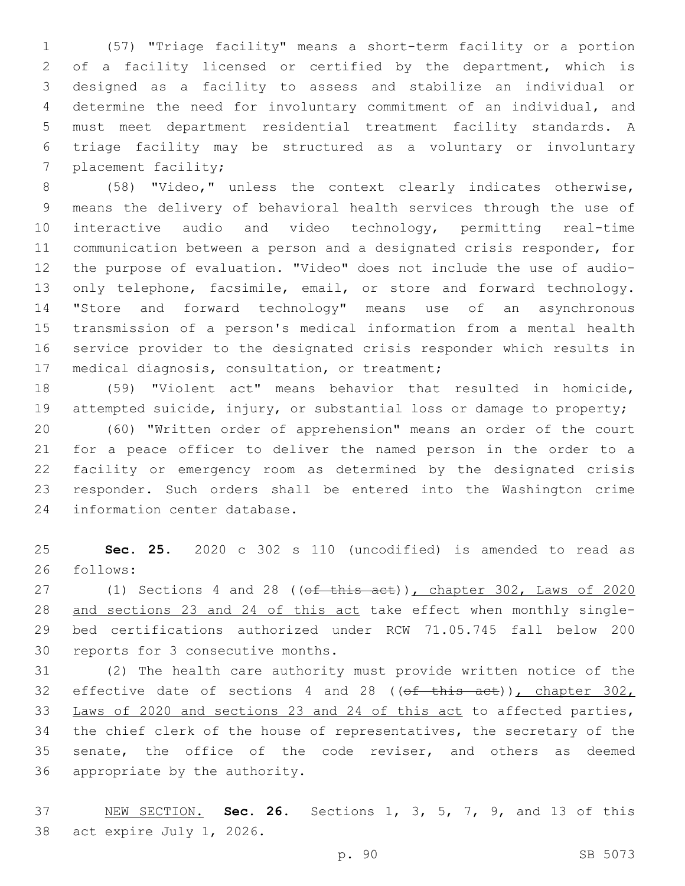(57) "Triage facility" means a short-term facility or a portion of a facility licensed or certified by the department, which is designed as a facility to assess and stabilize an individual or determine the need for involuntary commitment of an individual, and must meet department residential treatment facility standards. A triage facility may be structured as a voluntary or involuntary placement facility;

(58) "Video," unless the context clearly indicates otherwise, means the delivery of behavioral health services through the use of interactive audio and video technology, permitting real-time communication between a person and a designated crisis responder, for the purpose of evaluation. "Video" does not include the use of audio-only telephone, facsimile, email, or store and forward technology. "Store and forward technology" means use of an asynchronous transmission of a person's medical information from a mental health service provider to the designated crisis responder which results in medical diagnosis, consultation, or treatment;

(59) "Violent act" means behavior that resulted in homicide, attempted suicide, injury, or substantial loss or damage to property;

(60) "Written order of apprehension" means an order of the court for a peace officer to deliver the named person in the order to a facility or emergency room as determined by the designated crisis responder. Such orders shall be entered into the Washington crime information center database.

**Sec. 25.** 2020 c 302 s 110 (uncodified) is amended to read as follows:

(1) Sections 4 and 28 ((~~of this act~~)), chapter 302, Laws of 2020 and sections 23 and 24 of this act take effect when monthly single-bed certifications authorized under RCW 71.05.745 fall below 200 reports for 3 consecutive months.

(2) The health care authority must provide written notice of the effective date of sections 4 and 28 ((~~of this act~~)), chapter 302, Laws of 2020 and sections 23 and 24 of this act to affected parties, the chief clerk of the house of representatives, the secretary of the senate, the office of the code reviser, and others as deemed appropriate by the authority.

NEW SECTION. **Sec. 26.** Sections 1, 3, 5, 7, 9, and 13 of this act expire July 1, 2026.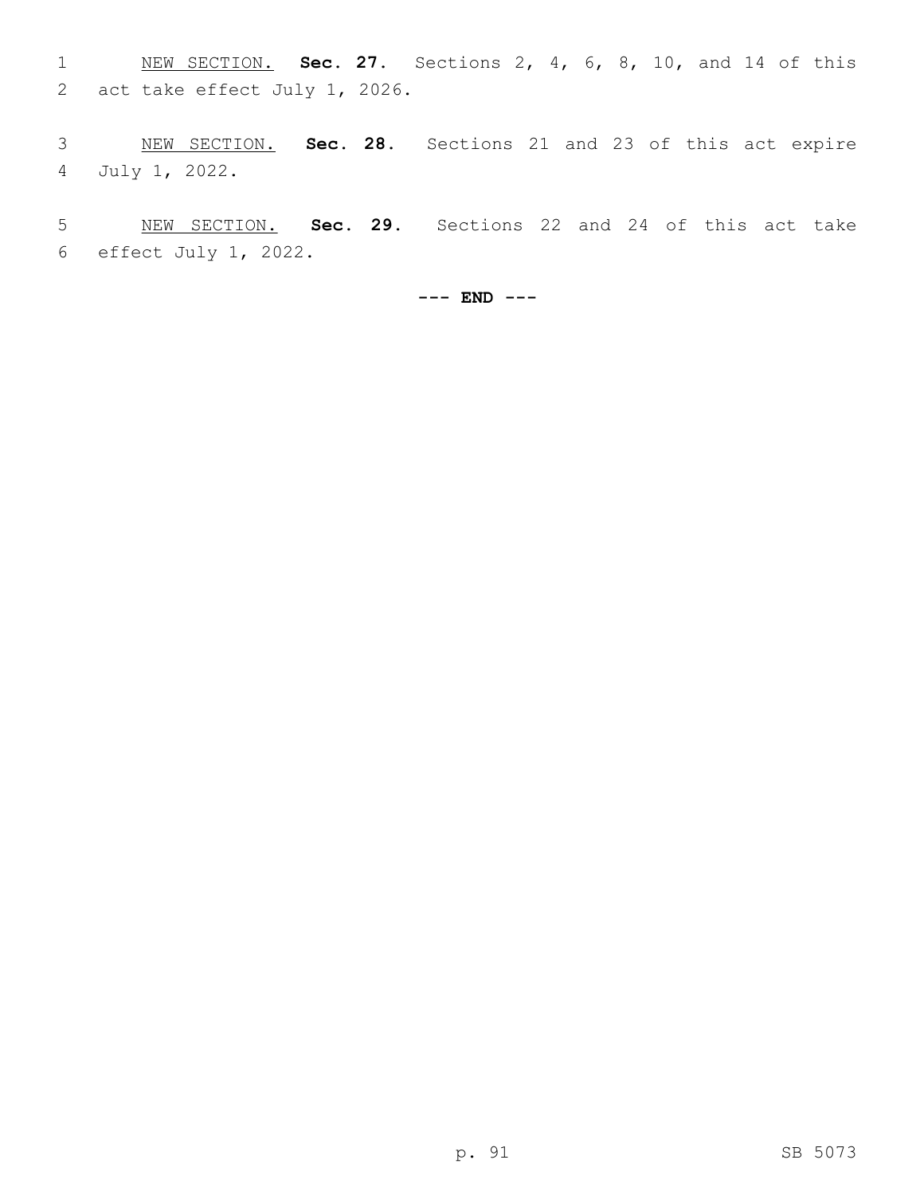NEW SECTION. **Sec. 27.** Sections 2, 4, 6, 8, 10, and 14 of this act take effect July 1, 2026.

NEW SECTION. **Sec. 28.** Sections 21 and 23 of this act expire July 1, 2022.

NEW SECTION. **Sec. 29.** Sections 22 and 24 of this act take effect July 1, 2022.

**--- END ---**